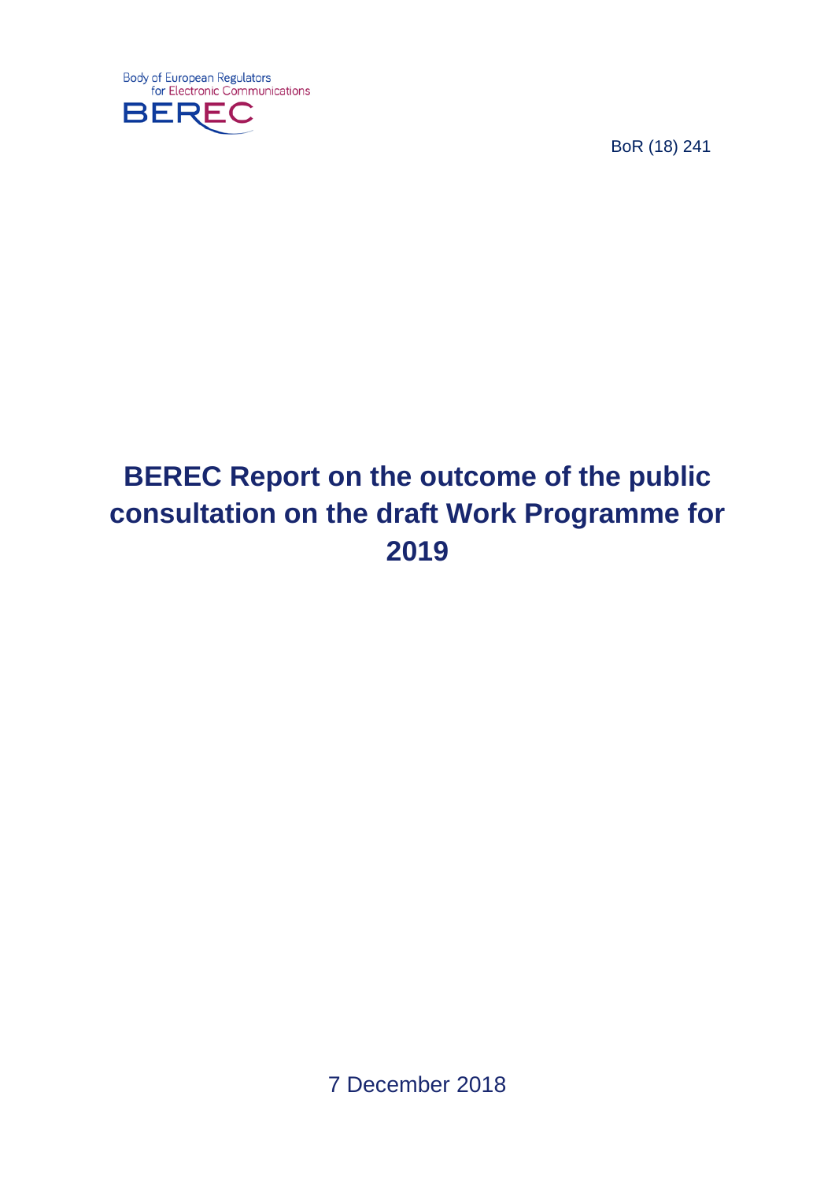Body of European Regulators for Electronic Communications

BEREC

BoR (18) 241

# BEREC Report on the outcome of the public consultation on the draft Work Programme for 2019

7 December 2018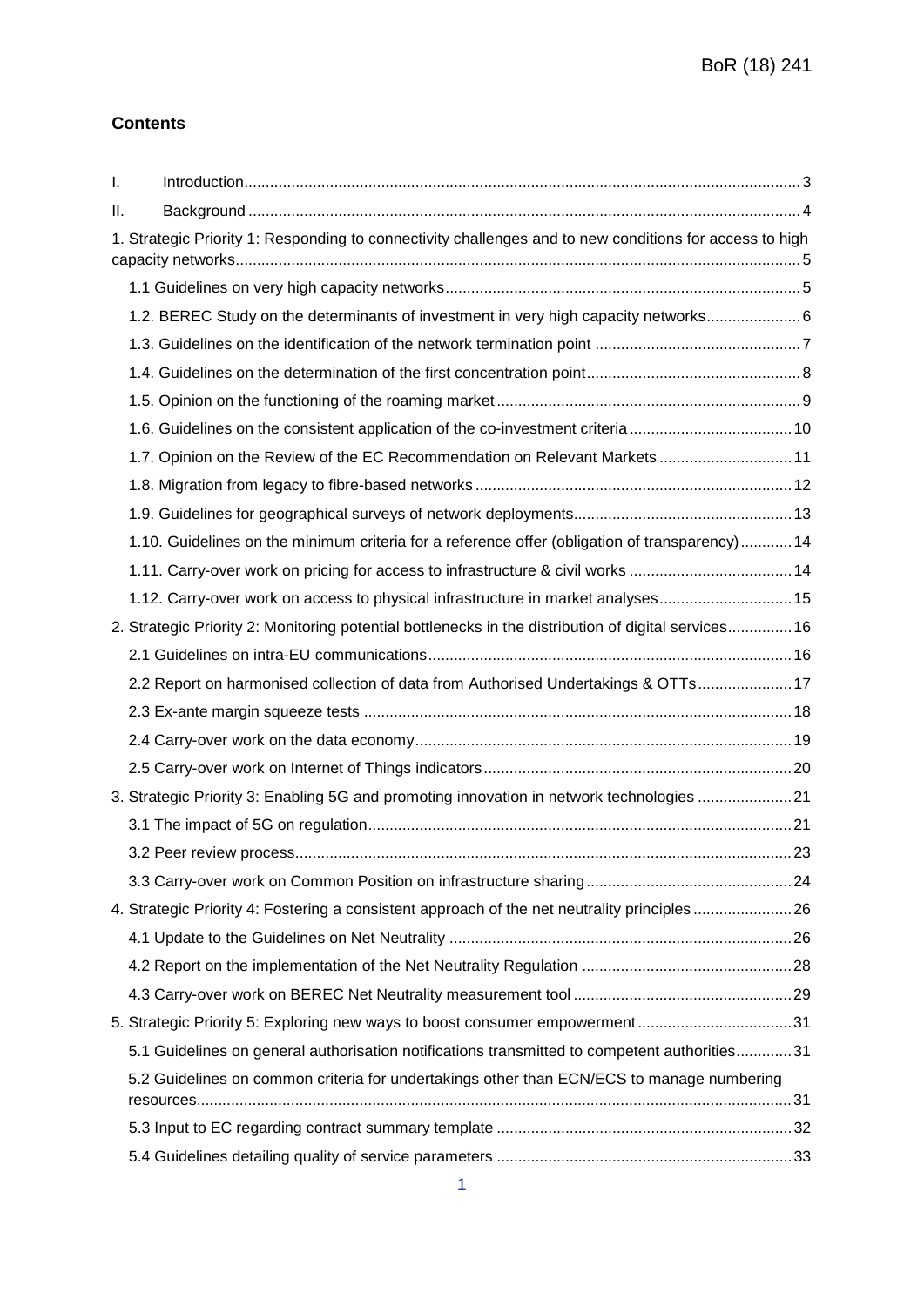## Contents

I. Introduction .......... 3

II. Background .......... 4

1. Strategic Priority 1: Responding to connectivity challenges and to new conditions for access to high capacity networks .......... 5
   - 1.1 Guidelines on very high capacity networks .......... 5
   - 1.2. BEREC Study on the determinants of investment in very high capacity networks .......... 6
   - 1.3. Guidelines on the identification of the network termination point .......... 7
   - 1.4. Guidelines on the determination of the first concentration point .......... 8
   - 1.5. Opinion on the functioning of the roaming market .......... 9
   - 1.6. Guidelines on the consistent application of the co-investment criteria .......... 10
   - 1.7. Opinion on the Review of the EC Recommendation on Relevant Markets .......... 11
   - 1.8. Migration from legacy to fibre-based networks .......... 12
   - 1.9. Guidelines for geographical surveys of network deployments .......... 13
   - 1.10. Guidelines on the minimum criteria for a reference offer (obligation of transparency) .......... 14
   - 1.11. Carry-over work on pricing for access to infrastructure & civil works .......... 14
   - 1.12. Carry-over work on access to physical infrastructure in market analyses .......... 15
2. Strategic Priority 2: Monitoring potential bottlenecks in the distribution of digital services .......... 16
   - 2.1 Guidelines on intra-EU communications .......... 16
   - 2.2 Report on harmonised collection of data from Authorised Undertakings & OTTs .......... 17
   - 2.3 Ex-ante margin squeeze tests .......... 18
   - 2.4 Carry-over work on the data economy .......... 19
   - 2.5 Carry-over work on Internet of Things indicators .......... 20
3. Strategic Priority 3: Enabling 5G and promoting innovation in network technologies .......... 21
   - 3.1 The impact of 5G on regulation .......... 21
   - 3.2 Peer review process .......... 23
   - 3.3 Carry-over work on Common Position on infrastructure sharing .......... 24
4. Strategic Priority 4: Fostering a consistent approach of the net neutrality principles .......... 26
   - 4.1 Update to the Guidelines on Net Neutrality .......... 26
   - 4.2 Report on the implementation of the Net Neutrality Regulation .......... 28
   - 4.3 Carry-over work on BEREC Net Neutrality measurement tool .......... 29
5. Strategic Priority 5: Exploring new ways to boost consumer empowerment .......... 31
   - 5.1 Guidelines on general authorisation notifications transmitted to competent authorities .......... 31
   - 5.2 Guidelines on common criteria for undertakings other than ECN/ECS to manage numbering resources .......... 31
   - 5.3 Input to EC regarding contract summary template .......... 32
   - 5.4 Guidelines detailing quality of service parameters .......... 33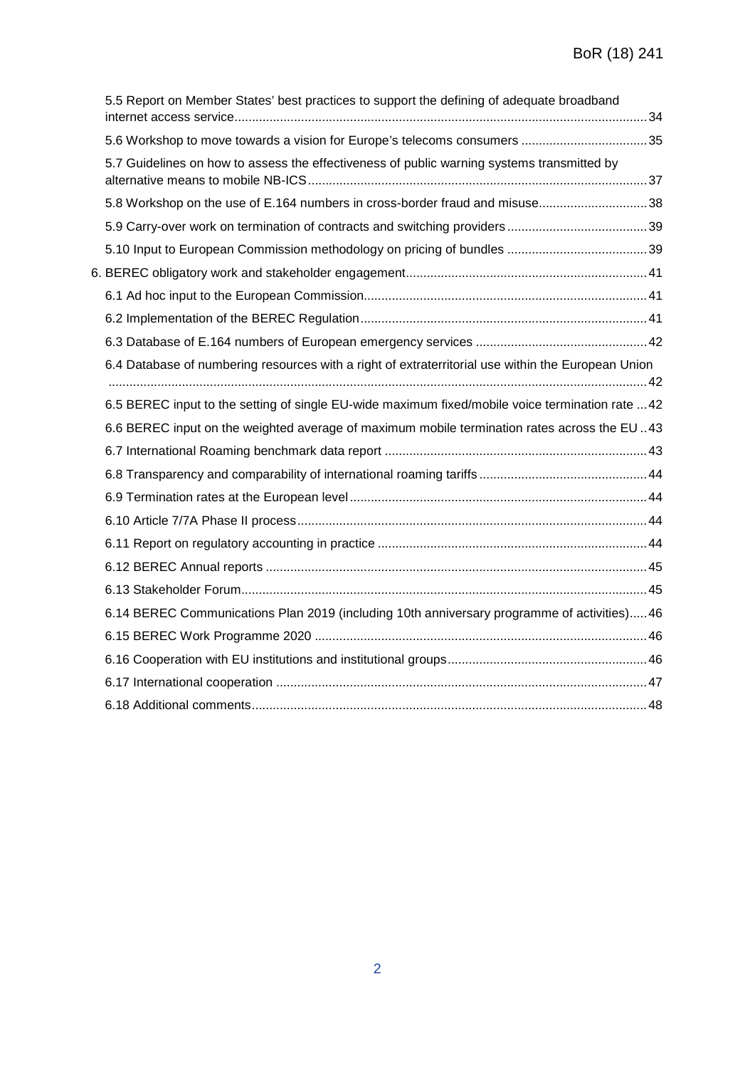5.5 Report on Member States' best practices to support the defining of adequate broadband internet access service ... 34

5.6 Workshop to move towards a vision for Europe's telecoms consumers ... 35

5.7 Guidelines on how to assess the effectiveness of public warning systems transmitted by alternative means to mobile NB-ICS ... 37

5.8 Workshop on the use of E.164 numbers in cross-border fraud and misuse ... 38

5.9 Carry-over work on termination of contracts and switching providers ... 39

5.10 Input to European Commission methodology on pricing of bundles ... 39

6. BEREC obligatory work and stakeholder engagement ... 41

6.1 Ad hoc input to the European Commission ... 41

6.2 Implementation of the BEREC Regulation ... 41

6.3 Database of E.164 numbers of European emergency services ... 42

6.4 Database of numbering resources with a right of extraterritorial use within the European Union ... 42

6.5 BEREC input to the setting of single EU-wide maximum fixed/mobile voice termination rate ... 42

6.6 BEREC input on the weighted average of maximum mobile termination rates across the EU .. 43

6.7 International Roaming benchmark data report ... 43

6.8 Transparency and comparability of international roaming tariffs ... 44

6.9 Termination rates at the European level ... 44

6.10 Article 7/7A Phase II process ... 44

6.11 Report on regulatory accounting in practice ... 44

6.12 BEREC Annual reports ... 45

6.13 Stakeholder Forum ... 45

6.14 BEREC Communications Plan 2019 (including 10th anniversary programme of activities) ... 46

6.15 BEREC Work Programme 2020 ... 46

6.16 Cooperation with EU institutions and institutional groups ... 46

6.17 International cooperation ... 47

6.18 Additional comments ... 48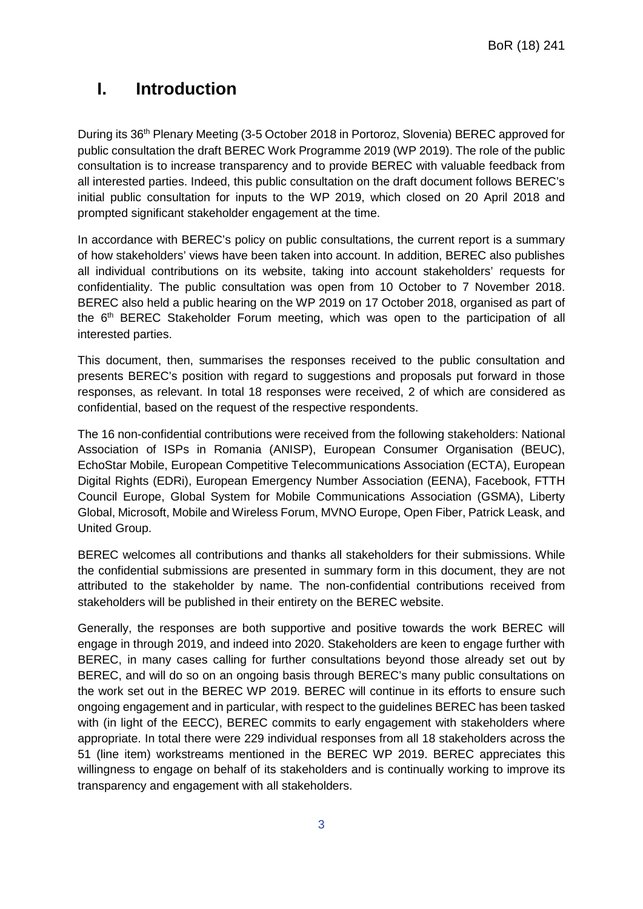# I. Introduction

During its 36th Plenary Meeting (3-5 October 2018 in Portoroz, Slovenia) BEREC approved for public consultation the draft BEREC Work Programme 2019 (WP 2019). The role of the public consultation is to increase transparency and to provide BEREC with valuable feedback from all interested parties. Indeed, this public consultation on the draft document follows BEREC's initial public consultation for inputs to the WP 2019, which closed on 20 April 2018 and prompted significant stakeholder engagement at the time.

In accordance with BEREC's policy on public consultations, the current report is a summary of how stakeholders' views have been taken into account. In addition, BEREC also publishes all individual contributions on its website, taking into account stakeholders' requests for confidentiality. The public consultation was open from 10 October to 7 November 2018. BEREC also held a public hearing on the WP 2019 on 17 October 2018, organised as part of the 6th BEREC Stakeholder Forum meeting, which was open to the participation of all interested parties.

This document, then, summarises the responses received to the public consultation and presents BEREC's position with regard to suggestions and proposals put forward in those responses, as relevant. In total 18 responses were received, 2 of which are considered as confidential, based on the request of the respective respondents.

The 16 non-confidential contributions were received from the following stakeholders: National Association of ISPs in Romania (ANISP), European Consumer Organisation (BEUC), EchoStar Mobile, European Competitive Telecommunications Association (ECTA), European Digital Rights (EDRi), European Emergency Number Association (EENA), Facebook, FTTH Council Europe, Global System for Mobile Communications Association (GSMA), Liberty Global, Microsoft, Mobile and Wireless Forum, MVNO Europe, Open Fiber, Patrick Leask, and United Group.

BEREC welcomes all contributions and thanks all stakeholders for their submissions. While the confidential submissions are presented in summary form in this document, they are not attributed to the stakeholder by name. The non-confidential contributions received from stakeholders will be published in their entirety on the BEREC website.

Generally, the responses are both supportive and positive towards the work BEREC will engage in through 2019, and indeed into 2020. Stakeholders are keen to engage further with BEREC, in many cases calling for further consultations beyond those already set out by BEREC, and will do so on an ongoing basis through BEREC's many public consultations on the work set out in the BEREC WP 2019. BEREC will continue in its efforts to ensure such ongoing engagement and in particular, with respect to the guidelines BEREC has been tasked with (in light of the EECC), BEREC commits to early engagement with stakeholders where appropriate. In total there were 229 individual responses from all 18 stakeholders across the 51 (line item) workstreams mentioned in the BEREC WP 2019. BEREC appreciates this willingness to engage on behalf of its stakeholders and is continually working to improve its transparency and engagement with all stakeholders.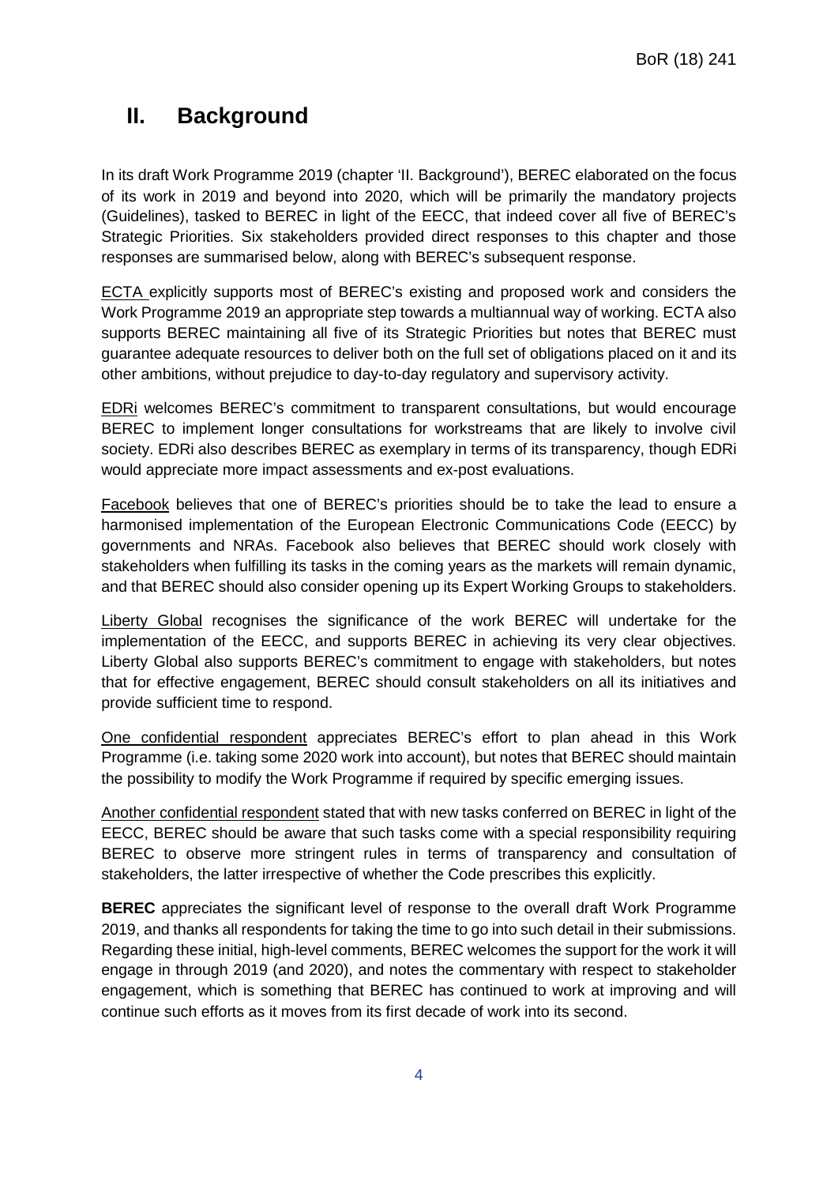# II. Background

In its draft Work Programme 2019 (chapter 'II. Background'), BEREC elaborated on the focus of its work in 2019 and beyond into 2020, which will be primarily the mandatory projects (Guidelines), tasked to BEREC in light of the EECC, that indeed cover all five of BEREC's Strategic Priorities. Six stakeholders provided direct responses to this chapter and those responses are summarised below, along with BEREC's subsequent response.

ECTA explicitly supports most of BEREC's existing and proposed work and considers the Work Programme 2019 an appropriate step towards a multiannual way of working. ECTA also supports BEREC maintaining all five of its Strategic Priorities but notes that BEREC must guarantee adequate resources to deliver both on the full set of obligations placed on it and its other ambitions, without prejudice to day-to-day regulatory and supervisory activity.

EDRi welcomes BEREC's commitment to transparent consultations, but would encourage BEREC to implement longer consultations for workstreams that are likely to involve civil society. EDRi also describes BEREC as exemplary in terms of its transparency, though EDRi would appreciate more impact assessments and ex-post evaluations.

Facebook believes that one of BEREC's priorities should be to take the lead to ensure a harmonised implementation of the European Electronic Communications Code (EECC) by governments and NRAs. Facebook also believes that BEREC should work closely with stakeholders when fulfilling its tasks in the coming years as the markets will remain dynamic, and that BEREC should also consider opening up its Expert Working Groups to stakeholders.

Liberty Global recognises the significance of the work BEREC will undertake for the implementation of the EECC, and supports BEREC in achieving its very clear objectives. Liberty Global also supports BEREC's commitment to engage with stakeholders, but notes that for effective engagement, BEREC should consult stakeholders on all its initiatives and provide sufficient time to respond.

One confidential respondent appreciates BEREC's effort to plan ahead in this Work Programme (i.e. taking some 2020 work into account), but notes that BEREC should maintain the possibility to modify the Work Programme if required by specific emerging issues.

Another confidential respondent stated that with new tasks conferred on BEREC in light of the EECC, BEREC should be aware that such tasks come with a special responsibility requiring BEREC to observe more stringent rules in terms of transparency and consultation of stakeholders, the latter irrespective of whether the Code prescribes this explicitly.

**BEREC** appreciates the significant level of response to the overall draft Work Programme 2019, and thanks all respondents for taking the time to go into such detail in their submissions. Regarding these initial, high-level comments, BEREC welcomes the support for the work it will engage in through 2019 (and 2020), and notes the commentary with respect to stakeholder engagement, which is something that BEREC has continued to work at improving and will continue such efforts as it moves from its first decade of work into its second.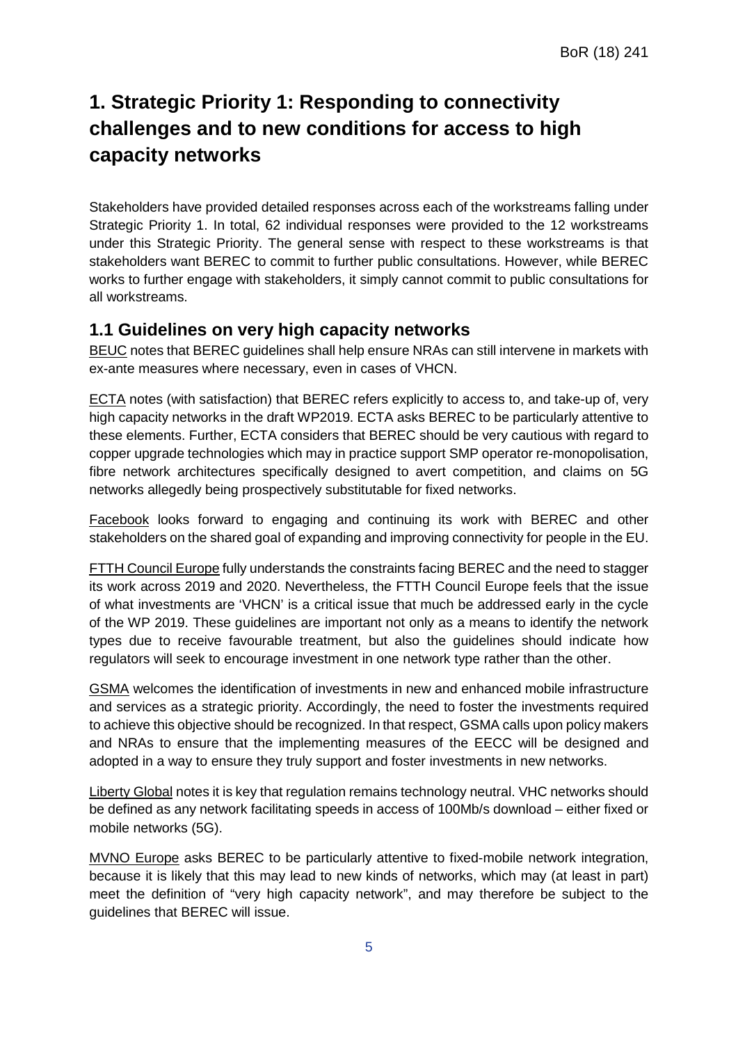# 1. Strategic Priority 1: Responding to connectivity challenges and to new conditions for access to high capacity networks

Stakeholders have provided detailed responses across each of the workstreams falling under Strategic Priority 1. In total, 62 individual responses were provided to the 12 workstreams under this Strategic Priority. The general sense with respect to these workstreams is that stakeholders want BEREC to commit to further public consultations. However, while BEREC works to further engage with stakeholders, it simply cannot commit to public consultations for all workstreams.

## 1.1 Guidelines on very high capacity networks

BEUC notes that BEREC guidelines shall help ensure NRAs can still intervene in markets with ex-ante measures where necessary, even in cases of VHCN.

ECTA notes (with satisfaction) that BEREC refers explicitly to access to, and take-up of, very high capacity networks in the draft WP2019. ECTA asks BEREC to be particularly attentive to these elements. Further, ECTA considers that BEREC should be very cautious with regard to copper upgrade technologies which may in practice support SMP operator re-monopolisation, fibre network architectures specifically designed to avert competition, and claims on 5G networks allegedly being prospectively substitutable for fixed networks.

Facebook looks forward to engaging and continuing its work with BEREC and other stakeholders on the shared goal of expanding and improving connectivity for people in the EU.

FTTH Council Europe fully understands the constraints facing BEREC and the need to stagger its work across 2019 and 2020. Nevertheless, the FTTH Council Europe feels that the issue of what investments are 'VHCN' is a critical issue that much be addressed early in the cycle of the WP 2019. These guidelines are important not only as a means to identify the network types due to receive favourable treatment, but also the guidelines should indicate how regulators will seek to encourage investment in one network type rather than the other.

GSMA welcomes the identification of investments in new and enhanced mobile infrastructure and services as a strategic priority. Accordingly, the need to foster the investments required to achieve this objective should be recognized. In that respect, GSMA calls upon policy makers and NRAs to ensure that the implementing measures of the EECC will be designed and adopted in a way to ensure they truly support and foster investments in new networks.

Liberty Global notes it is key that regulation remains technology neutral. VHC networks should be defined as any network facilitating speeds in access of 100Mb/s download – either fixed or mobile networks (5G).

MVNO Europe asks BEREC to be particularly attentive to fixed-mobile network integration, because it is likely that this may lead to new kinds of networks, which may (at least in part) meet the definition of "very high capacity network", and may therefore be subject to the guidelines that BEREC will issue.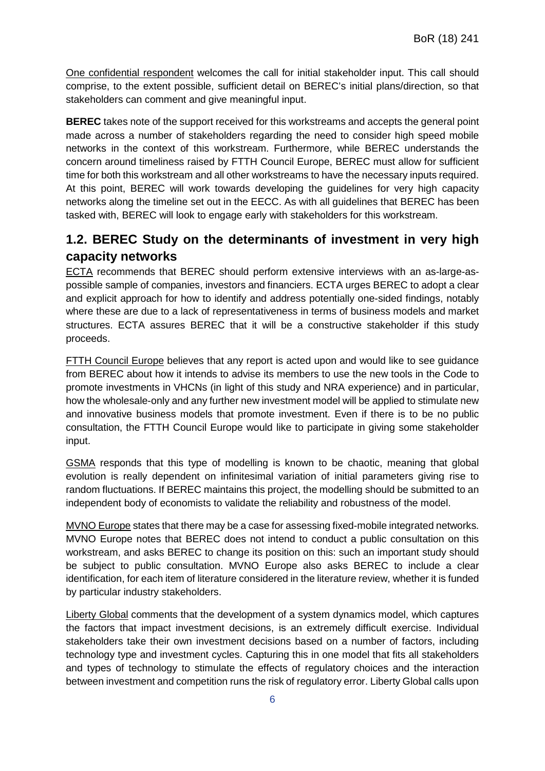One confidential respondent welcomes the call for initial stakeholder input. This call should comprise, to the extent possible, sufficient detail on BEREC's initial plans/direction, so that stakeholders can comment and give meaningful input.

**BEREC** takes note of the support received for this workstreams and accepts the general point made across a number of stakeholders regarding the need to consider high speed mobile networks in the context of this workstream. Furthermore, while BEREC understands the concern around timeliness raised by FTTH Council Europe, BEREC must allow for sufficient time for both this workstream and all other workstreams to have the necessary inputs required. At this point, BEREC will work towards developing the guidelines for very high capacity networks along the timeline set out in the EECC. As with all guidelines that BEREC has been tasked with, BEREC will look to engage early with stakeholders for this workstream.

## 1.2. BEREC Study on the determinants of investment in very high capacity networks

ECTA recommends that BEREC should perform extensive interviews with an as-large-as-possible sample of companies, investors and financiers. ECTA urges BEREC to adopt a clear and explicit approach for how to identify and address potentially one-sided findings, notably where these are due to a lack of representativeness in terms of business models and market structures. ECTA assures BEREC that it will be a constructive stakeholder if this study proceeds.

FTTH Council Europe believes that any report is acted upon and would like to see guidance from BEREC about how it intends to advise its members to use the new tools in the Code to promote investments in VHCNs (in light of this study and NRA experience) and in particular, how the wholesale-only and any further new investment model will be applied to stimulate new and innovative business models that promote investment. Even if there is to be no public consultation, the FTTH Council Europe would like to participate in giving some stakeholder input.

GSMA responds that this type of modelling is known to be chaotic, meaning that global evolution is really dependent on infinitesimal variation of initial parameters giving rise to random fluctuations. If BEREC maintains this project, the modelling should be submitted to an independent body of economists to validate the reliability and robustness of the model.

MVNO Europe states that there may be a case for assessing fixed-mobile integrated networks. MVNO Europe notes that BEREC does not intend to conduct a public consultation on this workstream, and asks BEREC to change its position on this: such an important study should be subject to public consultation. MVNO Europe also asks BEREC to include a clear identification, for each item of literature considered in the literature review, whether it is funded by particular industry stakeholders.

Liberty Global comments that the development of a system dynamics model, which captures the factors that impact investment decisions, is an extremely difficult exercise. Individual stakeholders take their own investment decisions based on a number of factors, including technology type and investment cycles. Capturing this in one model that fits all stakeholders and types of technology to stimulate the effects of regulatory choices and the interaction between investment and competition runs the risk of regulatory error. Liberty Global calls upon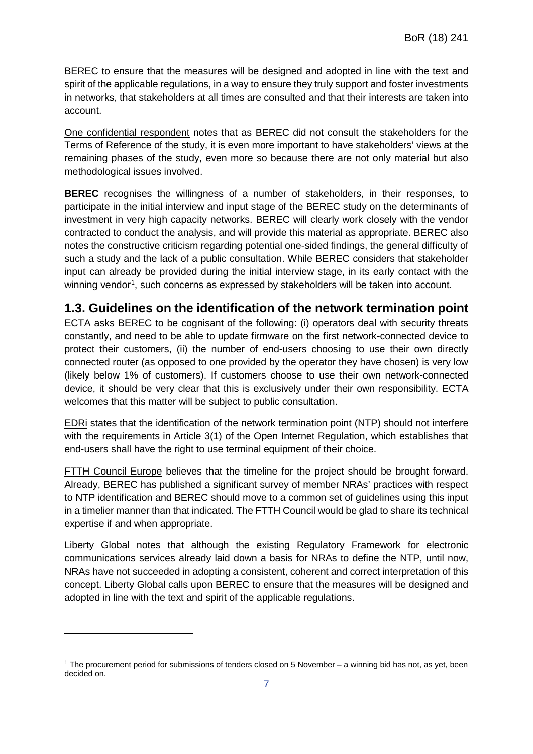BEREC to ensure that the measures will be designed and adopted in line with the text and spirit of the applicable regulations, in a way to ensure they truly support and foster investments in networks, that stakeholders at all times are consulted and that their interests are taken into account.

One confidential respondent notes that as BEREC did not consult the stakeholders for the Terms of Reference of the study, it is even more important to have stakeholders' views at the remaining phases of the study, even more so because there are not only material but also methodological issues involved.

**BEREC** recognises the willingness of a number of stakeholders, in their responses, to participate in the initial interview and input stage of the BEREC study on the determinants of investment in very high capacity networks. BEREC will clearly work closely with the vendor contracted to conduct the analysis, and will provide this material as appropriate. BEREC also notes the constructive criticism regarding potential one-sided findings, the general difficulty of such a study and the lack of a public consultation. While BEREC considers that stakeholder input can already be provided during the initial interview stage, in its early contact with the winning vendor[1], such concerns as expressed by stakeholders will be taken into account.

## 1.3. Guidelines on the identification of the network termination point

ECTA asks BEREC to be cognisant of the following: (i) operators deal with security threats constantly, and need to be able to update firmware on the first network-connected device to protect their customers, (ii) the number of end-users choosing to use their own directly connected router (as opposed to one provided by the operator they have chosen) is very low (likely below 1% of customers). If customers choose to use their own network-connected device, it should be very clear that this is exclusively under their own responsibility. ECTA welcomes that this matter will be subject to public consultation.

EDRi states that the identification of the network termination point (NTP) should not interfere with the requirements in Article 3(1) of the Open Internet Regulation, which establishes that end-users shall have the right to use terminal equipment of their choice.

FTTH Council Europe believes that the timeline for the project should be brought forward. Already, BEREC has published a significant survey of member NRAs' practices with respect to NTP identification and BEREC should move to a common set of guidelines using this input in a timelier manner than that indicated. The FTTH Council would be glad to share its technical expertise if and when appropriate.

Liberty Global notes that although the existing Regulatory Framework for electronic communications services already laid down a basis for NRAs to define the NTP, until now, NRAs have not succeeded in adopting a consistent, coherent and correct interpretation of this concept. Liberty Global calls upon BEREC to ensure that the measures will be designed and adopted in line with the text and spirit of the applicable regulations.

---

[1] The procurement period for submissions of tenders closed on 5 November – a winning bid has not, as yet, been decided on.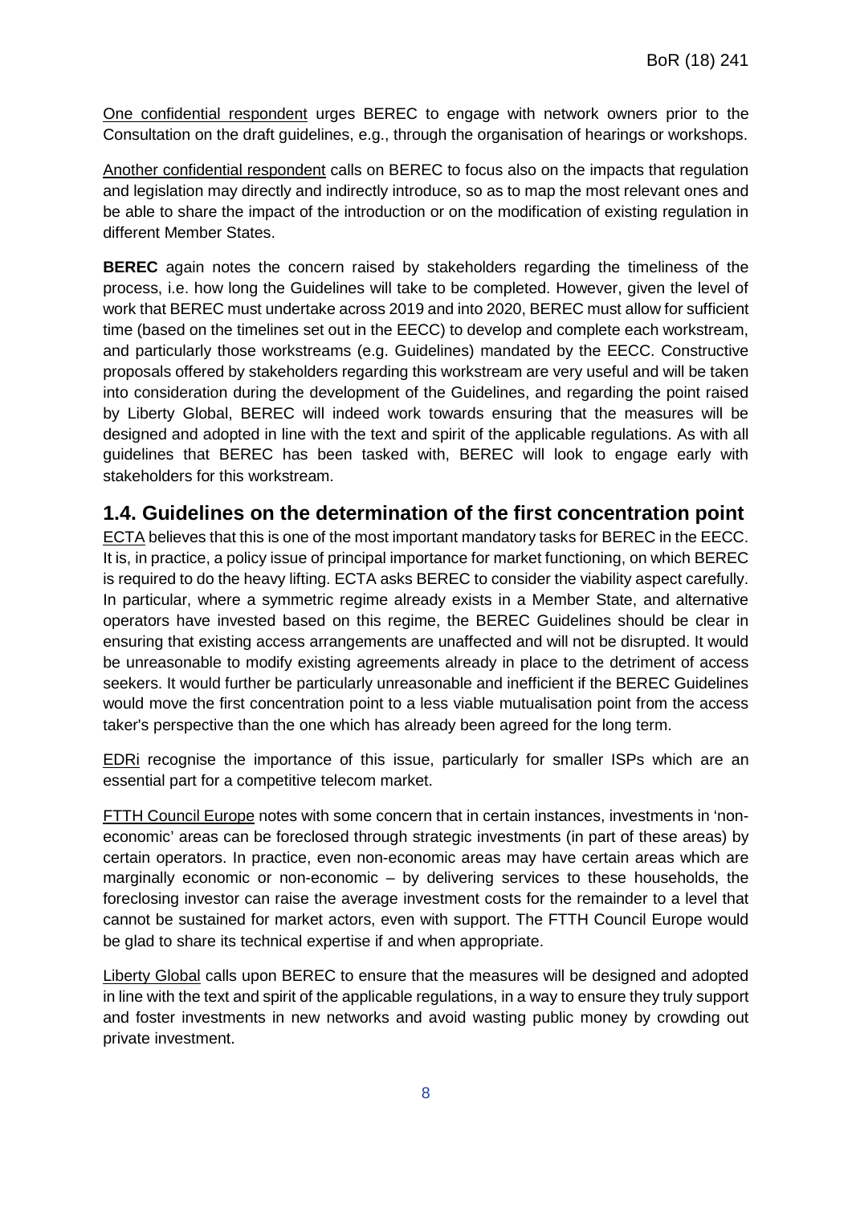One confidential respondent urges BEREC to engage with network owners prior to the Consultation on the draft guidelines, e.g., through the organisation of hearings or workshops.

Another confidential respondent calls on BEREC to focus also on the impacts that regulation and legislation may directly and indirectly introduce, so as to map the most relevant ones and be able to share the impact of the introduction or on the modification of existing regulation in different Member States.

**BEREC** again notes the concern raised by stakeholders regarding the timeliness of the process, i.e. how long the Guidelines will take to be completed. However, given the level of work that BEREC must undertake across 2019 and into 2020, BEREC must allow for sufficient time (based on the timelines set out in the EECC) to develop and complete each workstream, and particularly those workstreams (e.g. Guidelines) mandated by the EECC. Constructive proposals offered by stakeholders regarding this workstream are very useful and will be taken into consideration during the development of the Guidelines, and regarding the point raised by Liberty Global, BEREC will indeed work towards ensuring that the measures will be designed and adopted in line with the text and spirit of the applicable regulations. As with all guidelines that BEREC has been tasked with, BEREC will look to engage early with stakeholders for this workstream.

## 1.4. Guidelines on the determination of the first concentration point

ECTA believes that this is one of the most important mandatory tasks for BEREC in the EECC. It is, in practice, a policy issue of principal importance for market functioning, on which BEREC is required to do the heavy lifting. ECTA asks BEREC to consider the viability aspect carefully. In particular, where a symmetric regime already exists in a Member State, and alternative operators have invested based on this regime, the BEREC Guidelines should be clear in ensuring that existing access arrangements are unaffected and will not be disrupted. It would be unreasonable to modify existing agreements already in place to the detriment of access seekers. It would further be particularly unreasonable and inefficient if the BEREC Guidelines would move the first concentration point to a less viable mutualisation point from the access taker's perspective than the one which has already been agreed for the long term.

EDRi recognise the importance of this issue, particularly for smaller ISPs which are an essential part for a competitive telecom market.

FTTH Council Europe notes with some concern that in certain instances, investments in 'non-economic' areas can be foreclosed through strategic investments (in part of these areas) by certain operators. In practice, even non-economic areas may have certain areas which are marginally economic or non-economic – by delivering services to these households, the foreclosing investor can raise the average investment costs for the remainder to a level that cannot be sustained for market actors, even with support. The FTTH Council Europe would be glad to share its technical expertise if and when appropriate.

Liberty Global calls upon BEREC to ensure that the measures will be designed and adopted in line with the text and spirit of the applicable regulations, in a way to ensure they truly support and foster investments in new networks and avoid wasting public money by crowding out private investment.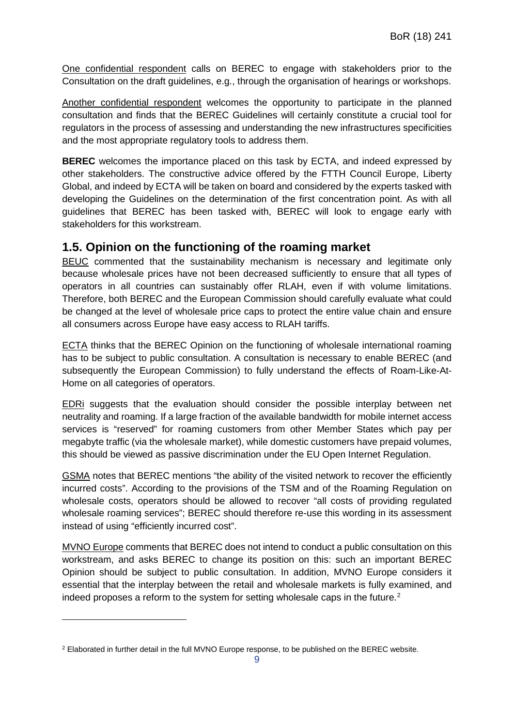One confidential respondent calls on BEREC to engage with stakeholders prior to the Consultation on the draft guidelines, e.g., through the organisation of hearings or workshops.

Another confidential respondent welcomes the opportunity to participate in the planned consultation and finds that the BEREC Guidelines will certainly constitute a crucial tool for regulators in the process of assessing and understanding the new infrastructures specificities and the most appropriate regulatory tools to address them.

**BEREC** welcomes the importance placed on this task by ECTA, and indeed expressed by other stakeholders. The constructive advice offered by the FTTH Council Europe, Liberty Global, and indeed by ECTA will be taken on board and considered by the experts tasked with developing the Guidelines on the determination of the first concentration point. As with all guidelines that BEREC has been tasked with, BEREC will look to engage early with stakeholders for this workstream.

## 1.5. Opinion on the functioning of the roaming market

BEUC commented that the sustainability mechanism is necessary and legitimate only because wholesale prices have not been decreased sufficiently to ensure that all types of operators in all countries can sustainably offer RLAH, even if with volume limitations. Therefore, both BEREC and the European Commission should carefully evaluate what could be changed at the level of wholesale price caps to protect the entire value chain and ensure all consumers across Europe have easy access to RLAH tariffs.

ECTA thinks that the BEREC Opinion on the functioning of wholesale international roaming has to be subject to public consultation. A consultation is necessary to enable BEREC (and subsequently the European Commission) to fully understand the effects of Roam-Like-At-Home on all categories of operators.

EDRi suggests that the evaluation should consider the possible interplay between net neutrality and roaming. If a large fraction of the available bandwidth for mobile internet access services is "reserved" for roaming customers from other Member States which pay per megabyte traffic (via the wholesale market), while domestic customers have prepaid volumes, this should be viewed as passive discrimination under the EU Open Internet Regulation.

GSMA notes that BEREC mentions "the ability of the visited network to recover the efficiently incurred costs". According to the provisions of the TSM and of the Roaming Regulation on wholesale costs, operators should be allowed to recover "all costs of providing regulated wholesale roaming services"; BEREC should therefore re-use this wording in its assessment instead of using "efficiently incurred cost".

MVNO Europe comments that BEREC does not intend to conduct a public consultation on this workstream, and asks BEREC to change its position on this: such an important BEREC Opinion should be subject to public consultation. In addition, MVNO Europe considers it essential that the interplay between the retail and wholesale markets is fully examined, and indeed proposes a reform to the system for setting wholesale caps in the future.[2]

[2] Elaborated in further detail in the full MVNO Europe response, to be published on the BEREC website.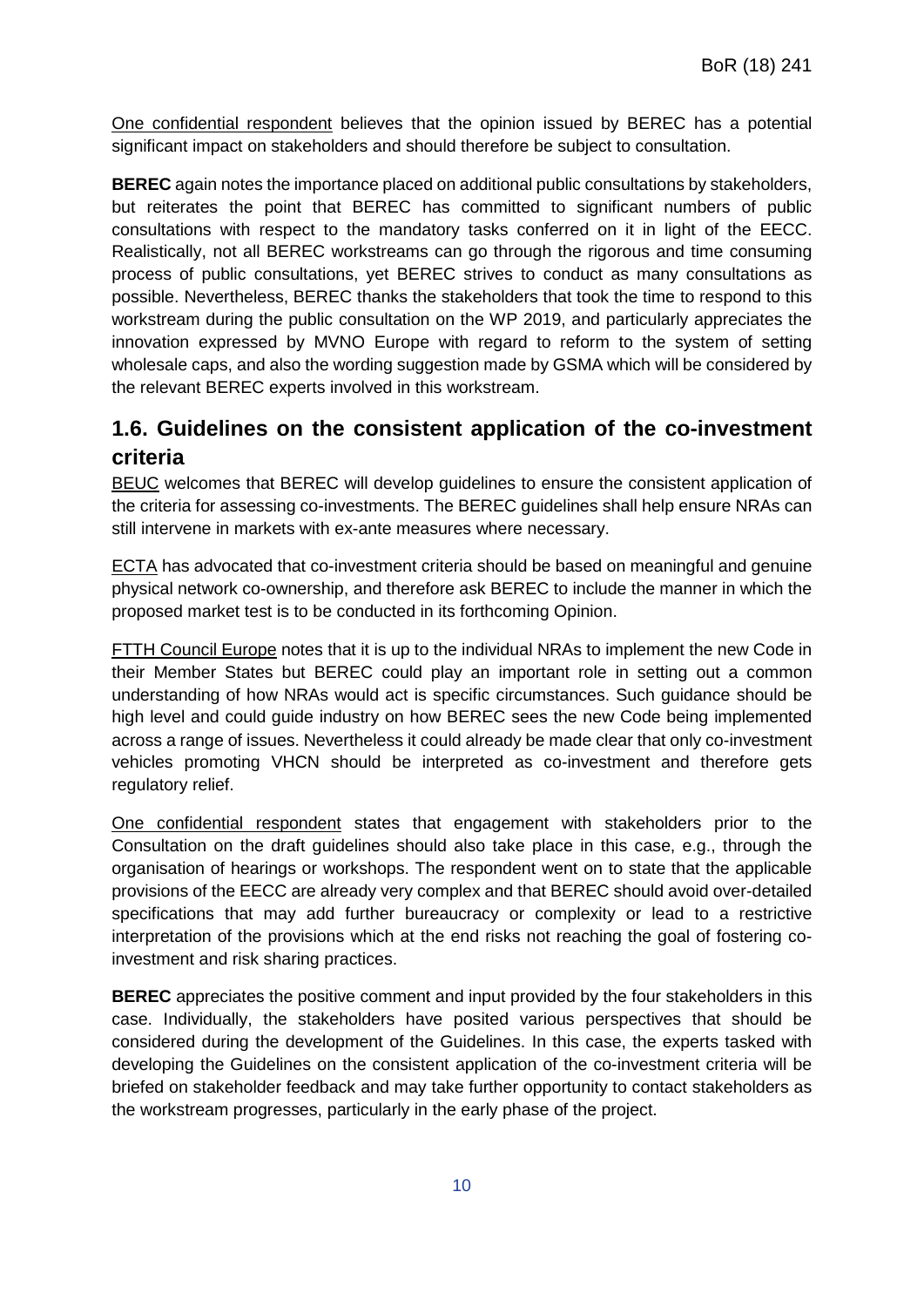One confidential respondent believes that the opinion issued by BEREC has a potential significant impact on stakeholders and should therefore be subject to consultation.

**BEREC** again notes the importance placed on additional public consultations by stakeholders, but reiterates the point that BEREC has committed to significant numbers of public consultations with respect to the mandatory tasks conferred on it in light of the EECC. Realistically, not all BEREC workstreams can go through the rigorous and time consuming process of public consultations, yet BEREC strives to conduct as many consultations as possible. Nevertheless, BEREC thanks the stakeholders that took the time to respond to this workstream during the public consultation on the WP 2019, and particularly appreciates the innovation expressed by MVNO Europe with regard to reform to the system of setting wholesale caps, and also the wording suggestion made by GSMA which will be considered by the relevant BEREC experts involved in this workstream.

## 1.6. Guidelines on the consistent application of the co-investment criteria

BEUC welcomes that BEREC will develop guidelines to ensure the consistent application of the criteria for assessing co-investments. The BEREC guidelines shall help ensure NRAs can still intervene in markets with ex-ante measures where necessary.

ECTA has advocated that co-investment criteria should be based on meaningful and genuine physical network co-ownership, and therefore ask BEREC to include the manner in which the proposed market test is to be conducted in its forthcoming Opinion.

FTTH Council Europe notes that it is up to the individual NRAs to implement the new Code in their Member States but BEREC could play an important role in setting out a common understanding of how NRAs would act is specific circumstances. Such guidance should be high level and could guide industry on how BEREC sees the new Code being implemented across a range of issues. Nevertheless it could already be made clear that only co-investment vehicles promoting VHCN should be interpreted as co-investment and therefore gets regulatory relief.

One confidential respondent states that engagement with stakeholders prior to the Consultation on the draft guidelines should also take place in this case, e.g., through the organisation of hearings or workshops. The respondent went on to state that the applicable provisions of the EECC are already very complex and that BEREC should avoid over-detailed specifications that may add further bureaucracy or complexity or lead to a restrictive interpretation of the provisions which at the end risks not reaching the goal of fostering co-investment and risk sharing practices.

**BEREC** appreciates the positive comment and input provided by the four stakeholders in this case. Individually, the stakeholders have posited various perspectives that should be considered during the development of the Guidelines. In this case, the experts tasked with developing the Guidelines on the consistent application of the co-investment criteria will be briefed on stakeholder feedback and may take further opportunity to contact stakeholders as the workstream progresses, particularly in the early phase of the project.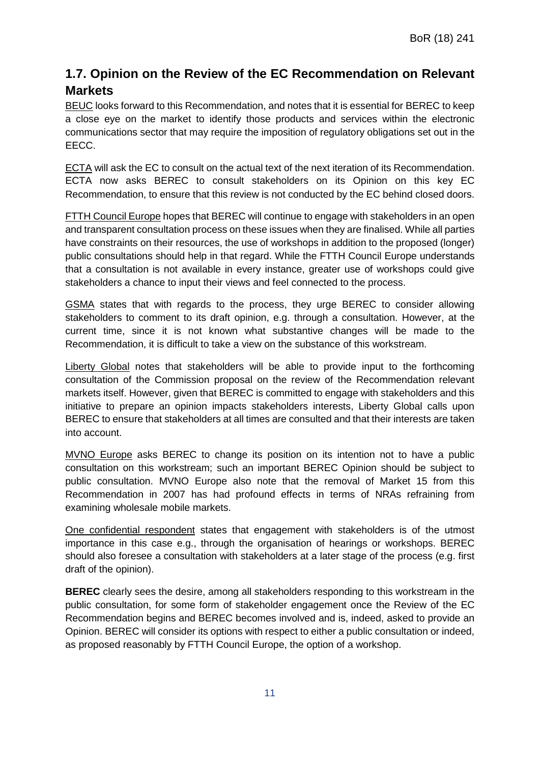## 1.7. Opinion on the Review of the EC Recommendation on Relevant Markets

BEUC looks forward to this Recommendation, and notes that it is essential for BEREC to keep a close eye on the market to identify those products and services within the electronic communications sector that may require the imposition of regulatory obligations set out in the EECC.

ECTA will ask the EC to consult on the actual text of the next iteration of its Recommendation. ECTA now asks BEREC to consult stakeholders on its Opinion on this key EC Recommendation, to ensure that this review is not conducted by the EC behind closed doors.

FTTH Council Europe hopes that BEREC will continue to engage with stakeholders in an open and transparent consultation process on these issues when they are finalised. While all parties have constraints on their resources, the use of workshops in addition to the proposed (longer) public consultations should help in that regard. While the FTTH Council Europe understands that a consultation is not available in every instance, greater use of workshops could give stakeholders a chance to input their views and feel connected to the process.

GSMA states that with regards to the process, they urge BEREC to consider allowing stakeholders to comment to its draft opinion, e.g. through a consultation. However, at the current time, since it is not known what substantive changes will be made to the Recommendation, it is difficult to take a view on the substance of this workstream.

Liberty Global notes that stakeholders will be able to provide input to the forthcoming consultation of the Commission proposal on the review of the Recommendation relevant markets itself. However, given that BEREC is committed to engage with stakeholders and this initiative to prepare an opinion impacts stakeholders interests, Liberty Global calls upon BEREC to ensure that stakeholders at all times are consulted and that their interests are taken into account.

MVNO Europe asks BEREC to change its position on its intention not to have a public consultation on this workstream; such an important BEREC Opinion should be subject to public consultation. MVNO Europe also note that the removal of Market 15 from this Recommendation in 2007 has had profound effects in terms of NRAs refraining from examining wholesale mobile markets.

One confidential respondent states that engagement with stakeholders is of the utmost importance in this case e.g., through the organisation of hearings or workshops. BEREC should also foresee a consultation with stakeholders at a later stage of the process (e.g. first draft of the opinion).

**BEREC** clearly sees the desire, among all stakeholders responding to this workstream in the public consultation, for some form of stakeholder engagement once the Review of the EC Recommendation begins and BEREC becomes involved and is, indeed, asked to provide an Opinion. BEREC will consider its options with respect to either a public consultation or indeed, as proposed reasonably by FTTH Council Europe, the option of a workshop.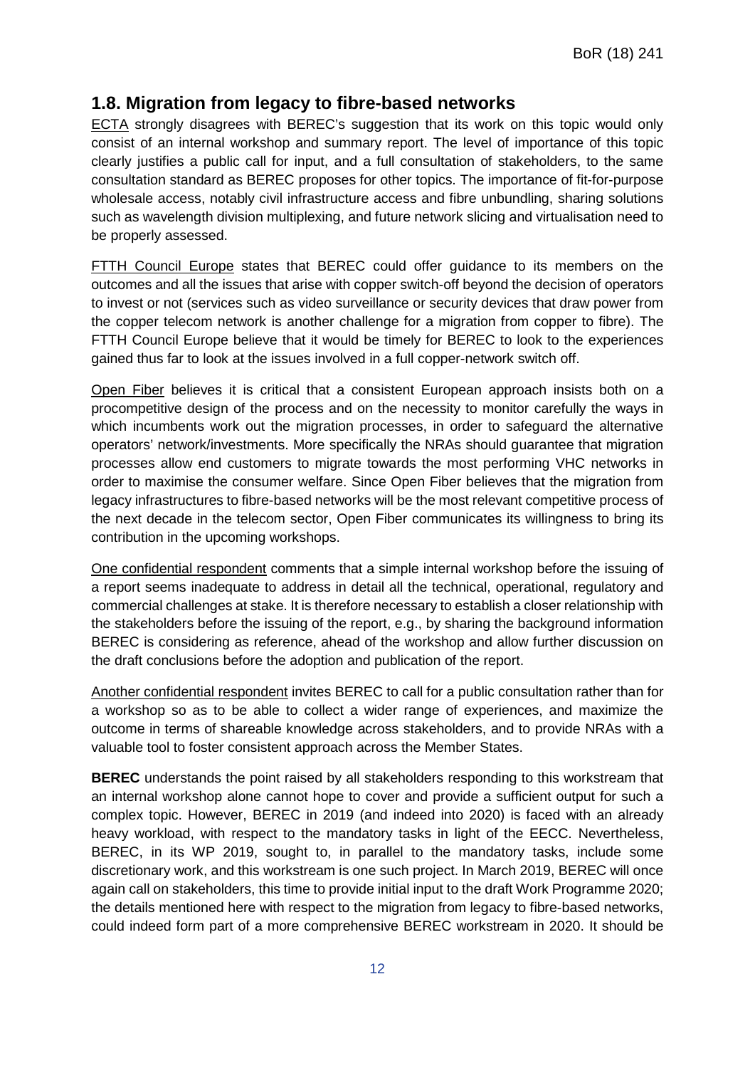## 1.8. Migration from legacy to fibre-based networks

ECTA strongly disagrees with BEREC's suggestion that its work on this topic would only consist of an internal workshop and summary report. The level of importance of this topic clearly justifies a public call for input, and a full consultation of stakeholders, to the same consultation standard as BEREC proposes for other topics. The importance of fit-for-purpose wholesale access, notably civil infrastructure access and fibre unbundling, sharing solutions such as wavelength division multiplexing, and future network slicing and virtualisation need to be properly assessed.

FTTH Council Europe states that BEREC could offer guidance to its members on the outcomes and all the issues that arise with copper switch-off beyond the decision of operators to invest or not (services such as video surveillance or security devices that draw power from the copper telecom network is another challenge for a migration from copper to fibre). The FTTH Council Europe believe that it would be timely for BEREC to look to the experiences gained thus far to look at the issues involved in a full copper-network switch off.

Open Fiber believes it is critical that a consistent European approach insists both on a procompetitive design of the process and on the necessity to monitor carefully the ways in which incumbents work out the migration processes, in order to safeguard the alternative operators' network/investments. More specifically the NRAs should guarantee that migration processes allow end customers to migrate towards the most performing VHC networks in order to maximise the consumer welfare. Since Open Fiber believes that the migration from legacy infrastructures to fibre-based networks will be the most relevant competitive process of the next decade in the telecom sector, Open Fiber communicates its willingness to bring its contribution in the upcoming workshops.

One confidential respondent comments that a simple internal workshop before the issuing of a report seems inadequate to address in detail all the technical, operational, regulatory and commercial challenges at stake. It is therefore necessary to establish a closer relationship with the stakeholders before the issuing of the report, e.g., by sharing the background information BEREC is considering as reference, ahead of the workshop and allow further discussion on the draft conclusions before the adoption and publication of the report.

Another confidential respondent invites BEREC to call for a public consultation rather than for a workshop so as to be able to collect a wider range of experiences, and maximize the outcome in terms of shareable knowledge across stakeholders, and to provide NRAs with a valuable tool to foster consistent approach across the Member States.

**BEREC** understands the point raised by all stakeholders responding to this workstream that an internal workshop alone cannot hope to cover and provide a sufficient output for such a complex topic. However, BEREC in 2019 (and indeed into 2020) is faced with an already heavy workload, with respect to the mandatory tasks in light of the EECC. Nevertheless, BEREC, in its WP 2019, sought to, in parallel to the mandatory tasks, include some discretionary work, and this workstream is one such project. In March 2019, BEREC will once again call on stakeholders, this time to provide initial input to the draft Work Programme 2020; the details mentioned here with respect to the migration from legacy to fibre-based networks, could indeed form part of a more comprehensive BEREC workstream in 2020. It should be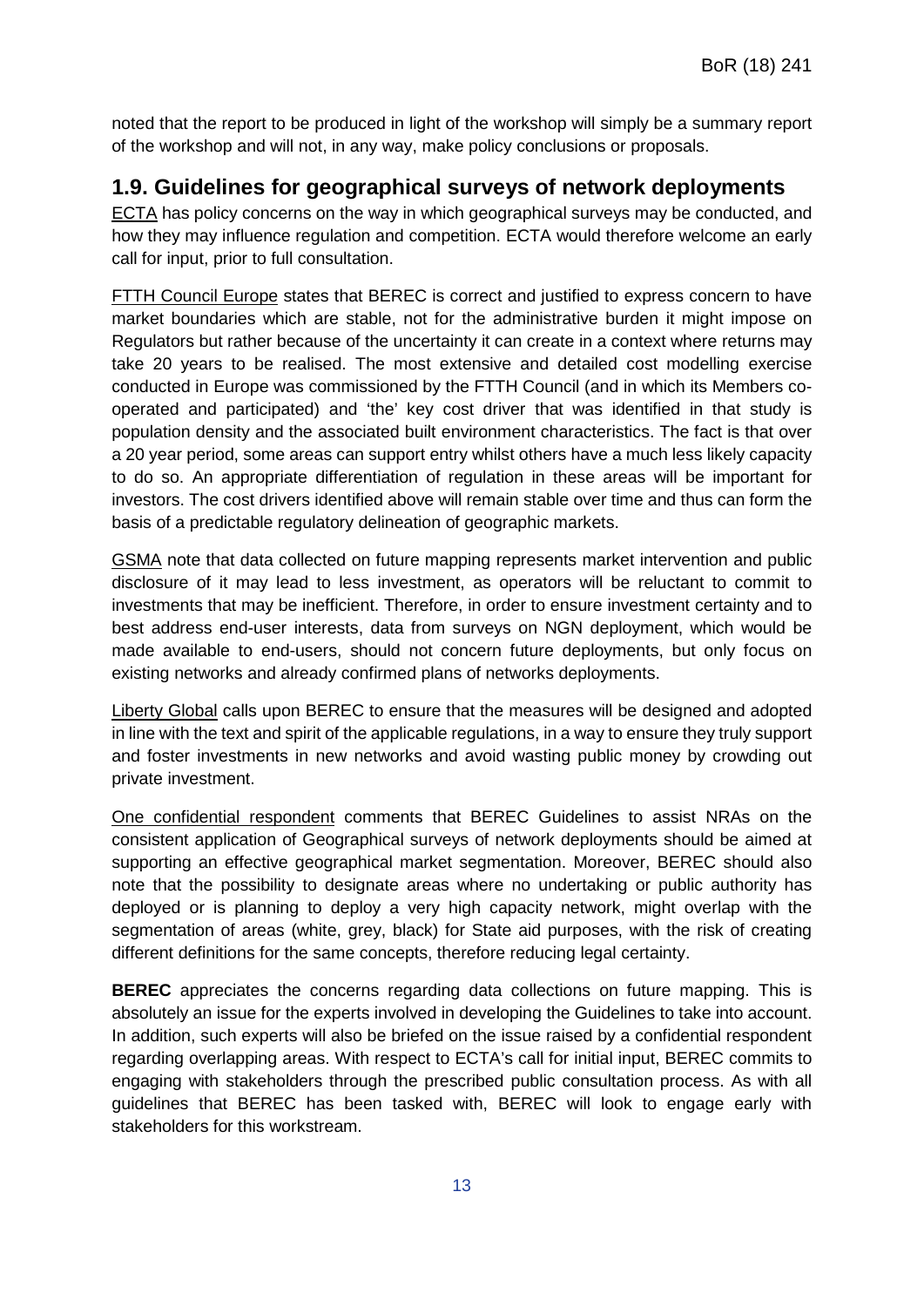noted that the report to be produced in light of the workshop will simply be a summary report of the workshop and will not, in any way, make policy conclusions or proposals.

## 1.9. Guidelines for geographical surveys of network deployments

ECTA has policy concerns on the way in which geographical surveys may be conducted, and how they may influence regulation and competition. ECTA would therefore welcome an early call for input, prior to full consultation.

FTTH Council Europe states that BEREC is correct and justified to express concern to have market boundaries which are stable, not for the administrative burden it might impose on Regulators but rather because of the uncertainty it can create in a context where returns may take 20 years to be realised. The most extensive and detailed cost modelling exercise conducted in Europe was commissioned by the FTTH Council (and in which its Members co-operated and participated) and 'the' key cost driver that was identified in that study is population density and the associated built environment characteristics. The fact is that over a 20 year period, some areas can support entry whilst others have a much less likely capacity to do so. An appropriate differentiation of regulation in these areas will be important for investors. The cost drivers identified above will remain stable over time and thus can form the basis of a predictable regulatory delineation of geographic markets.

GSMA note that data collected on future mapping represents market intervention and public disclosure of it may lead to less investment, as operators will be reluctant to commit to investments that may be inefficient. Therefore, in order to ensure investment certainty and to best address end-user interests, data from surveys on NGN deployment, which would be made available to end-users, should not concern future deployments, but only focus on existing networks and already confirmed plans of networks deployments.

Liberty Global calls upon BEREC to ensure that the measures will be designed and adopted in line with the text and spirit of the applicable regulations, in a way to ensure they truly support and foster investments in new networks and avoid wasting public money by crowding out private investment.

One confidential respondent comments that BEREC Guidelines to assist NRAs on the consistent application of Geographical surveys of network deployments should be aimed at supporting an effective geographical market segmentation. Moreover, BEREC should also note that the possibility to designate areas where no undertaking or public authority has deployed or is planning to deploy a very high capacity network, might overlap with the segmentation of areas (white, grey, black) for State aid purposes, with the risk of creating different definitions for the same concepts, therefore reducing legal certainty.

**BEREC** appreciates the concerns regarding data collections on future mapping. This is absolutely an issue for the experts involved in developing the Guidelines to take into account. In addition, such experts will also be briefed on the issue raised by a confidential respondent regarding overlapping areas. With respect to ECTA's call for initial input, BEREC commits to engaging with stakeholders through the prescribed public consultation process. As with all guidelines that BEREC has been tasked with, BEREC will look to engage early with stakeholders for this workstream.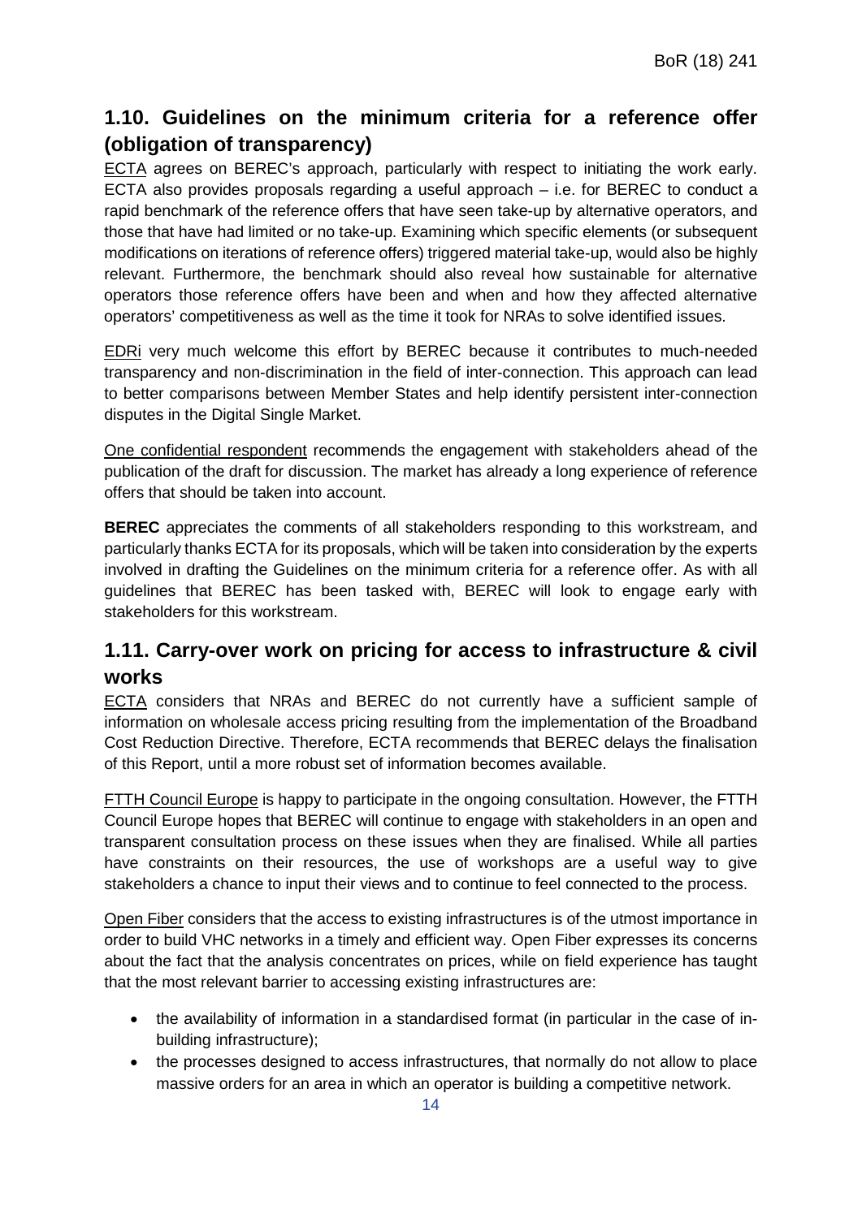## 1.10. Guidelines on the minimum criteria for a reference offer (obligation of transparency)

ECTA agrees on BEREC's approach, particularly with respect to initiating the work early. ECTA also provides proposals regarding a useful approach – i.e. for BEREC to conduct a rapid benchmark of the reference offers that have seen take-up by alternative operators, and those that have had limited or no take-up. Examining which specific elements (or subsequent modifications on iterations of reference offers) triggered material take-up, would also be highly relevant. Furthermore, the benchmark should also reveal how sustainable for alternative operators those reference offers have been and when and how they affected alternative operators' competitiveness as well as the time it took for NRAs to solve identified issues.

EDRi very much welcome this effort by BEREC because it contributes to much-needed transparency and non-discrimination in the field of inter-connection. This approach can lead to better comparisons between Member States and help identify persistent inter-connection disputes in the Digital Single Market.

One confidential respondent recommends the engagement with stakeholders ahead of the publication of the draft for discussion. The market has already a long experience of reference offers that should be taken into account.

**BEREC** appreciates the comments of all stakeholders responding to this workstream, and particularly thanks ECTA for its proposals, which will be taken into consideration by the experts involved in drafting the Guidelines on the minimum criteria for a reference offer. As with all guidelines that BEREC has been tasked with, BEREC will look to engage early with stakeholders for this workstream.

## 1.11. Carry-over work on pricing for access to infrastructure & civil works

ECTA considers that NRAs and BEREC do not currently have a sufficient sample of information on wholesale access pricing resulting from the implementation of the Broadband Cost Reduction Directive. Therefore, ECTA recommends that BEREC delays the finalisation of this Report, until a more robust set of information becomes available.

FTTH Council Europe is happy to participate in the ongoing consultation. However, the FTTH Council Europe hopes that BEREC will continue to engage with stakeholders in an open and transparent consultation process on these issues when they are finalised. While all parties have constraints on their resources, the use of workshops are a useful way to give stakeholders a chance to input their views and to continue to feel connected to the process.

Open Fiber considers that the access to existing infrastructures is of the utmost importance in order to build VHC networks in a timely and efficient way. Open Fiber expresses its concerns about the fact that the analysis concentrates on prices, while on field experience has taught that the most relevant barrier to accessing existing infrastructures are:

- the availability of information in a standardised format (in particular in the case of in-building infrastructure);
- the processes designed to access infrastructures, that normally do not allow to place massive orders for an area in which an operator is building a competitive network.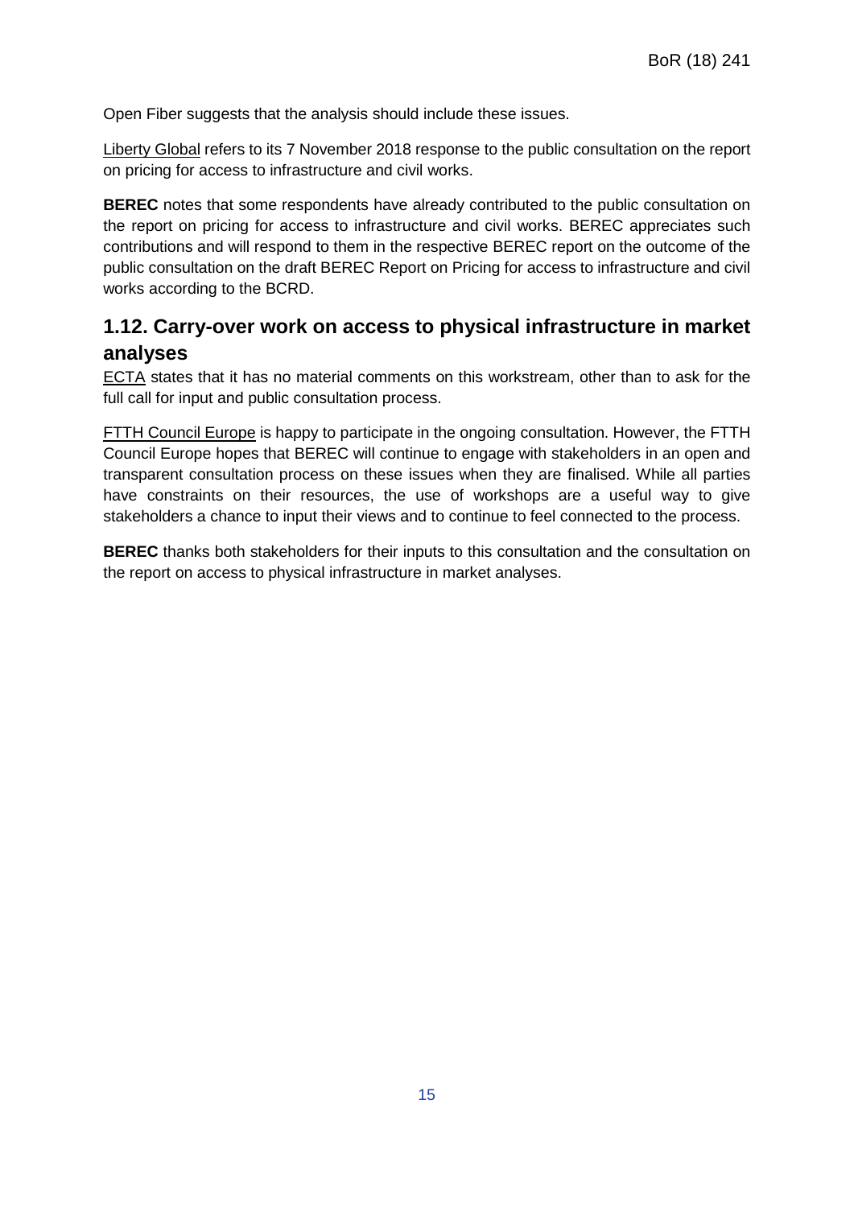Open Fiber suggests that the analysis should include these issues.

Liberty Global refers to its 7 November 2018 response to the public consultation on the report on pricing for access to infrastructure and civil works.

**BEREC** notes that some respondents have already contributed to the public consultation on the report on pricing for access to infrastructure and civil works. BEREC appreciates such contributions and will respond to them in the respective BEREC report on the outcome of the public consultation on the draft BEREC Report on Pricing for access to infrastructure and civil works according to the BCRD.

## 1.12. Carry-over work on access to physical infrastructure in market analyses

ECTA states that it has no material comments on this workstream, other than to ask for the full call for input and public consultation process.

FTTH Council Europe is happy to participate in the ongoing consultation. However, the FTTH Council Europe hopes that BEREC will continue to engage with stakeholders in an open and transparent consultation process on these issues when they are finalised. While all parties have constraints on their resources, the use of workshops are a useful way to give stakeholders a chance to input their views and to continue to feel connected to the process.

**BEREC** thanks both stakeholders for their inputs to this consultation and the consultation on the report on access to physical infrastructure in market analyses.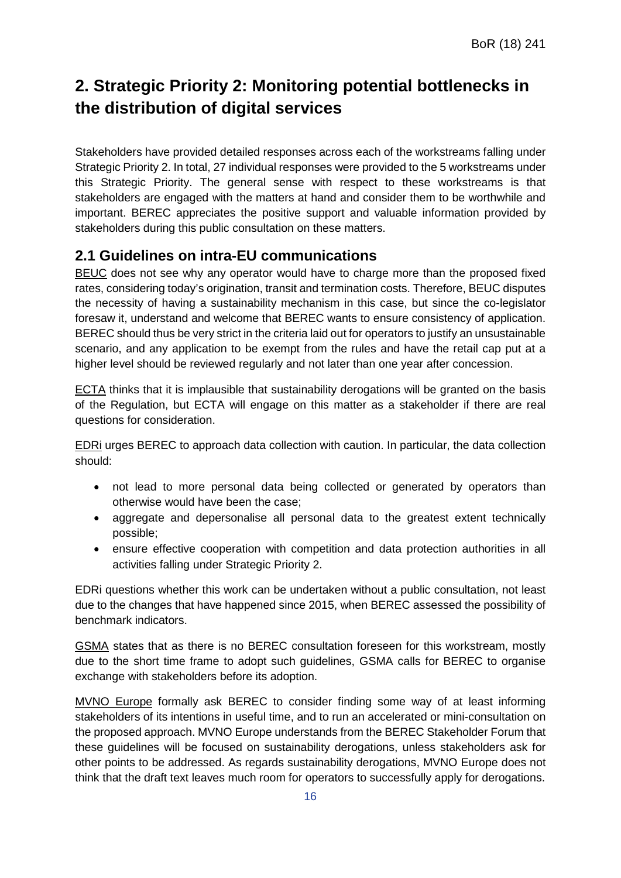# 2. Strategic Priority 2: Monitoring potential bottlenecks in the distribution of digital services

Stakeholders have provided detailed responses across each of the workstreams falling under Strategic Priority 2. In total, 27 individual responses were provided to the 5 workstreams under this Strategic Priority. The general sense with respect to these workstreams is that stakeholders are engaged with the matters at hand and consider them to be worthwhile and important. BEREC appreciates the positive support and valuable information provided by stakeholders during this public consultation on these matters.

## 2.1 Guidelines on intra-EU communications

BEUC does not see why any operator would have to charge more than the proposed fixed rates, considering today's origination, transit and termination costs. Therefore, BEUC disputes the necessity of having a sustainability mechanism in this case, but since the co-legislator foresaw it, understand and welcome that BEREC wants to ensure consistency of application. BEREC should thus be very strict in the criteria laid out for operators to justify an unsustainable scenario, and any application to be exempt from the rules and have the retail cap put at a higher level should be reviewed regularly and not later than one year after concession.

ECTA thinks that it is implausible that sustainability derogations will be granted on the basis of the Regulation, but ECTA will engage on this matter as a stakeholder if there are real questions for consideration.

EDRi urges BEREC to approach data collection with caution. In particular, the data collection should:

- not lead to more personal data being collected or generated by operators than otherwise would have been the case;
- aggregate and depersonalise all personal data to the greatest extent technically possible;
- ensure effective cooperation with competition and data protection authorities in all activities falling under Strategic Priority 2.

EDRi questions whether this work can be undertaken without a public consultation, not least due to the changes that have happened since 2015, when BEREC assessed the possibility of benchmark indicators.

GSMA states that as there is no BEREC consultation foreseen for this workstream, mostly due to the short time frame to adopt such guidelines, GSMA calls for BEREC to organise exchange with stakeholders before its adoption.

MVNO Europe formally ask BEREC to consider finding some way of at least informing stakeholders of its intentions in useful time, and to run an accelerated or mini-consultation on the proposed approach. MVNO Europe understands from the BEREC Stakeholder Forum that these guidelines will be focused on sustainability derogations, unless stakeholders ask for other points to be addressed. As regards sustainability derogations, MVNO Europe does not think that the draft text leaves much room for operators to successfully apply for derogations.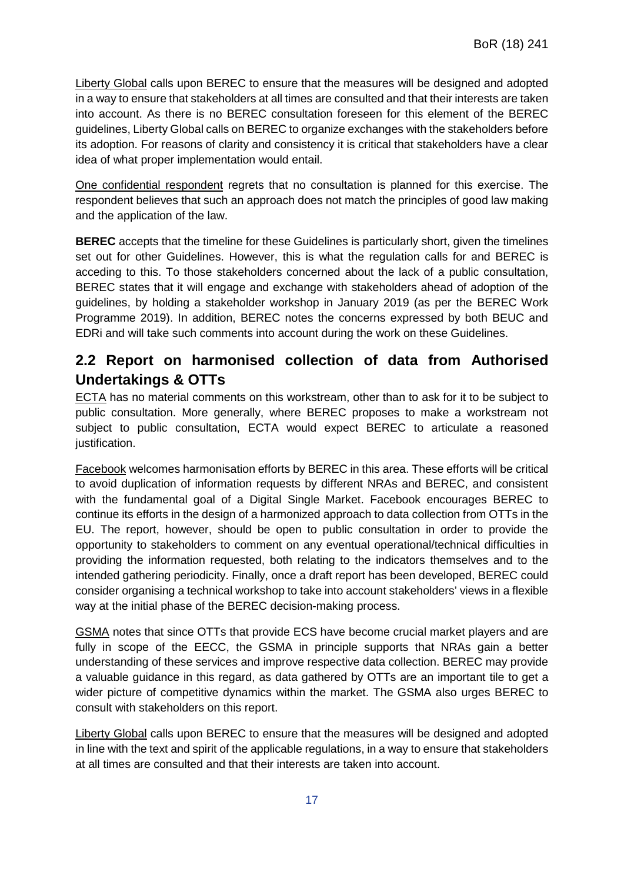Liberty Global calls upon BEREC to ensure that the measures will be designed and adopted in a way to ensure that stakeholders at all times are consulted and that their interests are taken into account. As there is no BEREC consultation foreseen for this element of the BEREC guidelines, Liberty Global calls on BEREC to organize exchanges with the stakeholders before its adoption. For reasons of clarity and consistency it is critical that stakeholders have a clear idea of what proper implementation would entail.

One confidential respondent regrets that no consultation is planned for this exercise. The respondent believes that such an approach does not match the principles of good law making and the application of the law.

**BEREC** accepts that the timeline for these Guidelines is particularly short, given the timelines set out for other Guidelines. However, this is what the regulation calls for and BEREC is acceding to this. To those stakeholders concerned about the lack of a public consultation, BEREC states that it will engage and exchange with stakeholders ahead of adoption of the guidelines, by holding a stakeholder workshop in January 2019 (as per the BEREC Work Programme 2019). In addition, BEREC notes the concerns expressed by both BEUC and EDRi and will take such comments into account during the work on these Guidelines.

## 2.2 Report on harmonised collection of data from Authorised Undertakings & OTTs

ECTA has no material comments on this workstream, other than to ask for it to be subject to public consultation. More generally, where BEREC proposes to make a workstream not subject to public consultation, ECTA would expect BEREC to articulate a reasoned justification.

Facebook welcomes harmonisation efforts by BEREC in this area. These efforts will be critical to avoid duplication of information requests by different NRAs and BEREC, and consistent with the fundamental goal of a Digital Single Market. Facebook encourages BEREC to continue its efforts in the design of a harmonized approach to data collection from OTTs in the EU. The report, however, should be open to public consultation in order to provide the opportunity to stakeholders to comment on any eventual operational/technical difficulties in providing the information requested, both relating to the indicators themselves and to the intended gathering periodicity. Finally, once a draft report has been developed, BEREC could consider organising a technical workshop to take into account stakeholders' views in a flexible way at the initial phase of the BEREC decision-making process.

GSMA notes that since OTTs that provide ECS have become crucial market players and are fully in scope of the EECC, the GSMA in principle supports that NRAs gain a better understanding of these services and improve respective data collection. BEREC may provide a valuable guidance in this regard, as data gathered by OTTs are an important tile to get a wider picture of competitive dynamics within the market. The GSMA also urges BEREC to consult with stakeholders on this report.

Liberty Global calls upon BEREC to ensure that the measures will be designed and adopted in line with the text and spirit of the applicable regulations, in a way to ensure that stakeholders at all times are consulted and that their interests are taken into account.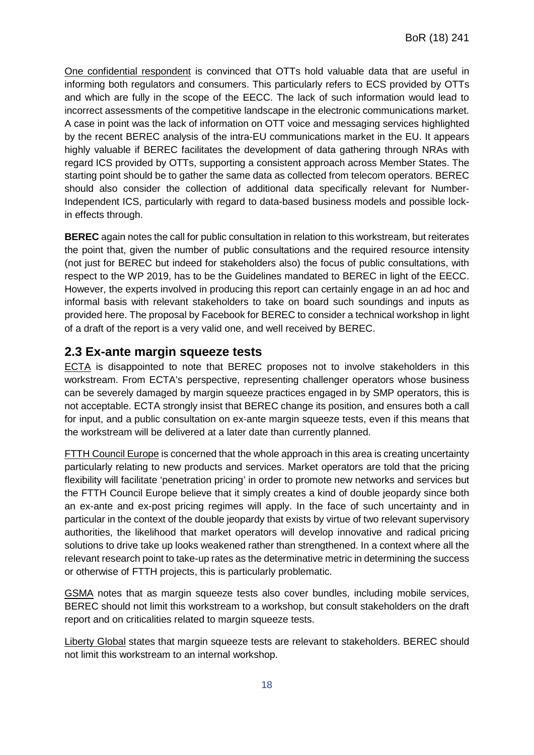One confidential respondent is convinced that OTTs hold valuable data that are useful in informing both regulators and consumers. This particularly refers to ECS provided by OTTs and which are fully in the scope of the EECC. The lack of such information would lead to incorrect assessments of the competitive landscape in the electronic communications market. A case in point was the lack of information on OTT voice and messaging services highlighted by the recent BEREC analysis of the intra-EU communications market in the EU. It appears highly valuable if BEREC facilitates the development of data gathering through NRAs with regard ICS provided by OTTs, supporting a consistent approach across Member States. The starting point should be to gather the same data as collected from telecom operators. BEREC should also consider the collection of additional data specifically relevant for Number-Independent ICS, particularly with regard to data-based business models and possible lock-in effects through.

**BEREC** again notes the call for public consultation in relation to this workstream, but reiterates the point that, given the number of public consultations and the required resource intensity (not just for BEREC but indeed for stakeholders also) the focus of public consultations, with respect to the WP 2019, has to be the Guidelines mandated to BEREC in light of the EECC. However, the experts involved in producing this report can certainly engage in an ad hoc and informal basis with relevant stakeholders to take on board such soundings and inputs as provided here. The proposal by Facebook for BEREC to consider a technical workshop in light of a draft of the report is a very valid one, and well received by BEREC.

## 2.3 Ex-ante margin squeeze tests

ECTA is disappointed to note that BEREC proposes not to involve stakeholders in this workstream. From ECTA's perspective, representing challenger operators whose business can be severely damaged by margin squeeze practices engaged in by SMP operators, this is not acceptable. ECTA strongly insist that BEREC change its position, and ensures both a call for input, and a public consultation on ex-ante margin squeeze tests, even if this means that the workstream will be delivered at a later date than currently planned.

FTTH Council Europe is concerned that the whole approach in this area is creating uncertainty particularly relating to new products and services. Market operators are told that the pricing flexibility will facilitate 'penetration pricing' in order to promote new networks and services but the FTTH Council Europe believe that it simply creates a kind of double jeopardy since both an ex-ante and ex-post pricing regimes will apply. In the face of such uncertainty and in particular in the context of the double jeopardy that exists by virtue of two relevant supervisory authorities, the likelihood that market operators will develop innovative and radical pricing solutions to drive take up looks weakened rather than strengthened. In a context where all the relevant research point to take-up rates as the determinative metric in determining the success or otherwise of FTTH projects, this is particularly problematic.

GSMA notes that as margin squeeze tests also cover bundles, including mobile services, BEREC should not limit this workstream to a workshop, but consult stakeholders on the draft report and on criticalities related to margin squeeze tests.

Liberty Global states that margin squeeze tests are relevant to stakeholders. BEREC should not limit this workstream to an internal workshop.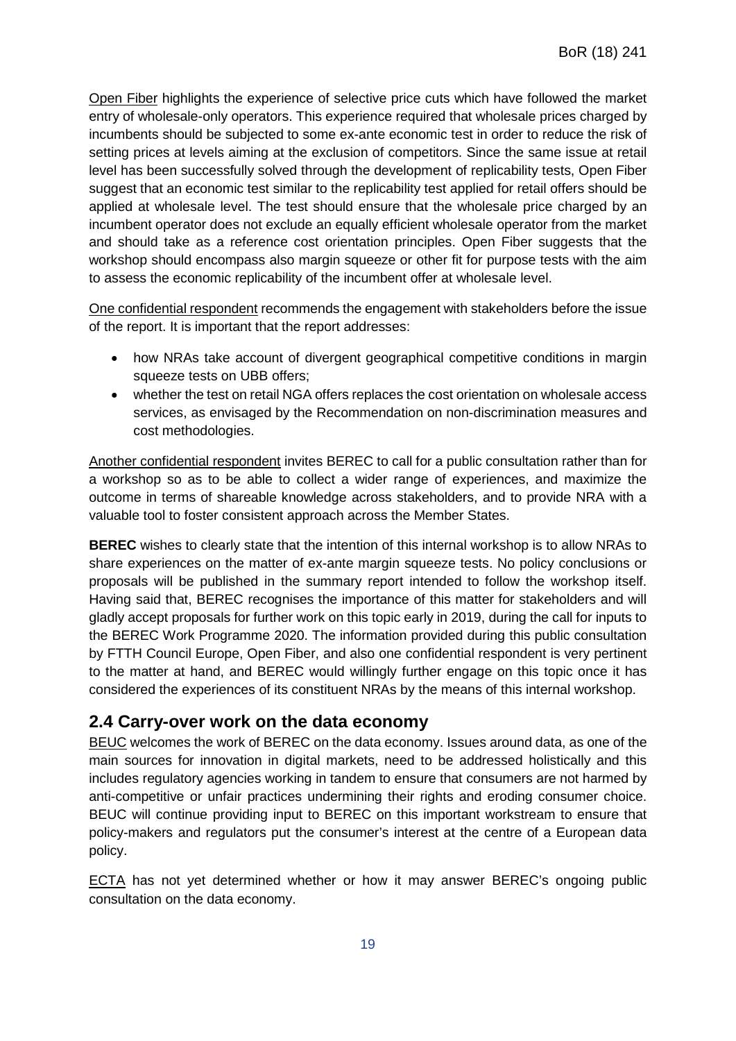Open Fiber highlights the experience of selective price cuts which have followed the market entry of wholesale-only operators. This experience required that wholesale prices charged by incumbents should be subjected to some ex-ante economic test in order to reduce the risk of setting prices at levels aiming at the exclusion of competitors. Since the same issue at retail level has been successfully solved through the development of replicability tests, Open Fiber suggest that an economic test similar to the replicability test applied for retail offers should be applied at wholesale level. The test should ensure that the wholesale price charged by an incumbent operator does not exclude an equally efficient wholesale operator from the market and should take as a reference cost orientation principles. Open Fiber suggests that the workshop should encompass also margin squeeze or other fit for purpose tests with the aim to assess the economic replicability of the incumbent offer at wholesale level.

One confidential respondent recommends the engagement with stakeholders before the issue of the report. It is important that the report addresses:

- how NRAs take account of divergent geographical competitive conditions in margin squeeze tests on UBB offers;
- whether the test on retail NGA offers replaces the cost orientation on wholesale access services, as envisaged by the Recommendation on non-discrimination measures and cost methodologies.

Another confidential respondent invites BEREC to call for a public consultation rather than for a workshop so as to be able to collect a wider range of experiences, and maximize the outcome in terms of shareable knowledge across stakeholders, and to provide NRA with a valuable tool to foster consistent approach across the Member States.

**BEREC** wishes to clearly state that the intention of this internal workshop is to allow NRAs to share experiences on the matter of ex-ante margin squeeze tests. No policy conclusions or proposals will be published in the summary report intended to follow the workshop itself. Having said that, BEREC recognises the importance of this matter for stakeholders and will gladly accept proposals for further work on this topic early in 2019, during the call for inputs to the BEREC Work Programme 2020. The information provided during this public consultation by FTTH Council Europe, Open Fiber, and also one confidential respondent is very pertinent to the matter at hand, and BEREC would willingly further engage on this topic once it has considered the experiences of its constituent NRAs by the means of this internal workshop.

## 2.4 Carry-over work on the data economy

BEUC welcomes the work of BEREC on the data economy. Issues around data, as one of the main sources for innovation in digital markets, need to be addressed holistically and this includes regulatory agencies working in tandem to ensure that consumers are not harmed by anti-competitive or unfair practices undermining their rights and eroding consumer choice. BEUC will continue providing input to BEREC on this important workstream to ensure that policy-makers and regulators put the consumer's interest at the centre of a European data policy.

ECTA has not yet determined whether or how it may answer BEREC's ongoing public consultation on the data economy.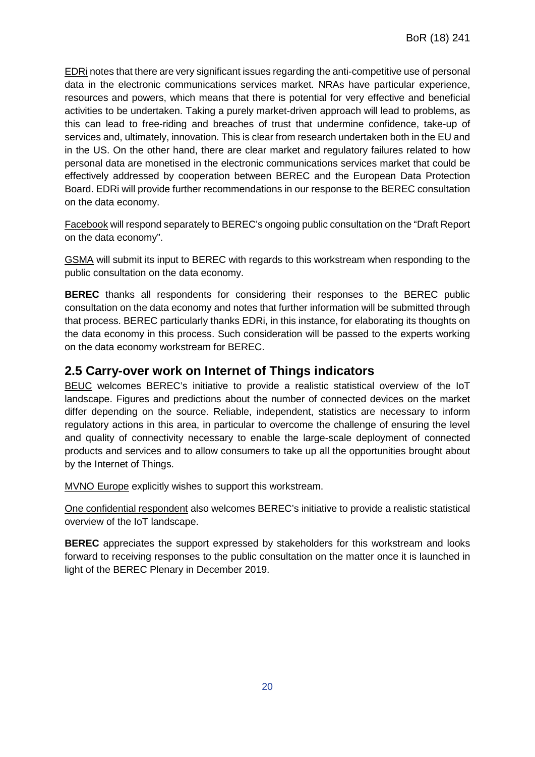EDRi notes that there are very significant issues regarding the anti-competitive use of personal data in the electronic communications services market. NRAs have particular experience, resources and powers, which means that there is potential for very effective and beneficial activities to be undertaken. Taking a purely market-driven approach will lead to problems, as this can lead to free-riding and breaches of trust that undermine confidence, take-up of services and, ultimately, innovation. This is clear from research undertaken both in the EU and in the US. On the other hand, there are clear market and regulatory failures related to how personal data are monetised in the electronic communications services market that could be effectively addressed by cooperation between BEREC and the European Data Protection Board. EDRi will provide further recommendations in our response to the BEREC consultation on the data economy.

Facebook will respond separately to BEREC's ongoing public consultation on the "Draft Report on the data economy".

GSMA will submit its input to BEREC with regards to this workstream when responding to the public consultation on the data economy.

**BEREC** thanks all respondents for considering their responses to the BEREC public consultation on the data economy and notes that further information will be submitted through that process. BEREC particularly thanks EDRi, in this instance, for elaborating its thoughts on the data economy in this process. Such consideration will be passed to the experts working on the data economy workstream for BEREC.

## 2.5 Carry-over work on Internet of Things indicators

BEUC welcomes BEREC's initiative to provide a realistic statistical overview of the IoT landscape. Figures and predictions about the number of connected devices on the market differ depending on the source. Reliable, independent, statistics are necessary to inform regulatory actions in this area, in particular to overcome the challenge of ensuring the level and quality of connectivity necessary to enable the large-scale deployment of connected products and services and to allow consumers to take up all the opportunities brought about by the Internet of Things.

MVNO Europe explicitly wishes to support this workstream.

One confidential respondent also welcomes BEREC's initiative to provide a realistic statistical overview of the IoT landscape.

**BEREC** appreciates the support expressed by stakeholders for this workstream and looks forward to receiving responses to the public consultation on the matter once it is launched in light of the BEREC Plenary in December 2019.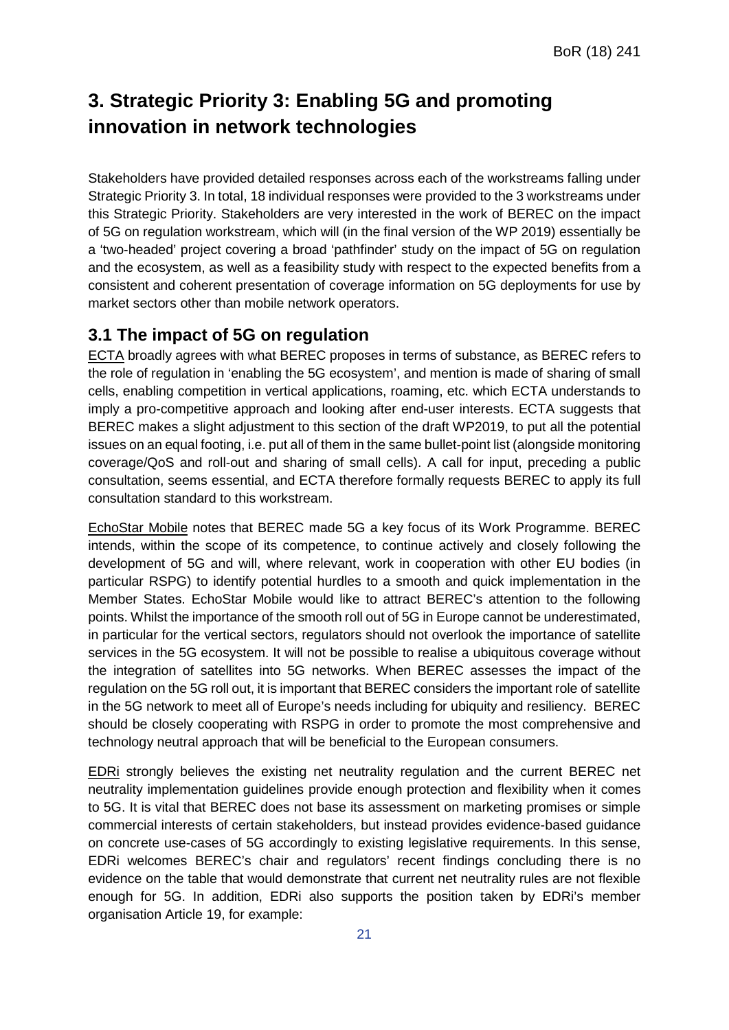# 3. Strategic Priority 3: Enabling 5G and promoting innovation in network technologies

Stakeholders have provided detailed responses across each of the workstreams falling under Strategic Priority 3. In total, 18 individual responses were provided to the 3 workstreams under this Strategic Priority. Stakeholders are very interested in the work of BEREC on the impact of 5G on regulation workstream, which will (in the final version of the WP 2019) essentially be a 'two-headed' project covering a broad 'pathfinder' study on the impact of 5G on regulation and the ecosystem, as well as a feasibility study with respect to the expected benefits from a consistent and coherent presentation of coverage information on 5G deployments for use by market sectors other than mobile network operators.

## 3.1 The impact of 5G on regulation

ECTA broadly agrees with what BEREC proposes in terms of substance, as BEREC refers to the role of regulation in 'enabling the 5G ecosystem', and mention is made of sharing of small cells, enabling competition in vertical applications, roaming, etc. which ECTA understands to imply a pro-competitive approach and looking after end-user interests. ECTA suggests that BEREC makes a slight adjustment to this section of the draft WP2019, to put all the potential issues on an equal footing, i.e. put all of them in the same bullet-point list (alongside monitoring coverage/QoS and roll-out and sharing of small cells). A call for input, preceding a public consultation, seems essential, and ECTA therefore formally requests BEREC to apply its full consultation standard to this workstream.

EchoStar Mobile notes that BEREC made 5G a key focus of its Work Programme. BEREC intends, within the scope of its competence, to continue actively and closely following the development of 5G and will, where relevant, work in cooperation with other EU bodies (in particular RSPG) to identify potential hurdles to a smooth and quick implementation in the Member States. EchoStar Mobile would like to attract BEREC's attention to the following points. Whilst the importance of the smooth roll out of 5G in Europe cannot be underestimated, in particular for the vertical sectors, regulators should not overlook the importance of satellite services in the 5G ecosystem. It will not be possible to realise a ubiquitous coverage without the integration of satellites into 5G networks. When BEREC assesses the impact of the regulation on the 5G roll out, it is important that BEREC considers the important role of satellite in the 5G network to meet all of Europe's needs including for ubiquity and resiliency. BEREC should be closely cooperating with RSPG in order to promote the most comprehensive and technology neutral approach that will be beneficial to the European consumers.

EDRi strongly believes the existing net neutrality regulation and the current BEREC net neutrality implementation guidelines provide enough protection and flexibility when it comes to 5G. It is vital that BEREC does not base its assessment on marketing promises or simple commercial interests of certain stakeholders, but instead provides evidence-based guidance on concrete use-cases of 5G accordingly to existing legislative requirements. In this sense, EDRi welcomes BEREC's chair and regulators' recent findings concluding there is no evidence on the table that would demonstrate that current net neutrality rules are not flexible enough for 5G. In addition, EDRi also supports the position taken by EDRi's member organisation Article 19, for example: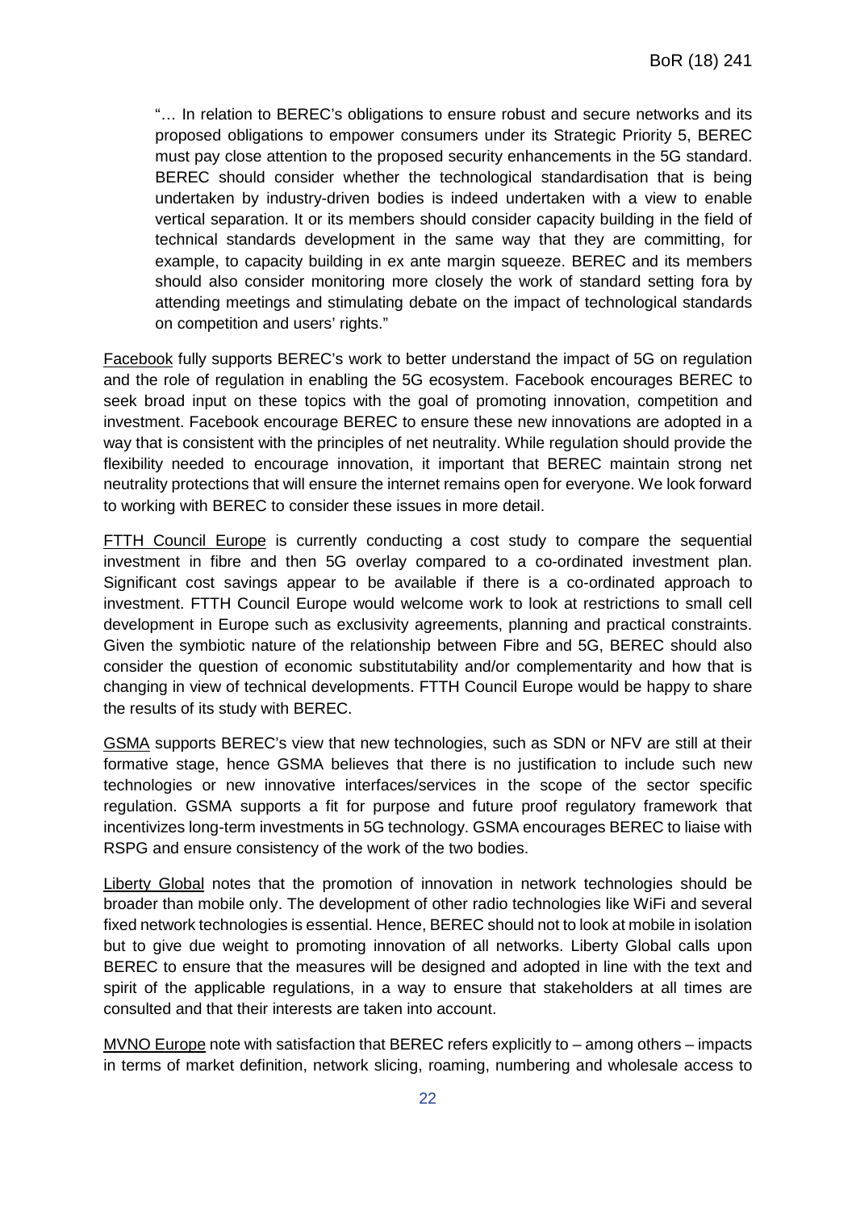> "… In relation to BEREC's obligations to ensure robust and secure networks and its proposed obligations to empower consumers under its Strategic Priority 5, BEREC must pay close attention to the proposed security enhancements in the 5G standard. BEREC should consider whether the technological standardisation that is being undertaken by industry-driven bodies is indeed undertaken with a view to enable vertical separation. It or its members should consider capacity building in the field of technical standards development in the same way that they are committing, for example, to capacity building in ex ante margin squeeze. BEREC and its members should also consider monitoring more closely the work of standard setting fora by attending meetings and stimulating debate on the impact of technological standards on competition and users' rights."

Facebook fully supports BEREC's work to better understand the impact of 5G on regulation and the role of regulation in enabling the 5G ecosystem. Facebook encourages BEREC to seek broad input on these topics with the goal of promoting innovation, competition and investment. Facebook encourage BEREC to ensure these new innovations are adopted in a way that is consistent with the principles of net neutrality. While regulation should provide the flexibility needed to encourage innovation, it important that BEREC maintain strong net neutrality protections that will ensure the internet remains open for everyone. We look forward to working with BEREC to consider these issues in more detail.

FTTH Council Europe is currently conducting a cost study to compare the sequential investment in fibre and then 5G overlay compared to a co-ordinated investment plan. Significant cost savings appear to be available if there is a co-ordinated approach to investment. FTTH Council Europe would welcome work to look at restrictions to small cell development in Europe such as exclusivity agreements, planning and practical constraints. Given the symbiotic nature of the relationship between Fibre and 5G, BEREC should also consider the question of economic substitutability and/or complementarity and how that is changing in view of technical developments. FTTH Council Europe would be happy to share the results of its study with BEREC.

GSMA supports BEREC's view that new technologies, such as SDN or NFV are still at their formative stage, hence GSMA believes that there is no justification to include such new technologies or new innovative interfaces/services in the scope of the sector specific regulation. GSMA supports a fit for purpose and future proof regulatory framework that incentivizes long-term investments in 5G technology. GSMA encourages BEREC to liaise with RSPG and ensure consistency of the work of the two bodies.

Liberty Global notes that the promotion of innovation in network technologies should be broader than mobile only. The development of other radio technologies like WiFi and several fixed network technologies is essential. Hence, BEREC should not to look at mobile in isolation but to give due weight to promoting innovation of all networks. Liberty Global calls upon BEREC to ensure that the measures will be designed and adopted in line with the text and spirit of the applicable regulations, in a way to ensure that stakeholders at all times are consulted and that their interests are taken into account.

MVNO Europe note with satisfaction that BEREC refers explicitly to – among others – impacts in terms of market definition, network slicing, roaming, numbering and wholesale access to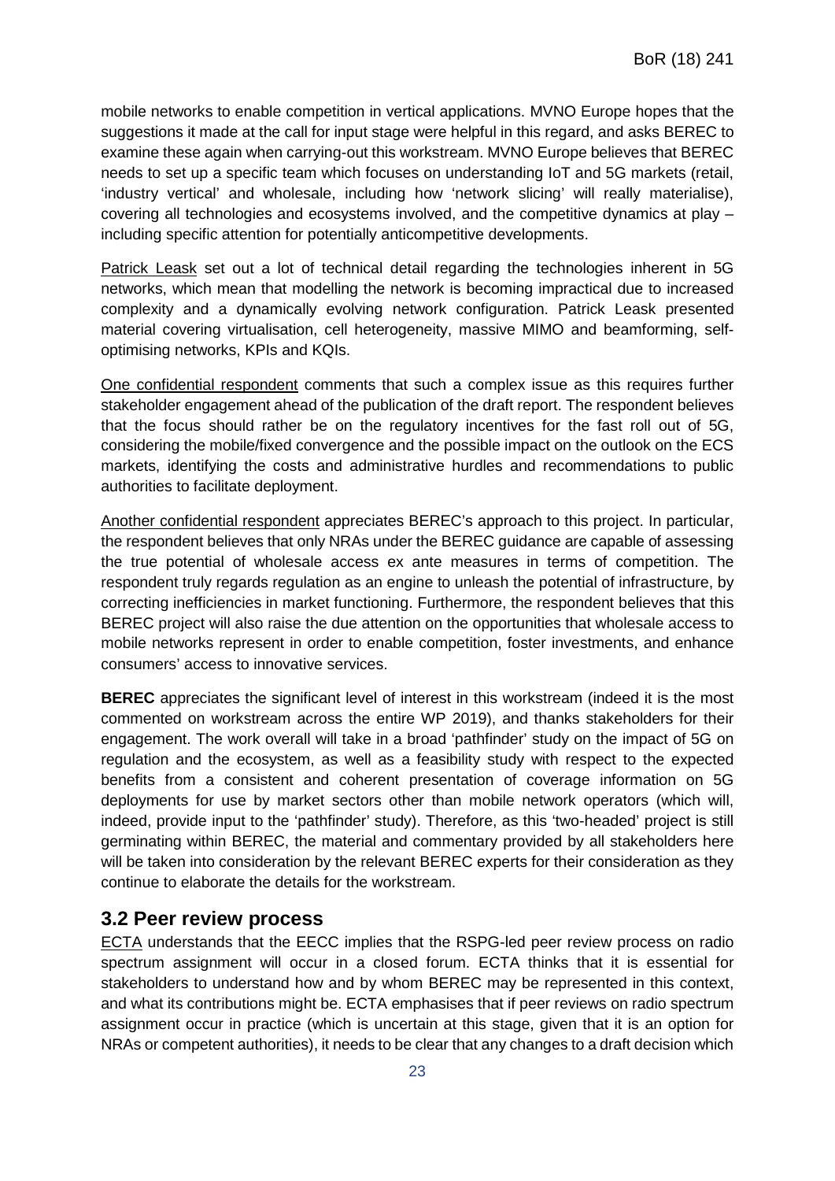mobile networks to enable competition in vertical applications. MVNO Europe hopes that the suggestions it made at the call for input stage were helpful in this regard, and asks BEREC to examine these again when carrying-out this workstream. MVNO Europe believes that BEREC needs to set up a specific team which focuses on understanding IoT and 5G markets (retail, 'industry vertical' and wholesale, including how 'network slicing' will really materialise), covering all technologies and ecosystems involved, and the competitive dynamics at play – including specific attention for potentially anticompetitive developments.

Patrick Leask set out a lot of technical detail regarding the technologies inherent in 5G networks, which mean that modelling the network is becoming impractical due to increased complexity and a dynamically evolving network configuration. Patrick Leask presented material covering virtualisation, cell heterogeneity, massive MIMO and beamforming, self-optimising networks, KPIs and KQIs.

One confidential respondent comments that such a complex issue as this requires further stakeholder engagement ahead of the publication of the draft report. The respondent believes that the focus should rather be on the regulatory incentives for the fast roll out of 5G, considering the mobile/fixed convergence and the possible impact on the outlook on the ECS markets, identifying the costs and administrative hurdles and recommendations to public authorities to facilitate deployment.

Another confidential respondent appreciates BEREC's approach to this project. In particular, the respondent believes that only NRAs under the BEREC guidance are capable of assessing the true potential of wholesale access ex ante measures in terms of competition. The respondent truly regards regulation as an engine to unleash the potential of infrastructure, by correcting inefficiencies in market functioning. Furthermore, the respondent believes that this BEREC project will also raise the due attention on the opportunities that wholesale access to mobile networks represent in order to enable competition, foster investments, and enhance consumers' access to innovative services.

**BEREC** appreciates the significant level of interest in this workstream (indeed it is the most commented on workstream across the entire WP 2019), and thanks stakeholders for their engagement. The work overall will take in a broad 'pathfinder' study on the impact of 5G on regulation and the ecosystem, as well as a feasibility study with respect to the expected benefits from a consistent and coherent presentation of coverage information on 5G deployments for use by market sectors other than mobile network operators (which will, indeed, provide input to the 'pathfinder' study). Therefore, as this 'two-headed' project is still germinating within BEREC, the material and commentary provided by all stakeholders here will be taken into consideration by the relevant BEREC experts for their consideration as they continue to elaborate the details for the workstream.

## 3.2 Peer review process

ECTA understands that the EECC implies that the RSPG-led peer review process on radio spectrum assignment will occur in a closed forum. ECTA thinks that it is essential for stakeholders to understand how and by whom BEREC may be represented in this context, and what its contributions might be. ECTA emphasises that if peer reviews on radio spectrum assignment occur in practice (which is uncertain at this stage, given that it is an option for NRAs or competent authorities), it needs to be clear that any changes to a draft decision which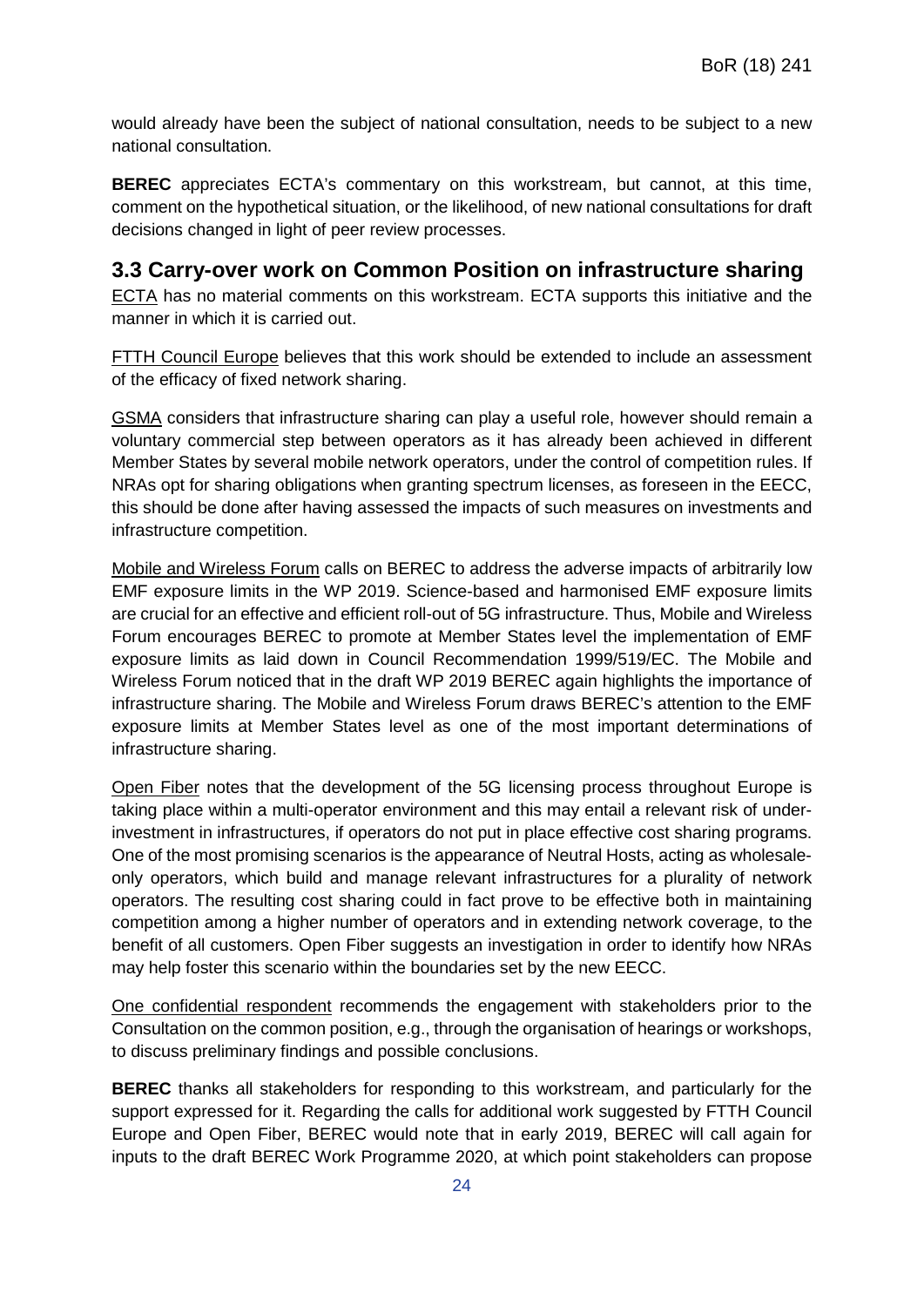would already have been the subject of national consultation, needs to be subject to a new national consultation.

**BEREC** appreciates ECTA's commentary on this workstream, but cannot, at this time, comment on the hypothetical situation, or the likelihood, of new national consultations for draft decisions changed in light of peer review processes.

## 3.3 Carry-over work on Common Position on infrastructure sharing

ECTA has no material comments on this workstream. ECTA supports this initiative and the manner in which it is carried out.

FTTH Council Europe believes that this work should be extended to include an assessment of the efficacy of fixed network sharing.

GSMA considers that infrastructure sharing can play a useful role, however should remain a voluntary commercial step between operators as it has already been achieved in different Member States by several mobile network operators, under the control of competition rules. If NRAs opt for sharing obligations when granting spectrum licenses, as foreseen in the EECC, this should be done after having assessed the impacts of such measures on investments and infrastructure competition.

Mobile and Wireless Forum calls on BEREC to address the adverse impacts of arbitrarily low EMF exposure limits in the WP 2019. Science-based and harmonised EMF exposure limits are crucial for an effective and efficient roll-out of 5G infrastructure. Thus, Mobile and Wireless Forum encourages BEREC to promote at Member States level the implementation of EMF exposure limits as laid down in Council Recommendation 1999/519/EC. The Mobile and Wireless Forum noticed that in the draft WP 2019 BEREC again highlights the importance of infrastructure sharing. The Mobile and Wireless Forum draws BEREC's attention to the EMF exposure limits at Member States level as one of the most important determinations of infrastructure sharing.

Open Fiber notes that the development of the 5G licensing process throughout Europe is taking place within a multi-operator environment and this may entail a relevant risk of under-investment in infrastructures, if operators do not put in place effective cost sharing programs. One of the most promising scenarios is the appearance of Neutral Hosts, acting as wholesale-only operators, which build and manage relevant infrastructures for a plurality of network operators. The resulting cost sharing could in fact prove to be effective both in maintaining competition among a higher number of operators and in extending network coverage, to the benefit of all customers. Open Fiber suggests an investigation in order to identify how NRAs may help foster this scenario within the boundaries set by the new EECC.

One confidential respondent recommends the engagement with stakeholders prior to the Consultation on the common position, e.g., through the organisation of hearings or workshops, to discuss preliminary findings and possible conclusions.

**BEREC** thanks all stakeholders for responding to this workstream, and particularly for the support expressed for it. Regarding the calls for additional work suggested by FTTH Council Europe and Open Fiber, BEREC would note that in early 2019, BEREC will call again for inputs to the draft BEREC Work Programme 2020, at which point stakeholders can propose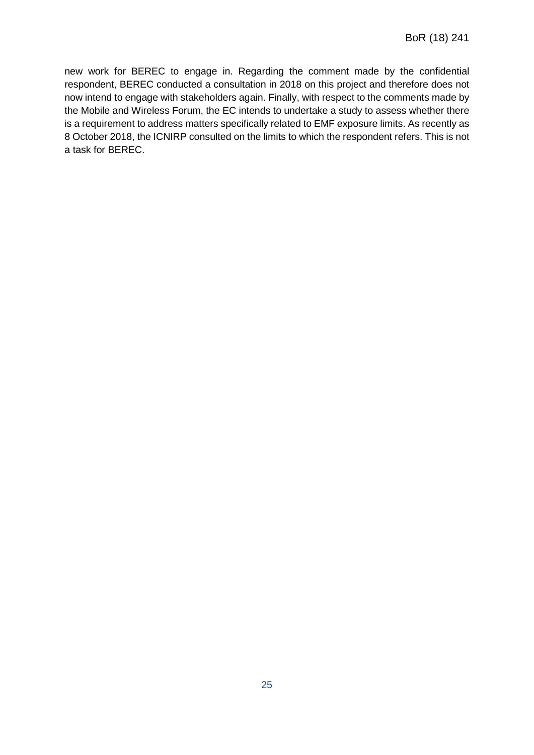new work for BEREC to engage in. Regarding the comment made by the confidential respondent, BEREC conducted a consultation in 2018 on this project and therefore does not now intend to engage with stakeholders again. Finally, with respect to the comments made by the Mobile and Wireless Forum, the EC intends to undertake a study to assess whether there is a requirement to address matters specifically related to EMF exposure limits. As recently as 8 October 2018, the ICNIRP consulted on the limits to which the respondent refers. This is not a task for BEREC.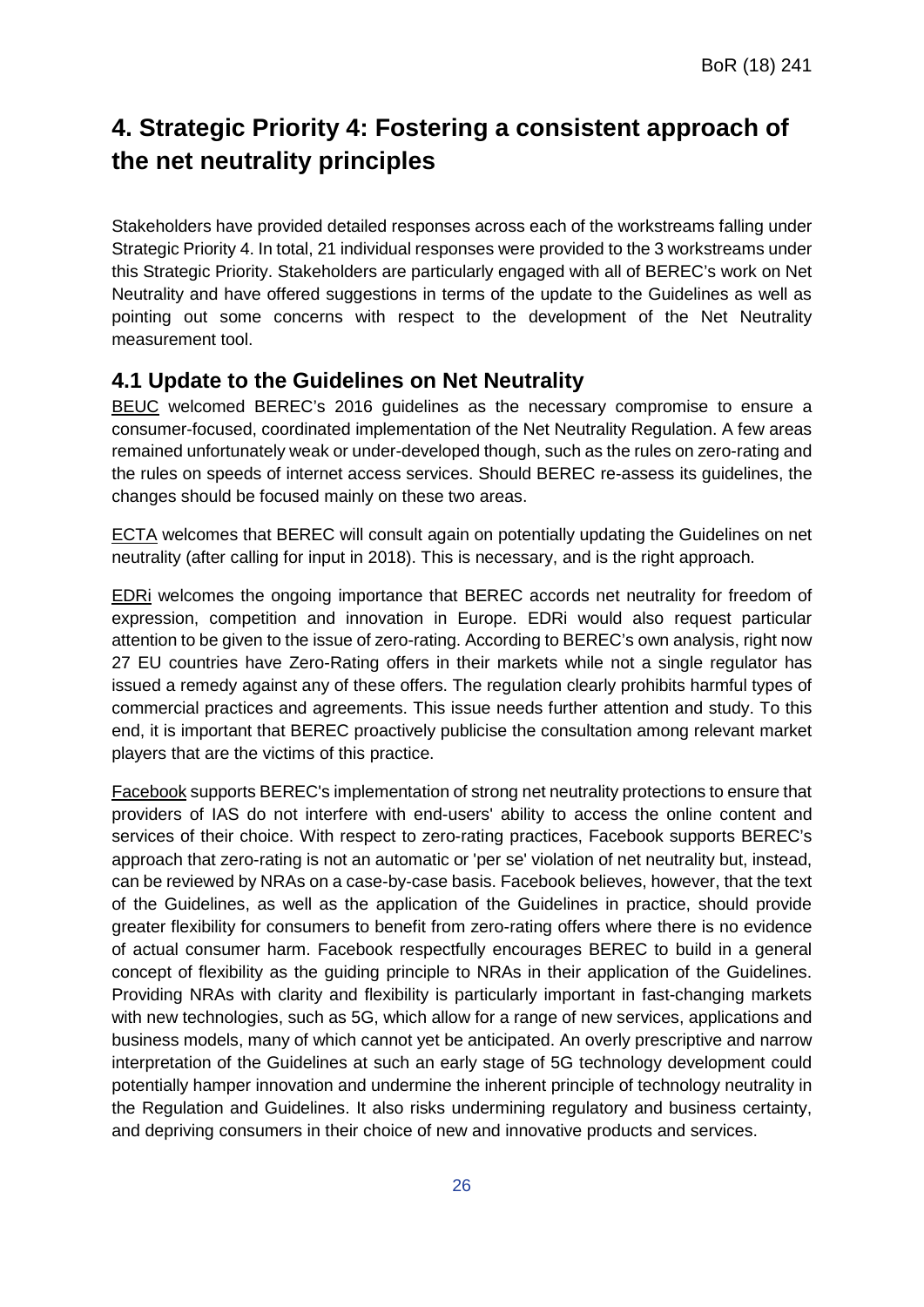# 4. Strategic Priority 4: Fostering a consistent approach of the net neutrality principles

Stakeholders have provided detailed responses across each of the workstreams falling under Strategic Priority 4. In total, 21 individual responses were provided to the 3 workstreams under this Strategic Priority. Stakeholders are particularly engaged with all of BEREC's work on Net Neutrality and have offered suggestions in terms of the update to the Guidelines as well as pointing out some concerns with respect to the development of the Net Neutrality measurement tool.

## 4.1 Update to the Guidelines on Net Neutrality

BEUC welcomed BEREC's 2016 guidelines as the necessary compromise to ensure a consumer-focused, coordinated implementation of the Net Neutrality Regulation. A few areas remained unfortunately weak or under-developed though, such as the rules on zero-rating and the rules on speeds of internet access services. Should BEREC re-assess its guidelines, the changes should be focused mainly on these two areas.

ECTA welcomes that BEREC will consult again on potentially updating the Guidelines on net neutrality (after calling for input in 2018). This is necessary, and is the right approach.

EDRi welcomes the ongoing importance that BEREC accords net neutrality for freedom of expression, competition and innovation in Europe. EDRi would also request particular attention to be given to the issue of zero-rating. According to BEREC's own analysis, right now 27 EU countries have Zero-Rating offers in their markets while not a single regulator has issued a remedy against any of these offers. The regulation clearly prohibits harmful types of commercial practices and agreements. This issue needs further attention and study. To this end, it is important that BEREC proactively publicise the consultation among relevant market players that are the victims of this practice.

Facebook supports BEREC's implementation of strong net neutrality protections to ensure that providers of IAS do not interfere with end-users' ability to access the online content and services of their choice. With respect to zero-rating practices, Facebook supports BEREC's approach that zero-rating is not an automatic or 'per se' violation of net neutrality but, instead, can be reviewed by NRAs on a case-by-case basis. Facebook believes, however, that the text of the Guidelines, as well as the application of the Guidelines in practice, should provide greater flexibility for consumers to benefit from zero-rating offers where there is no evidence of actual consumer harm. Facebook respectfully encourages BEREC to build in a general concept of flexibility as the guiding principle to NRAs in their application of the Guidelines. Providing NRAs with clarity and flexibility is particularly important in fast-changing markets with new technologies, such as 5G, which allow for a range of new services, applications and business models, many of which cannot yet be anticipated. An overly prescriptive and narrow interpretation of the Guidelines at such an early stage of 5G technology development could potentially hamper innovation and undermine the inherent principle of technology neutrality in the Regulation and Guidelines. It also risks undermining regulatory and business certainty, and depriving consumers in their choice of new and innovative products and services.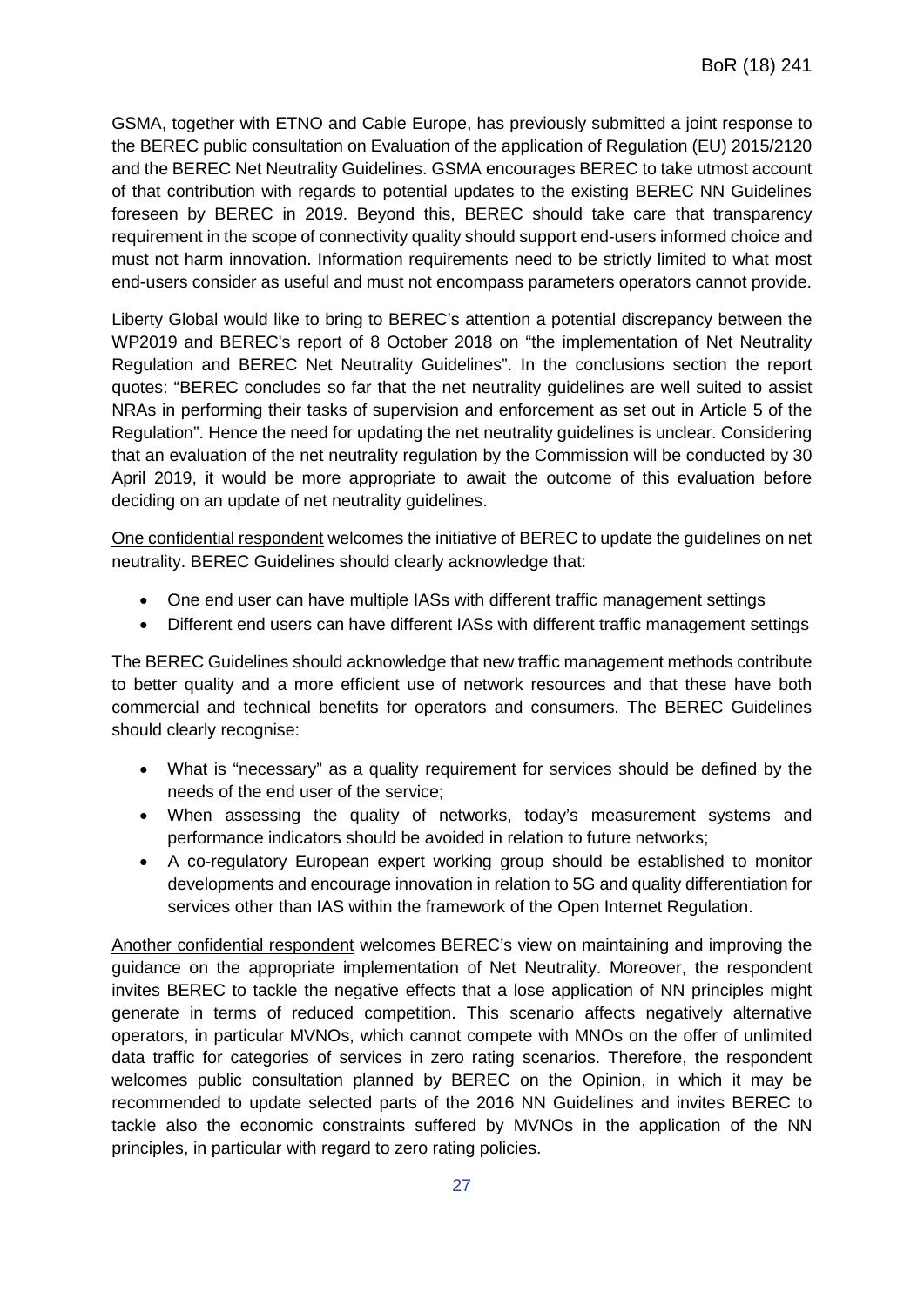GSMA, together with ETNO and Cable Europe, has previously submitted a joint response to the BEREC public consultation on Evaluation of the application of Regulation (EU) 2015/2120 and the BEREC Net Neutrality Guidelines. GSMA encourages BEREC to take utmost account of that contribution with regards to potential updates to the existing BEREC NN Guidelines foreseen by BEREC in 2019. Beyond this, BEREC should take care that transparency requirement in the scope of connectivity quality should support end-users informed choice and must not harm innovation. Information requirements need to be strictly limited to what most end-users consider as useful and must not encompass parameters operators cannot provide.

Liberty Global would like to bring to BEREC's attention a potential discrepancy between the WP2019 and BEREC's report of 8 October 2018 on "the implementation of Net Neutrality Regulation and BEREC Net Neutrality Guidelines". In the conclusions section the report quotes: "BEREC concludes so far that the net neutrality guidelines are well suited to assist NRAs in performing their tasks of supervision and enforcement as set out in Article 5 of the Regulation". Hence the need for updating the net neutrality guidelines is unclear. Considering that an evaluation of the net neutrality regulation by the Commission will be conducted by 30 April 2019, it would be more appropriate to await the outcome of this evaluation before deciding on an update of net neutrality guidelines.

One confidential respondent welcomes the initiative of BEREC to update the guidelines on net neutrality. BEREC Guidelines should clearly acknowledge that:

- One end user can have multiple IASs with different traffic management settings
- Different end users can have different IASs with different traffic management settings

The BEREC Guidelines should acknowledge that new traffic management methods contribute to better quality and a more efficient use of network resources and that these have both commercial and technical benefits for operators and consumers. The BEREC Guidelines should clearly recognise:

- What is "necessary" as a quality requirement for services should be defined by the needs of the end user of the service;
- When assessing the quality of networks, today's measurement systems and performance indicators should be avoided in relation to future networks;
- A co-regulatory European expert working group should be established to monitor developments and encourage innovation in relation to 5G and quality differentiation for services other than IAS within the framework of the Open Internet Regulation.

Another confidential respondent welcomes BEREC's view on maintaining and improving the guidance on the appropriate implementation of Net Neutrality. Moreover, the respondent invites BEREC to tackle the negative effects that a lose application of NN principles might generate in terms of reduced competition. This scenario affects negatively alternative operators, in particular MVNOs, which cannot compete with MNOs on the offer of unlimited data traffic for categories of services in zero rating scenarios. Therefore, the respondent welcomes public consultation planned by BEREC on the Opinion, in which it may be recommended to update selected parts of the 2016 NN Guidelines and invites BEREC to tackle also the economic constraints suffered by MVNOs in the application of the NN principles, in particular with regard to zero rating policies.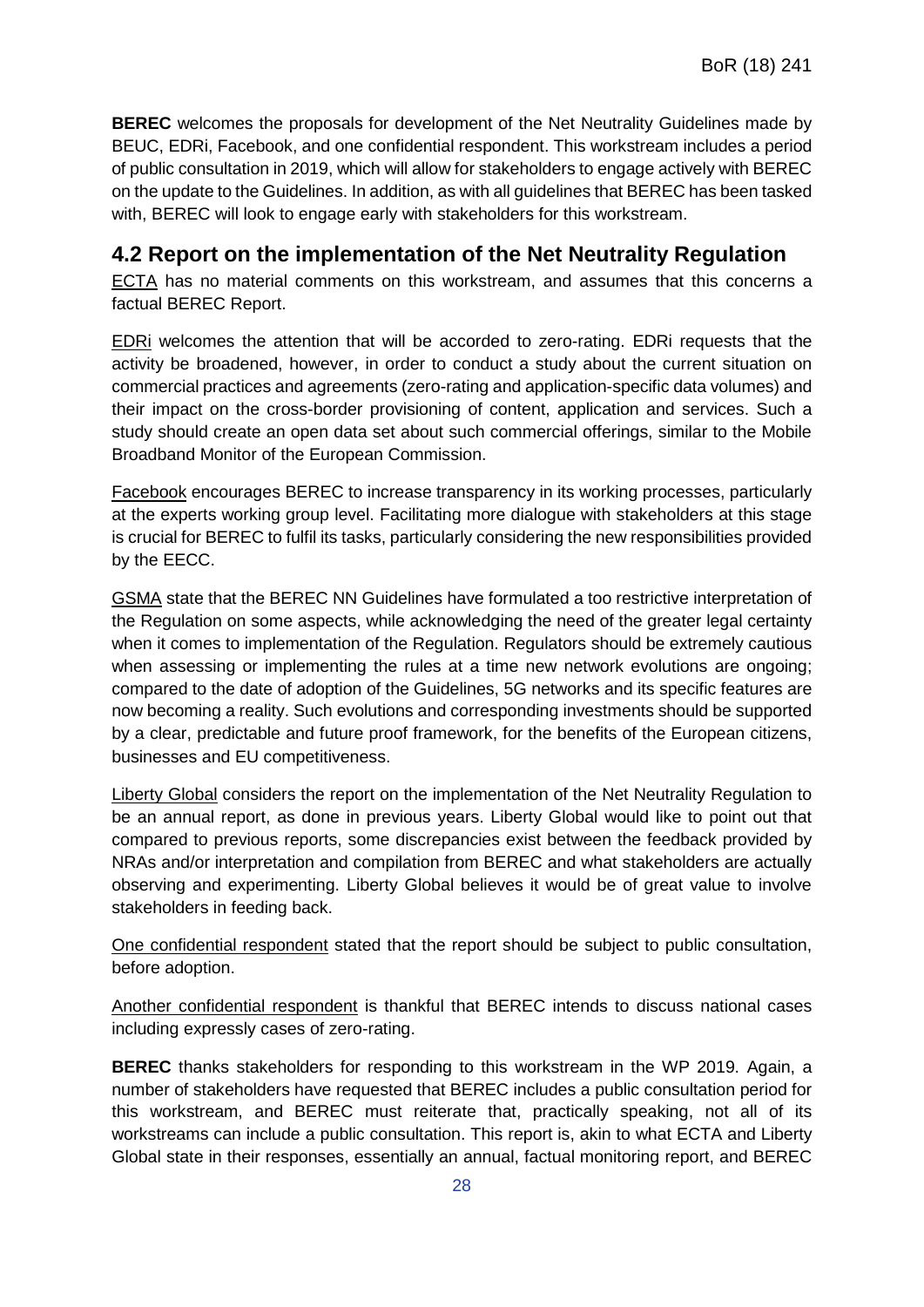**BEREC** welcomes the proposals for development of the Net Neutrality Guidelines made by BEUC, EDRi, Facebook, and one confidential respondent. This workstream includes a period of public consultation in 2019, which will allow for stakeholders to engage actively with BEREC on the update to the Guidelines. In addition, as with all guidelines that BEREC has been tasked with, BEREC will look to engage early with stakeholders for this workstream.

## 4.2 Report on the implementation of the Net Neutrality Regulation

ECTA has no material comments on this workstream, and assumes that this concerns a factual BEREC Report.

EDRi welcomes the attention that will be accorded to zero-rating. EDRi requests that the activity be broadened, however, in order to conduct a study about the current situation on commercial practices and agreements (zero-rating and application-specific data volumes) and their impact on the cross-border provisioning of content, application and services. Such a study should create an open data set about such commercial offerings, similar to the Mobile Broadband Monitor of the European Commission.

Facebook encourages BEREC to increase transparency in its working processes, particularly at the experts working group level. Facilitating more dialogue with stakeholders at this stage is crucial for BEREC to fulfil its tasks, particularly considering the new responsibilities provided by the EECC.

GSMA state that the BEREC NN Guidelines have formulated a too restrictive interpretation of the Regulation on some aspects, while acknowledging the need of the greater legal certainty when it comes to implementation of the Regulation. Regulators should be extremely cautious when assessing or implementing the rules at a time new network evolutions are ongoing; compared to the date of adoption of the Guidelines, 5G networks and its specific features are now becoming a reality. Such evolutions and corresponding investments should be supported by a clear, predictable and future proof framework, for the benefits of the European citizens, businesses and EU competitiveness.

Liberty Global considers the report on the implementation of the Net Neutrality Regulation to be an annual report, as done in previous years. Liberty Global would like to point out that compared to previous reports, some discrepancies exist between the feedback provided by NRAs and/or interpretation and compilation from BEREC and what stakeholders are actually observing and experimenting. Liberty Global believes it would be of great value to involve stakeholders in feeding back.

One confidential respondent stated that the report should be subject to public consultation, before adoption.

Another confidential respondent is thankful that BEREC intends to discuss national cases including expressly cases of zero-rating.

**BEREC** thanks stakeholders for responding to this workstream in the WP 2019. Again, a number of stakeholders have requested that BEREC includes a public consultation period for this workstream, and BEREC must reiterate that, practically speaking, not all of its workstreams can include a public consultation. This report is, akin to what ECTA and Liberty Global state in their responses, essentially an annual, factual monitoring report, and BEREC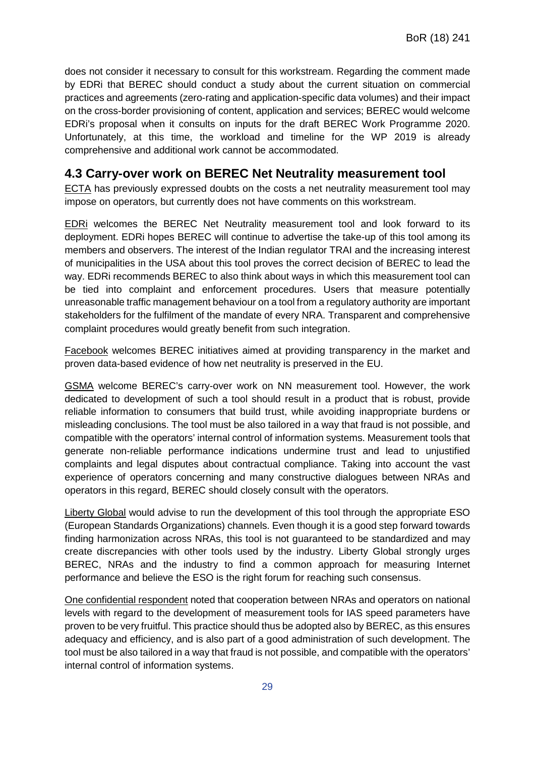does not consider it necessary to consult for this workstream. Regarding the comment made by EDRi that BEREC should conduct a study about the current situation on commercial practices and agreements (zero-rating and application-specific data volumes) and their impact on the cross-border provisioning of content, application and services; BEREC would welcome EDRi's proposal when it consults on inputs for the draft BEREC Work Programme 2020. Unfortunately, at this time, the workload and timeline for the WP 2019 is already comprehensive and additional work cannot be accommodated.

## 4.3 Carry-over work on BEREC Net Neutrality measurement tool

ECTA has previously expressed doubts on the costs a net neutrality measurement tool may impose on operators, but currently does not have comments on this workstream.

EDRi welcomes the BEREC Net Neutrality measurement tool and look forward to its deployment. EDRi hopes BEREC will continue to advertise the take-up of this tool among its members and observers. The interest of the Indian regulator TRAI and the increasing interest of municipalities in the USA about this tool proves the correct decision of BEREC to lead the way. EDRi recommends BEREC to also think about ways in which this measurement tool can be tied into complaint and enforcement procedures. Users that measure potentially unreasonable traffic management behaviour on a tool from a regulatory authority are important stakeholders for the fulfilment of the mandate of every NRA. Transparent and comprehensive complaint procedures would greatly benefit from such integration.

Facebook welcomes BEREC initiatives aimed at providing transparency in the market and proven data-based evidence of how net neutrality is preserved in the EU.

GSMA welcome BEREC's carry-over work on NN measurement tool. However, the work dedicated to development of such a tool should result in a product that is robust, provide reliable information to consumers that build trust, while avoiding inappropriate burdens or misleading conclusions. The tool must be also tailored in a way that fraud is not possible, and compatible with the operators' internal control of information systems. Measurement tools that generate non-reliable performance indications undermine trust and lead to unjustified complaints and legal disputes about contractual compliance. Taking into account the vast experience of operators concerning and many constructive dialogues between NRAs and operators in this regard, BEREC should closely consult with the operators.

Liberty Global would advise to run the development of this tool through the appropriate ESO (European Standards Organizations) channels. Even though it is a good step forward towards finding harmonization across NRAs, this tool is not guaranteed to be standardized and may create discrepancies with other tools used by the industry. Liberty Global strongly urges BEREC, NRAs and the industry to find a common approach for measuring Internet performance and believe the ESO is the right forum for reaching such consensus.

One confidential respondent noted that cooperation between NRAs and operators on national levels with regard to the development of measurement tools for IAS speed parameters have proven to be very fruitful. This practice should thus be adopted also by BEREC, as this ensures adequacy and efficiency, and is also part of a good administration of such development. The tool must be also tailored in a way that fraud is not possible, and compatible with the operators' internal control of information systems.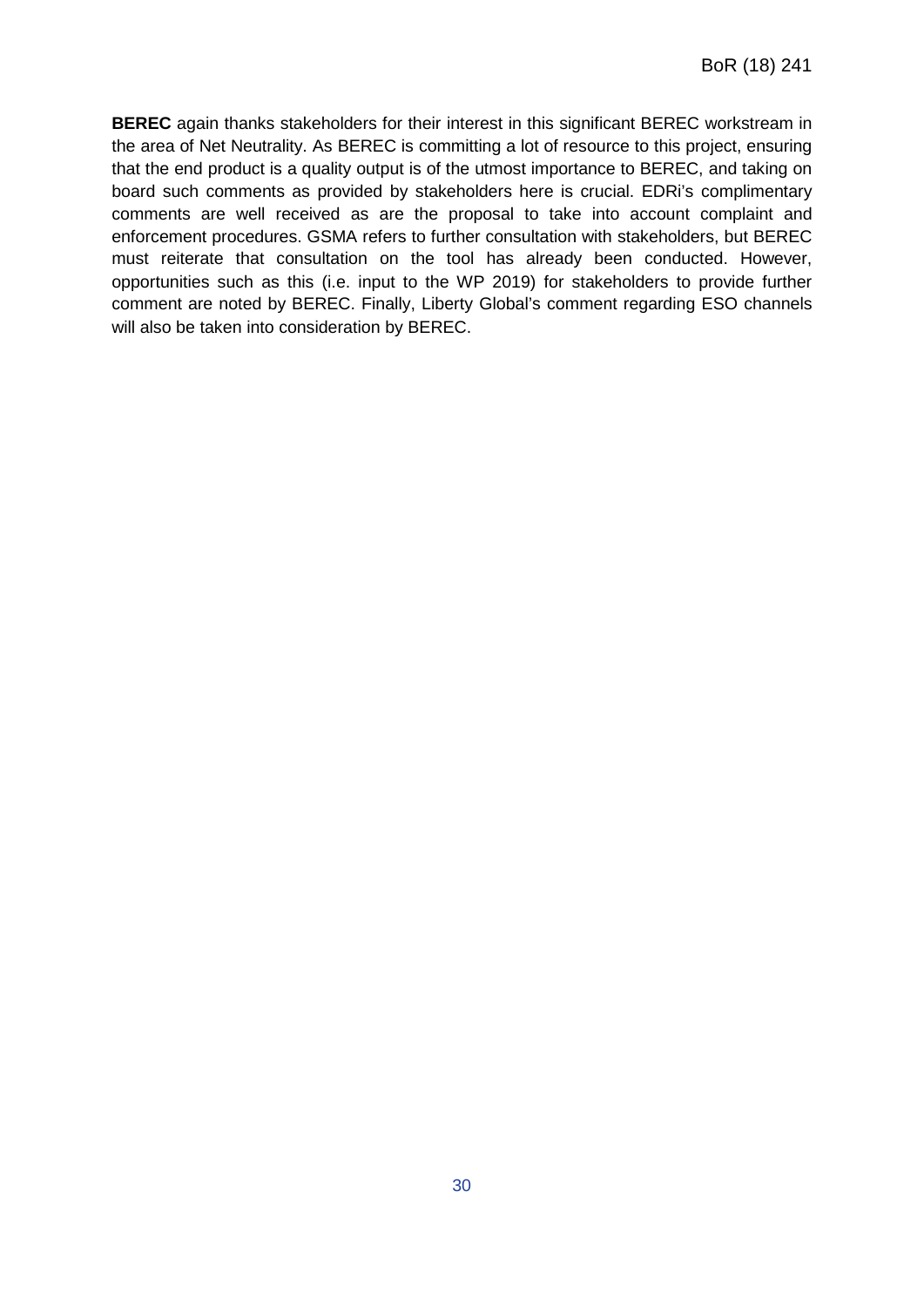**BEREC** again thanks stakeholders for their interest in this significant BEREC workstream in the area of Net Neutrality. As BEREC is committing a lot of resource to this project, ensuring that the end product is a quality output is of the utmost importance to BEREC, and taking on board such comments as provided by stakeholders here is crucial. EDRi's complimentary comments are well received as are the proposal to take into account complaint and enforcement procedures. GSMA refers to further consultation with stakeholders, but BEREC must reiterate that consultation on the tool has already been conducted. However, opportunities such as this (i.e. input to the WP 2019) for stakeholders to provide further comment are noted by BEREC. Finally, Liberty Global's comment regarding ESO channels will also be taken into consideration by BEREC.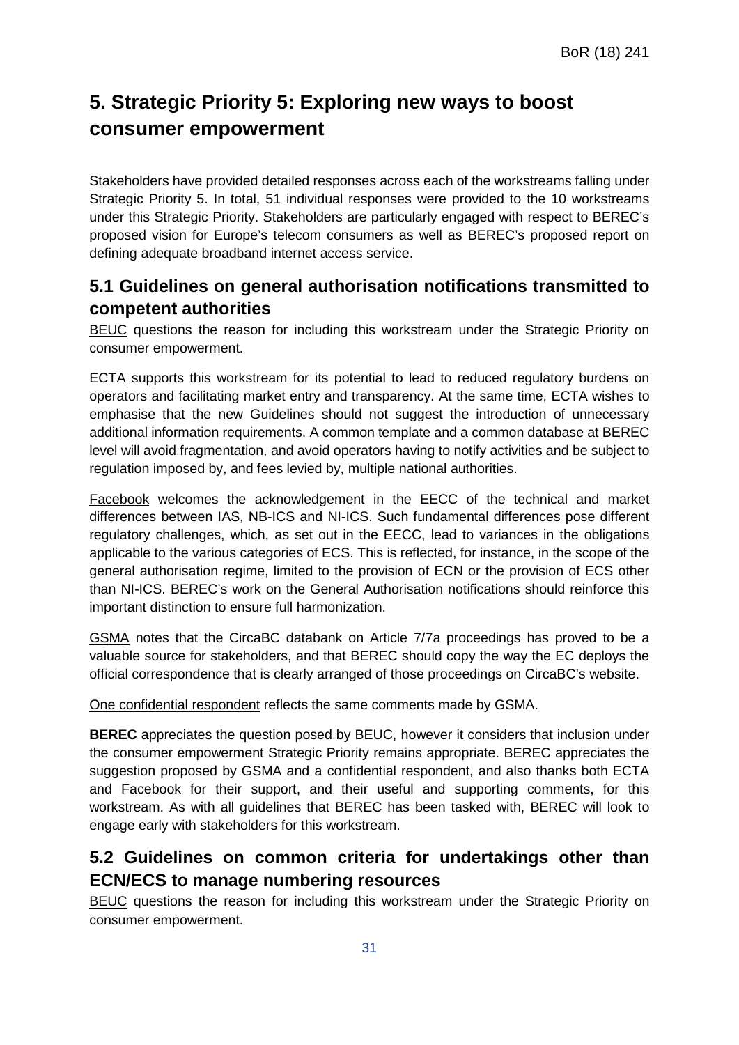# 5. Strategic Priority 5: Exploring new ways to boost consumer empowerment

Stakeholders have provided detailed responses across each of the workstreams falling under Strategic Priority 5. In total, 51 individual responses were provided to the 10 workstreams under this Strategic Priority. Stakeholders are particularly engaged with respect to BEREC's proposed vision for Europe's telecom consumers as well as BEREC's proposed report on defining adequate broadband internet access service.

## 5.1 Guidelines on general authorisation notifications transmitted to competent authorities

BEUC questions the reason for including this workstream under the Strategic Priority on consumer empowerment.

ECTA supports this workstream for its potential to lead to reduced regulatory burdens on operators and facilitating market entry and transparency. At the same time, ECTA wishes to emphasise that the new Guidelines should not suggest the introduction of unnecessary additional information requirements. A common template and a common database at BEREC level will avoid fragmentation, and avoid operators having to notify activities and be subject to regulation imposed by, and fees levied by, multiple national authorities.

Facebook welcomes the acknowledgement in the EECC of the technical and market differences between IAS, NB-ICS and NI-ICS. Such fundamental differences pose different regulatory challenges, which, as set out in the EECC, lead to variances in the obligations applicable to the various categories of ECS. This is reflected, for instance, in the scope of the general authorisation regime, limited to the provision of ECN or the provision of ECS other than NI-ICS. BEREC's work on the General Authorisation notifications should reinforce this important distinction to ensure full harmonization.

GSMA notes that the CircaBC databank on Article 7/7a proceedings has proved to be a valuable source for stakeholders, and that BEREC should copy the way the EC deploys the official correspondence that is clearly arranged of those proceedings on CircaBC's website.

One confidential respondent reflects the same comments made by GSMA.

**BEREC** appreciates the question posed by BEUC, however it considers that inclusion under the consumer empowerment Strategic Priority remains appropriate. BEREC appreciates the suggestion proposed by GSMA and a confidential respondent, and also thanks both ECTA and Facebook for their support, and their useful and supporting comments, for this workstream. As with all guidelines that BEREC has been tasked with, BEREC will look to engage early with stakeholders for this workstream.

## 5.2 Guidelines on common criteria for undertakings other than ECN/ECS to manage numbering resources

BEUC questions the reason for including this workstream under the Strategic Priority on consumer empowerment.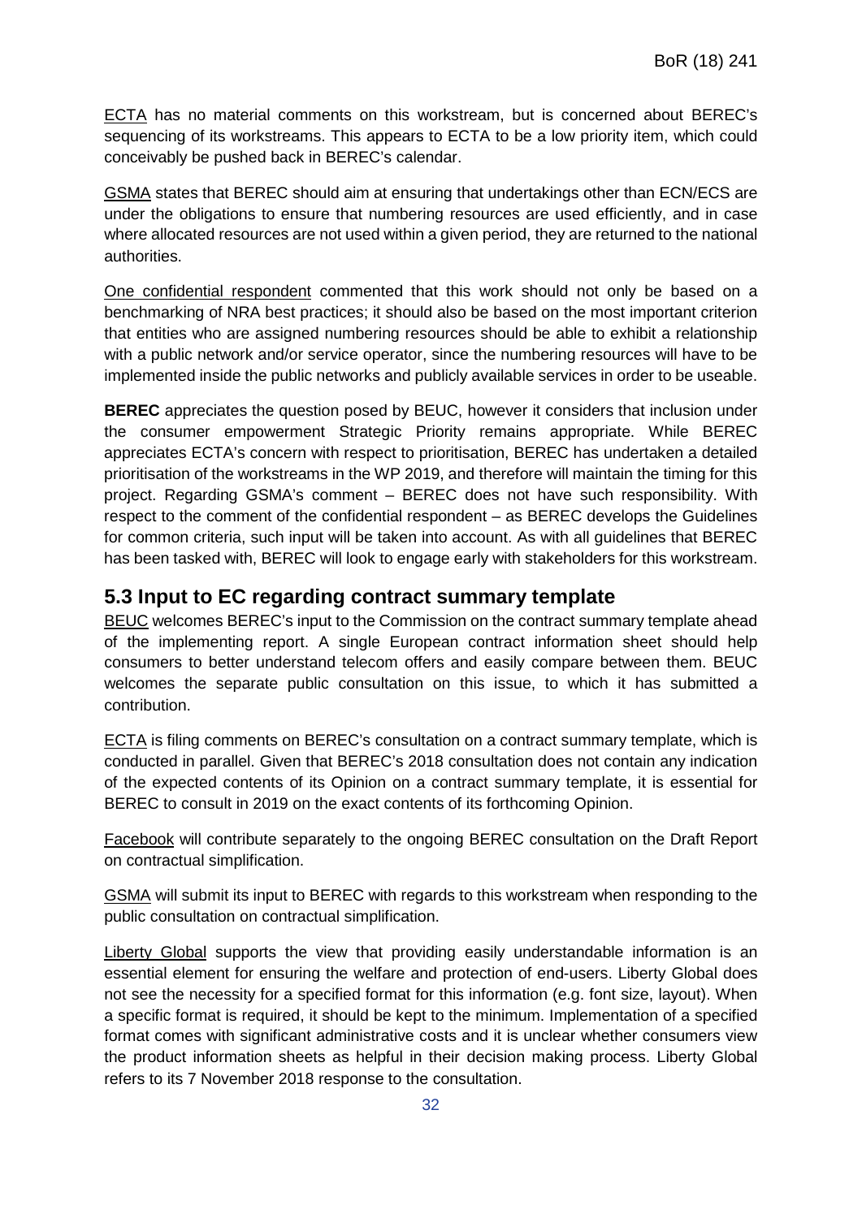ECTA has no material comments on this workstream, but is concerned about BEREC's sequencing of its workstreams. This appears to ECTA to be a low priority item, which could conceivably be pushed back in BEREC's calendar.

GSMA states that BEREC should aim at ensuring that undertakings other than ECN/ECS are under the obligations to ensure that numbering resources are used efficiently, and in case where allocated resources are not used within a given period, they are returned to the national authorities.

One confidential respondent commented that this work should not only be based on a benchmarking of NRA best practices; it should also be based on the most important criterion that entities who are assigned numbering resources should be able to exhibit a relationship with a public network and/or service operator, since the numbering resources will have to be implemented inside the public networks and publicly available services in order to be useable.

**BEREC** appreciates the question posed by BEUC, however it considers that inclusion under the consumer empowerment Strategic Priority remains appropriate. While BEREC appreciates ECTA's concern with respect to prioritisation, BEREC has undertaken a detailed prioritisation of the workstreams in the WP 2019, and therefore will maintain the timing for this project. Regarding GSMA's comment – BEREC does not have such responsibility. With respect to the comment of the confidential respondent – as BEREC develops the Guidelines for common criteria, such input will be taken into account. As with all guidelines that BEREC has been tasked with, BEREC will look to engage early with stakeholders for this workstream.

## 5.3 Input to EC regarding contract summary template

BEUC welcomes BEREC's input to the Commission on the contract summary template ahead of the implementing report. A single European contract information sheet should help consumers to better understand telecom offers and easily compare between them. BEUC welcomes the separate public consultation on this issue, to which it has submitted a contribution.

ECTA is filing comments on BEREC's consultation on a contract summary template, which is conducted in parallel. Given that BEREC's 2018 consultation does not contain any indication of the expected contents of its Opinion on a contract summary template, it is essential for BEREC to consult in 2019 on the exact contents of its forthcoming Opinion.

Facebook will contribute separately to the ongoing BEREC consultation on the Draft Report on contractual simplification.

GSMA will submit its input to BEREC with regards to this workstream when responding to the public consultation on contractual simplification.

Liberty Global supports the view that providing easily understandable information is an essential element for ensuring the welfare and protection of end-users. Liberty Global does not see the necessity for a specified format for this information (e.g. font size, layout). When a specific format is required, it should be kept to the minimum. Implementation of a specified format comes with significant administrative costs and it is unclear whether consumers view the product information sheets as helpful in their decision making process. Liberty Global refers to its 7 November 2018 response to the consultation.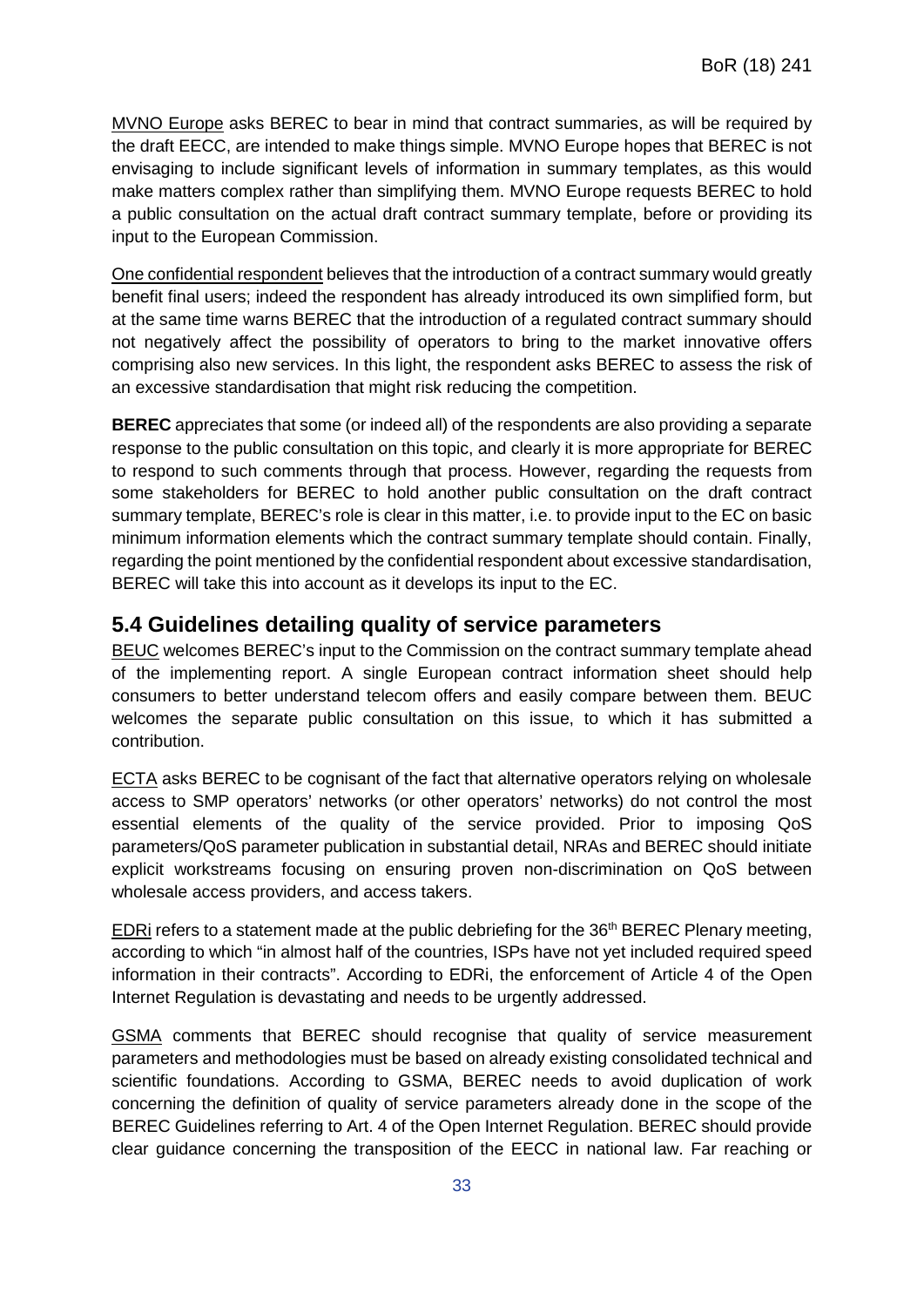MVNO Europe asks BEREC to bear in mind that contract summaries, as will be required by the draft EECC, are intended to make things simple. MVNO Europe hopes that BEREC is not envisaging to include significant levels of information in summary templates, as this would make matters complex rather than simplifying them. MVNO Europe requests BEREC to hold a public consultation on the actual draft contract summary template, before or providing its input to the European Commission.

One confidential respondent believes that the introduction of a contract summary would greatly benefit final users; indeed the respondent has already introduced its own simplified form, but at the same time warns BEREC that the introduction of a regulated contract summary should not negatively affect the possibility of operators to bring to the market innovative offers comprising also new services. In this light, the respondent asks BEREC to assess the risk of an excessive standardisation that might risk reducing the competition.

**BEREC** appreciates that some (or indeed all) of the respondents are also providing a separate response to the public consultation on this topic, and clearly it is more appropriate for BEREC to respond to such comments through that process. However, regarding the requests from some stakeholders for BEREC to hold another public consultation on the draft contract summary template, BEREC's role is clear in this matter, i.e. to provide input to the EC on basic minimum information elements which the contract summary template should contain. Finally, regarding the point mentioned by the confidential respondent about excessive standardisation, BEREC will take this into account as it develops its input to the EC.

## 5.4 Guidelines detailing quality of service parameters

BEUC welcomes BEREC's input to the Commission on the contract summary template ahead of the implementing report. A single European contract information sheet should help consumers to better understand telecom offers and easily compare between them. BEUC welcomes the separate public consultation on this issue, to which it has submitted a contribution.

ECTA asks BEREC to be cognisant of the fact that alternative operators relying on wholesale access to SMP operators' networks (or other operators' networks) do not control the most essential elements of the quality of the service provided. Prior to imposing QoS parameters/QoS parameter publication in substantial detail, NRAs and BEREC should initiate explicit workstreams focusing on ensuring proven non-discrimination on QoS between wholesale access providers, and access takers.

EDRi refers to a statement made at the public debriefing for the 36th BEREC Plenary meeting, according to which "in almost half of the countries, ISPs have not yet included required speed information in their contracts". According to EDRi, the enforcement of Article 4 of the Open Internet Regulation is devastating and needs to be urgently addressed.

GSMA comments that BEREC should recognise that quality of service measurement parameters and methodologies must be based on already existing consolidated technical and scientific foundations. According to GSMA, BEREC needs to avoid duplication of work concerning the definition of quality of service parameters already done in the scope of the BEREC Guidelines referring to Art. 4 of the Open Internet Regulation. BEREC should provide clear guidance concerning the transposition of the EECC in national law. Far reaching or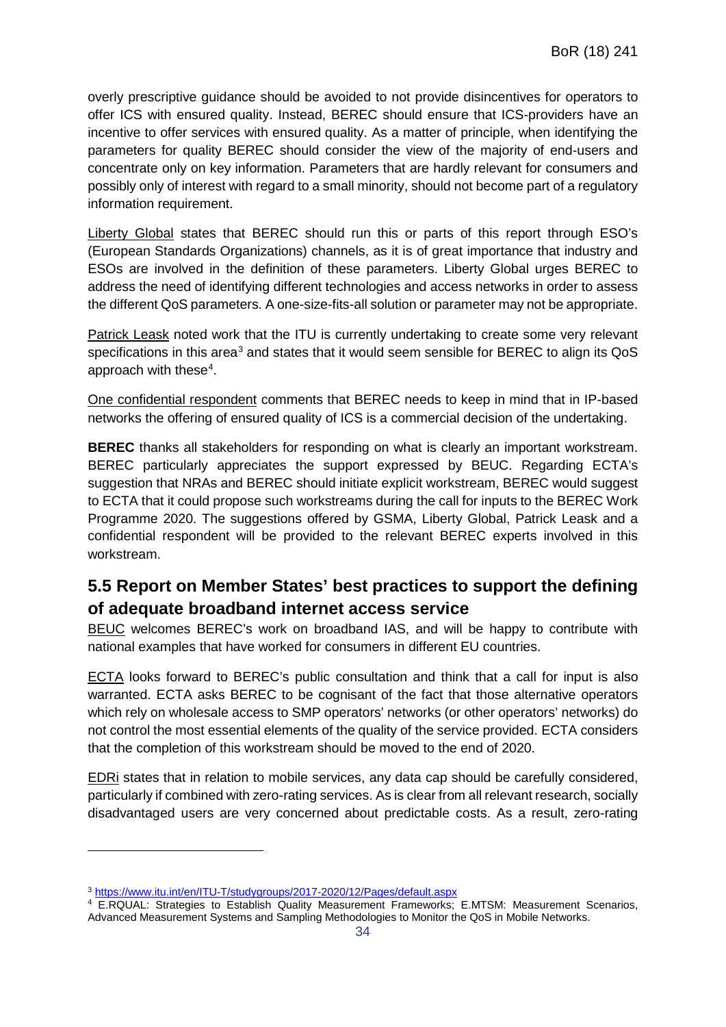overly prescriptive guidance should be avoided to not provide disincentives for operators to offer ICS with ensured quality. Instead, BEREC should ensure that ICS-providers have an incentive to offer services with ensured quality. As a matter of principle, when identifying the parameters for quality BEREC should consider the view of the majority of end-users and concentrate only on key information. Parameters that are hardly relevant for consumers and possibly only of interest with regard to a small minority, should not become part of a regulatory information requirement.

Liberty Global states that BEREC should run this or parts of this report through ESO's (European Standards Organizations) channels, as it is of great importance that industry and ESOs are involved in the definition of these parameters. Liberty Global urges BEREC to address the need of identifying different technologies and access networks in order to assess the different QoS parameters. A one-size-fits-all solution or parameter may not be appropriate.

Patrick Leask noted work that the ITU is currently undertaking to create some very relevant specifications in this area[3] and states that it would seem sensible for BEREC to align its QoS approach with these[4].

One confidential respondent comments that BEREC needs to keep in mind that in IP-based networks the offering of ensured quality of ICS is a commercial decision of the undertaking.

**BEREC** thanks all stakeholders for responding on what is clearly an important workstream. BEREC particularly appreciates the support expressed by BEUC. Regarding ECTA's suggestion that NRAs and BEREC should initiate explicit workstream, BEREC would suggest to ECTA that it could propose such workstreams during the call for inputs to the BEREC Work Programme 2020. The suggestions offered by GSMA, Liberty Global, Patrick Leask and a confidential respondent will be provided to the relevant BEREC experts involved in this workstream.

## 5.5 Report on Member States' best practices to support the defining of adequate broadband internet access service

BEUC welcomes BEREC's work on broadband IAS, and will be happy to contribute with national examples that have worked for consumers in different EU countries.

ECTA looks forward to BEREC's public consultation and think that a call for input is also warranted. ECTA asks BEREC to be cognisant of the fact that those alternative operators which rely on wholesale access to SMP operators' networks (or other operators' networks) do not control the most essential elements of the quality of the service provided. ECTA considers that the completion of this workstream should be moved to the end of 2020.

EDRi states that in relation to mobile services, any data cap should be carefully considered, particularly if combined with zero-rating services. As is clear from all relevant research, socially disadvantaged users are very concerned about predictable costs. As a result, zero-rating

---

[3] https://www.itu.int/en/ITU-T/studygroups/2017-2020/12/Pages/default.aspx

[4] E.RQUAL: Strategies to Establish Quality Measurement Frameworks; E.MTSM: Measurement Scenarios, Advanced Measurement Systems and Sampling Methodologies to Monitor the QoS in Mobile Networks.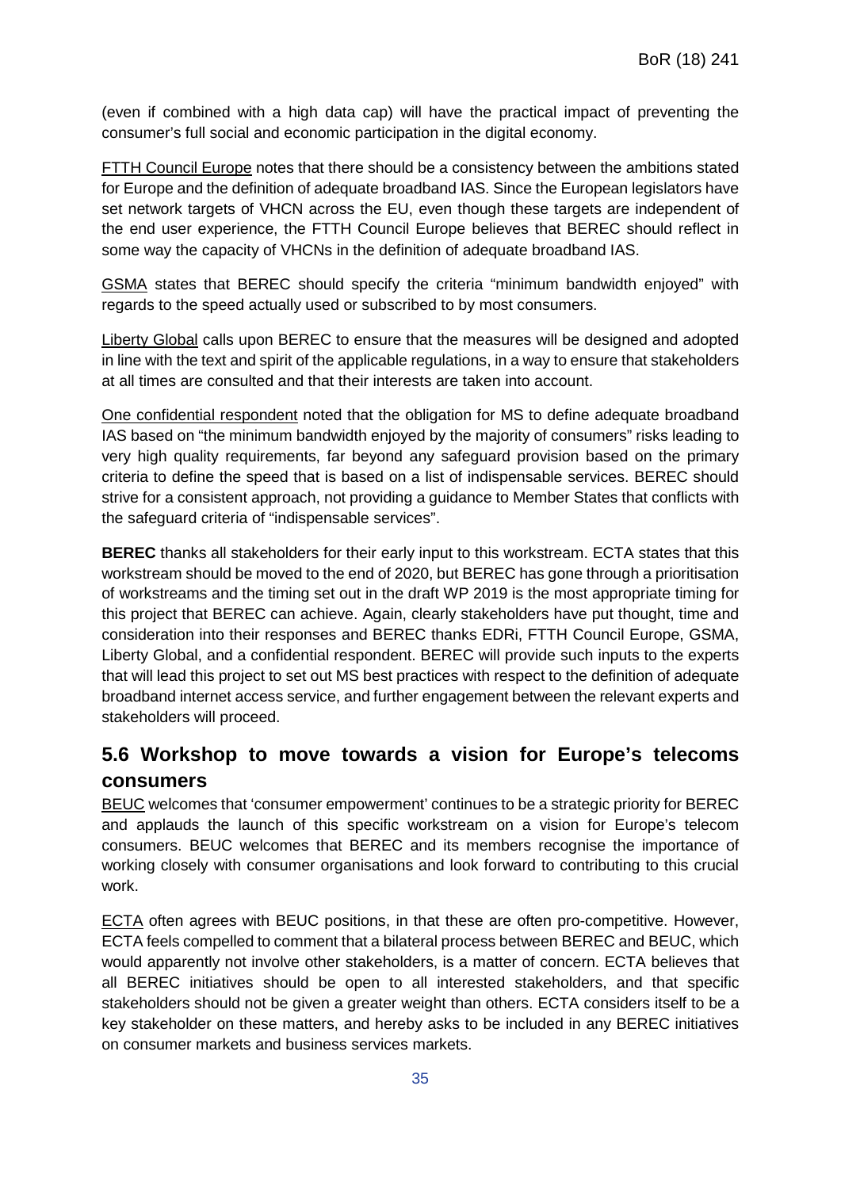(even if combined with a high data cap) will have the practical impact of preventing the consumer's full social and economic participation in the digital economy.

FTTH Council Europe notes that there should be a consistency between the ambitions stated for Europe and the definition of adequate broadband IAS. Since the European legislators have set network targets of VHCN across the EU, even though these targets are independent of the end user experience, the FTTH Council Europe believes that BEREC should reflect in some way the capacity of VHCNs in the definition of adequate broadband IAS.

GSMA states that BEREC should specify the criteria "minimum bandwidth enjoyed" with regards to the speed actually used or subscribed to by most consumers.

Liberty Global calls upon BEREC to ensure that the measures will be designed and adopted in line with the text and spirit of the applicable regulations, in a way to ensure that stakeholders at all times are consulted and that their interests are taken into account.

One confidential respondent noted that the obligation for MS to define adequate broadband IAS based on "the minimum bandwidth enjoyed by the majority of consumers" risks leading to very high quality requirements, far beyond any safeguard provision based on the primary criteria to define the speed that is based on a list of indispensable services. BEREC should strive for a consistent approach, not providing a guidance to Member States that conflicts with the safeguard criteria of "indispensable services".

**BEREC** thanks all stakeholders for their early input to this workstream. ECTA states that this workstream should be moved to the end of 2020, but BEREC has gone through a prioritisation of workstreams and the timing set out in the draft WP 2019 is the most appropriate timing for this project that BEREC can achieve. Again, clearly stakeholders have put thought, time and consideration into their responses and BEREC thanks EDRi, FTTH Council Europe, GSMA, Liberty Global, and a confidential respondent. BEREC will provide such inputs to the experts that will lead this project to set out MS best practices with respect to the definition of adequate broadband internet access service, and further engagement between the relevant experts and stakeholders will proceed.

## 5.6 Workshop to move towards a vision for Europe's telecoms consumers

BEUC welcomes that 'consumer empowerment' continues to be a strategic priority for BEREC and applauds the launch of this specific workstream on a vision for Europe's telecom consumers. BEUC welcomes that BEREC and its members recognise the importance of working closely with consumer organisations and look forward to contributing to this crucial work.

ECTA often agrees with BEUC positions, in that these are often pro-competitive. However, ECTA feels compelled to comment that a bilateral process between BEREC and BEUC, which would apparently not involve other stakeholders, is a matter of concern. ECTA believes that all BEREC initiatives should be open to all interested stakeholders, and that specific stakeholders should not be given a greater weight than others. ECTA considers itself to be a key stakeholder on these matters, and hereby asks to be included in any BEREC initiatives on consumer markets and business services markets.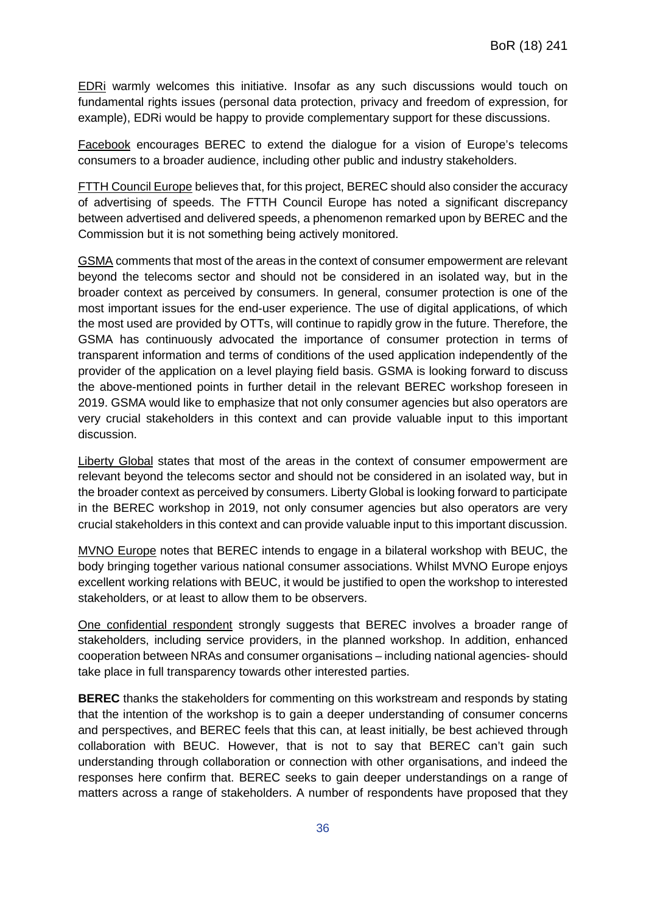EDRi warmly welcomes this initiative. Insofar as any such discussions would touch on fundamental rights issues (personal data protection, privacy and freedom of expression, for example), EDRi would be happy to provide complementary support for these discussions.

Facebook encourages BEREC to extend the dialogue for a vision of Europe's telecoms consumers to a broader audience, including other public and industry stakeholders.

FTTH Council Europe believes that, for this project, BEREC should also consider the accuracy of advertising of speeds. The FTTH Council Europe has noted a significant discrepancy between advertised and delivered speeds, a phenomenon remarked upon by BEREC and the Commission but it is not something being actively monitored.

GSMA comments that most of the areas in the context of consumer empowerment are relevant beyond the telecoms sector and should not be considered in an isolated way, but in the broader context as perceived by consumers. In general, consumer protection is one of the most important issues for the end-user experience. The use of digital applications, of which the most used are provided by OTTs, will continue to rapidly grow in the future. Therefore, the GSMA has continuously advocated the importance of consumer protection in terms of transparent information and terms of conditions of the used application independently of the provider of the application on a level playing field basis. GSMA is looking forward to discuss the above-mentioned points in further detail in the relevant BEREC workshop foreseen in 2019. GSMA would like to emphasize that not only consumer agencies but also operators are very crucial stakeholders in this context and can provide valuable input to this important discussion.

Liberty Global states that most of the areas in the context of consumer empowerment are relevant beyond the telecoms sector and should not be considered in an isolated way, but in the broader context as perceived by consumers. Liberty Global is looking forward to participate in the BEREC workshop in 2019, not only consumer agencies but also operators are very crucial stakeholders in this context and can provide valuable input to this important discussion.

MVNO Europe notes that BEREC intends to engage in a bilateral workshop with BEUC, the body bringing together various national consumer associations. Whilst MVNO Europe enjoys excellent working relations with BEUC, it would be justified to open the workshop to interested stakeholders, or at least to allow them to be observers.

One confidential respondent strongly suggests that BEREC involves a broader range of stakeholders, including service providers, in the planned workshop. In addition, enhanced cooperation between NRAs and consumer organisations – including national agencies- should take place in full transparency towards other interested parties.

**BEREC** thanks the stakeholders for commenting on this workstream and responds by stating that the intention of the workshop is to gain a deeper understanding of consumer concerns and perspectives, and BEREC feels that this can, at least initially, be best achieved through collaboration with BEUC. However, that is not to say that BEREC can't gain such understanding through collaboration or connection with other organisations, and indeed the responses here confirm that. BEREC seeks to gain deeper understandings on a range of matters across a range of stakeholders. A number of respondents have proposed that they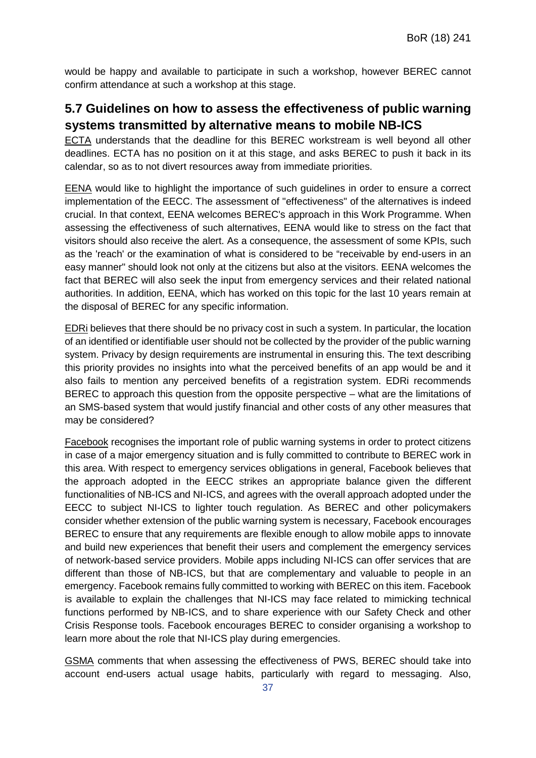would be happy and available to participate in such a workshop, however BEREC cannot confirm attendance at such a workshop at this stage.

## 5.7 Guidelines on how to assess the effectiveness of public warning systems transmitted by alternative means to mobile NB-ICS

ECTA understands that the deadline for this BEREC workstream is well beyond all other deadlines. ECTA has no position on it at this stage, and asks BEREC to push it back in its calendar, so as to not divert resources away from immediate priorities.

EENA would like to highlight the importance of such guidelines in order to ensure a correct implementation of the EECC. The assessment of "effectiveness" of the alternatives is indeed crucial. In that context, EENA welcomes BEREC's approach in this Work Programme. When assessing the effectiveness of such alternatives, EENA would like to stress on the fact that visitors should also receive the alert. As a consequence, the assessment of some KPIs, such as the 'reach' or the examination of what is considered to be "receivable by end-users in an easy manner" should look not only at the citizens but also at the visitors. EENA welcomes the fact that BEREC will also seek the input from emergency services and their related national authorities. In addition, EENA, which has worked on this topic for the last 10 years remain at the disposal of BEREC for any specific information.

EDRi believes that there should be no privacy cost in such a system. In particular, the location of an identified or identifiable user should not be collected by the provider of the public warning system. Privacy by design requirements are instrumental in ensuring this. The text describing this priority provides no insights into what the perceived benefits of an app would be and it also fails to mention any perceived benefits of a registration system. EDRi recommends BEREC to approach this question from the opposite perspective – what are the limitations of an SMS-based system that would justify financial and other costs of any other measures that may be considered?

Facebook recognises the important role of public warning systems in order to protect citizens in case of a major emergency situation and is fully committed to contribute to BEREC work in this area. With respect to emergency services obligations in general, Facebook believes that the approach adopted in the EECC strikes an appropriate balance given the different functionalities of NB-ICS and NI-ICS, and agrees with the overall approach adopted under the EECC to subject NI-ICS to lighter touch regulation. As BEREC and other policymakers consider whether extension of the public warning system is necessary, Facebook encourages BEREC to ensure that any requirements are flexible enough to allow mobile apps to innovate and build new experiences that benefit their users and complement the emergency services of network-based service providers. Mobile apps including NI-ICS can offer services that are different than those of NB-ICS, but that are complementary and valuable to people in an emergency. Facebook remains fully committed to working with BEREC on this item. Facebook is available to explain the challenges that NI-ICS may face related to mimicking technical functions performed by NB-ICS, and to share experience with our Safety Check and other Crisis Response tools. Facebook encourages BEREC to consider organising a workshop to learn more about the role that NI-ICS play during emergencies.

GSMA comments that when assessing the effectiveness of PWS, BEREC should take into account end-users actual usage habits, particularly with regard to messaging. Also,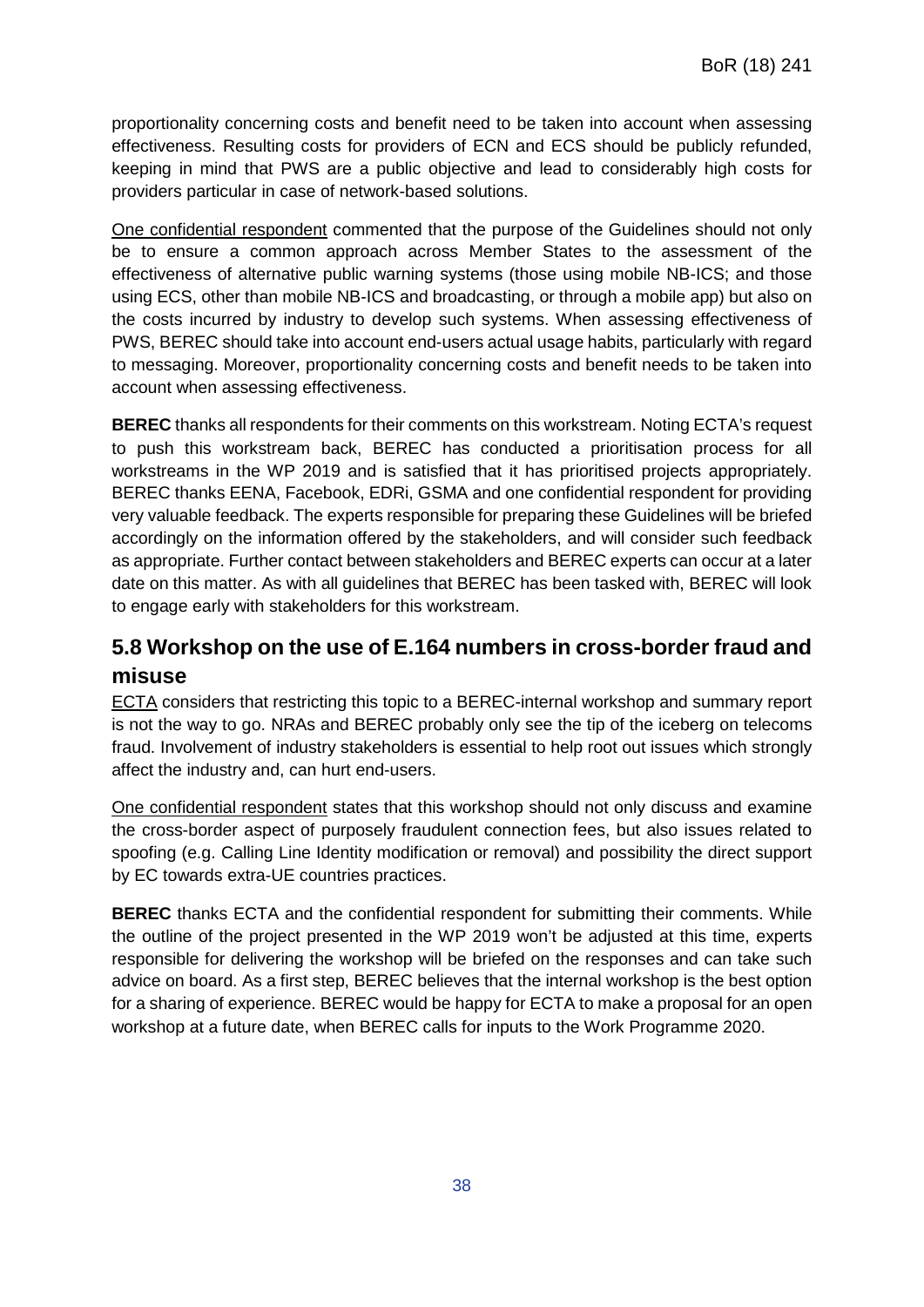proportionality concerning costs and benefit need to be taken into account when assessing effectiveness. Resulting costs for providers of ECN and ECS should be publicly refunded, keeping in mind that PWS are a public objective and lead to considerably high costs for providers particular in case of network-based solutions.

One confidential respondent commented that the purpose of the Guidelines should not only be to ensure a common approach across Member States to the assessment of the effectiveness of alternative public warning systems (those using mobile NB-ICS; and those using ECS, other than mobile NB-ICS and broadcasting, or through a mobile app) but also on the costs incurred by industry to develop such systems. When assessing effectiveness of PWS, BEREC should take into account end-users actual usage habits, particularly with regard to messaging. Moreover, proportionality concerning costs and benefit needs to be taken into account when assessing effectiveness.

**BEREC** thanks all respondents for their comments on this workstream. Noting ECTA's request to push this workstream back, BEREC has conducted a prioritisation process for all workstreams in the WP 2019 and is satisfied that it has prioritised projects appropriately. BEREC thanks EENA, Facebook, EDRi, GSMA and one confidential respondent for providing very valuable feedback. The experts responsible for preparing these Guidelines will be briefed accordingly on the information offered by the stakeholders, and will consider such feedback as appropriate. Further contact between stakeholders and BEREC experts can occur at a later date on this matter. As with all guidelines that BEREC has been tasked with, BEREC will look to engage early with stakeholders for this workstream.

## 5.8 Workshop on the use of E.164 numbers in cross-border fraud and misuse

ECTA considers that restricting this topic to a BEREC-internal workshop and summary report is not the way to go. NRAs and BEREC probably only see the tip of the iceberg on telecoms fraud. Involvement of industry stakeholders is essential to help root out issues which strongly affect the industry and, can hurt end-users.

One confidential respondent states that this workshop should not only discuss and examine the cross-border aspect of purposely fraudulent connection fees, but also issues related to spoofing (e.g. Calling Line Identity modification or removal) and possibility the direct support by EC towards extra-UE countries practices.

**BEREC** thanks ECTA and the confidential respondent for submitting their comments. While the outline of the project presented in the WP 2019 won't be adjusted at this time, experts responsible for delivering the workshop will be briefed on the responses and can take such advice on board. As a first step, BEREC believes that the internal workshop is the best option for a sharing of experience. BEREC would be happy for ECTA to make a proposal for an open workshop at a future date, when BEREC calls for inputs to the Work Programme 2020.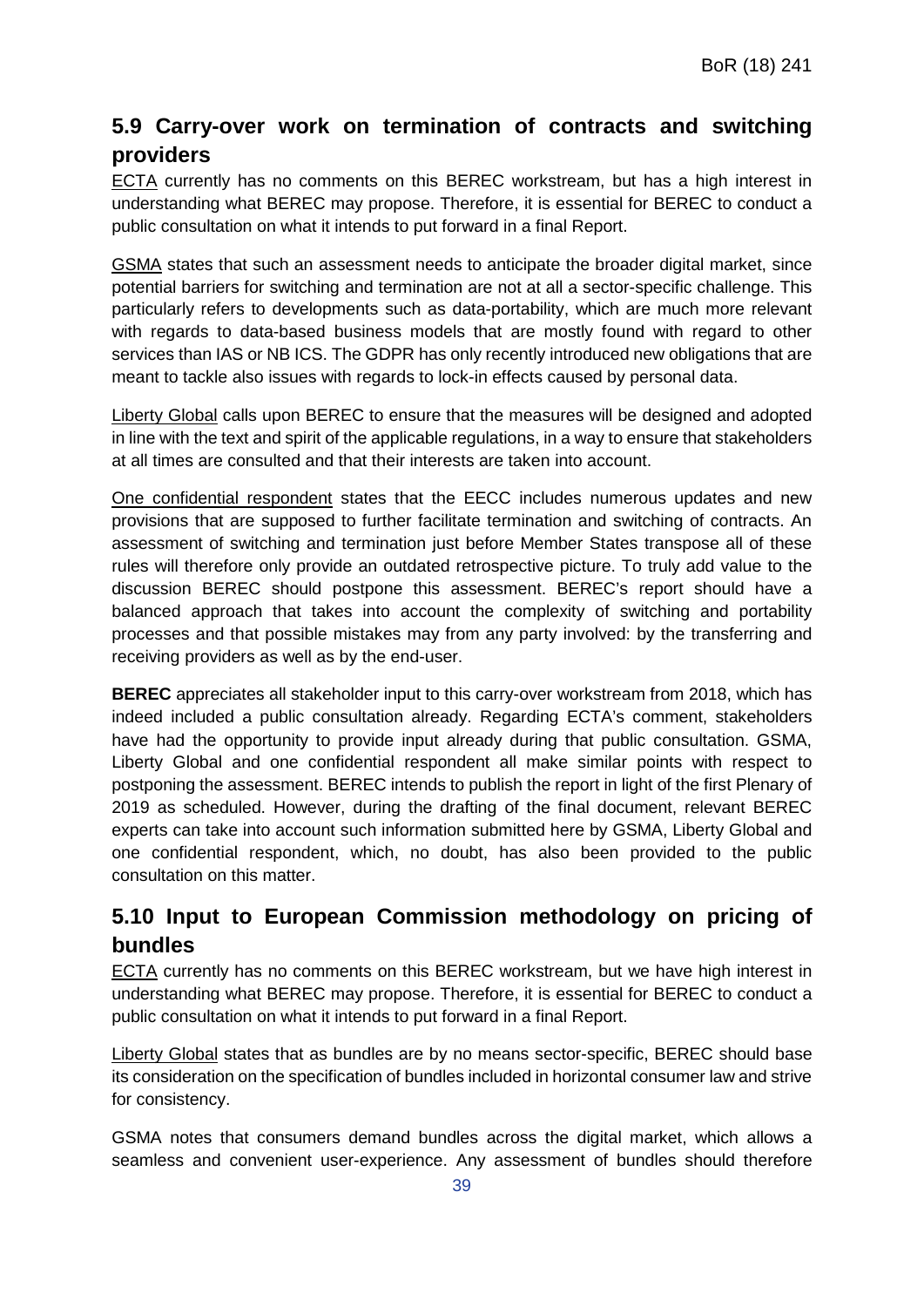## 5.9 Carry-over work on termination of contracts and switching providers

ECTA currently has no comments on this BEREC workstream, but has a high interest in understanding what BEREC may propose. Therefore, it is essential for BEREC to conduct a public consultation on what it intends to put forward in a final Report.

GSMA states that such an assessment needs to anticipate the broader digital market, since potential barriers for switching and termination are not at all a sector-specific challenge. This particularly refers to developments such as data-portability, which are much more relevant with regards to data-based business models that are mostly found with regard to other services than IAS or NB ICS. The GDPR has only recently introduced new obligations that are meant to tackle also issues with regards to lock-in effects caused by personal data.

Liberty Global calls upon BEREC to ensure that the measures will be designed and adopted in line with the text and spirit of the applicable regulations, in a way to ensure that stakeholders at all times are consulted and that their interests are taken into account.

One confidential respondent states that the EECC includes numerous updates and new provisions that are supposed to further facilitate termination and switching of contracts. An assessment of switching and termination just before Member States transpose all of these rules will therefore only provide an outdated retrospective picture. To truly add value to the discussion BEREC should postpone this assessment. BEREC's report should have a balanced approach that takes into account the complexity of switching and portability processes and that possible mistakes may from any party involved: by the transferring and receiving providers as well as by the end-user.

**BEREC** appreciates all stakeholder input to this carry-over workstream from 2018, which has indeed included a public consultation already. Regarding ECTA's comment, stakeholders have had the opportunity to provide input already during that public consultation. GSMA, Liberty Global and one confidential respondent all make similar points with respect to postponing the assessment. BEREC intends to publish the report in light of the first Plenary of 2019 as scheduled. However, during the drafting of the final document, relevant BEREC experts can take into account such information submitted here by GSMA, Liberty Global and one confidential respondent, which, no doubt, has also been provided to the public consultation on this matter.

## 5.10 Input to European Commission methodology on pricing of bundles

ECTA currently has no comments on this BEREC workstream, but we have high interest in understanding what BEREC may propose. Therefore, it is essential for BEREC to conduct a public consultation on what it intends to put forward in a final Report.

Liberty Global states that as bundles are by no means sector-specific, BEREC should base its consideration on the specification of bundles included in horizontal consumer law and strive for consistency.

GSMA notes that consumers demand bundles across the digital market, which allows a seamless and convenient user-experience. Any assessment of bundles should therefore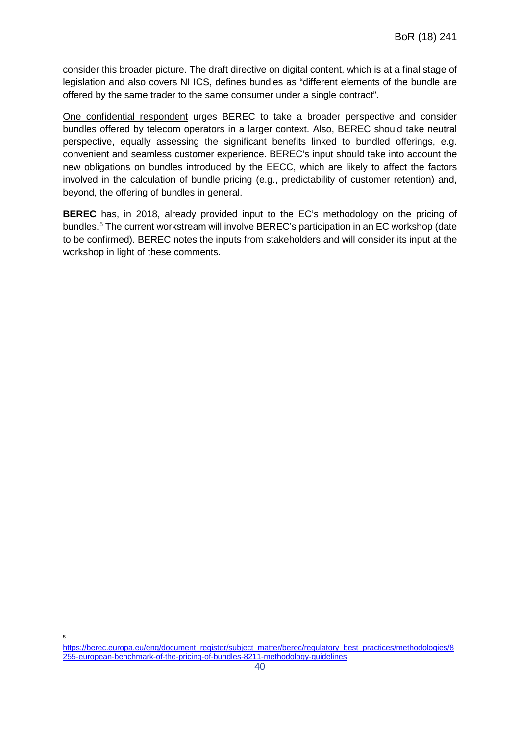consider this broader picture. The draft directive on digital content, which is at a final stage of legislation and also covers NI ICS, defines bundles as "different elements of the bundle are offered by the same trader to the same consumer under a single contract".

<u>One confidential respondent</u> urges BEREC to take a broader perspective and consider bundles offered by telecom operators in a larger context. Also, BEREC should take neutral perspective, equally assessing the significant benefits linked to bundled offerings, e.g. convenient and seamless customer experience. BEREC's input should take into account the new obligations on bundles introduced by the EECC, which are likely to affect the factors involved in the calculation of bundle pricing (e.g., predictability of customer retention) and, beyond, the offering of bundles in general.

**BEREC** has, in 2018, already provided input to the EC's methodology on the pricing of bundles.[5] The current workstream will involve BEREC's participation in an EC workshop (date to be confirmed). BEREC notes the inputs from stakeholders and will consider its input at the workshop in light of these comments.

---

[5] https://berec.europa.eu/eng/document_register/subject_matter/berec/regulatory_best_practices/methodologies/8255-european-benchmark-of-the-pricing-of-bundles-8211-methodology-guidelines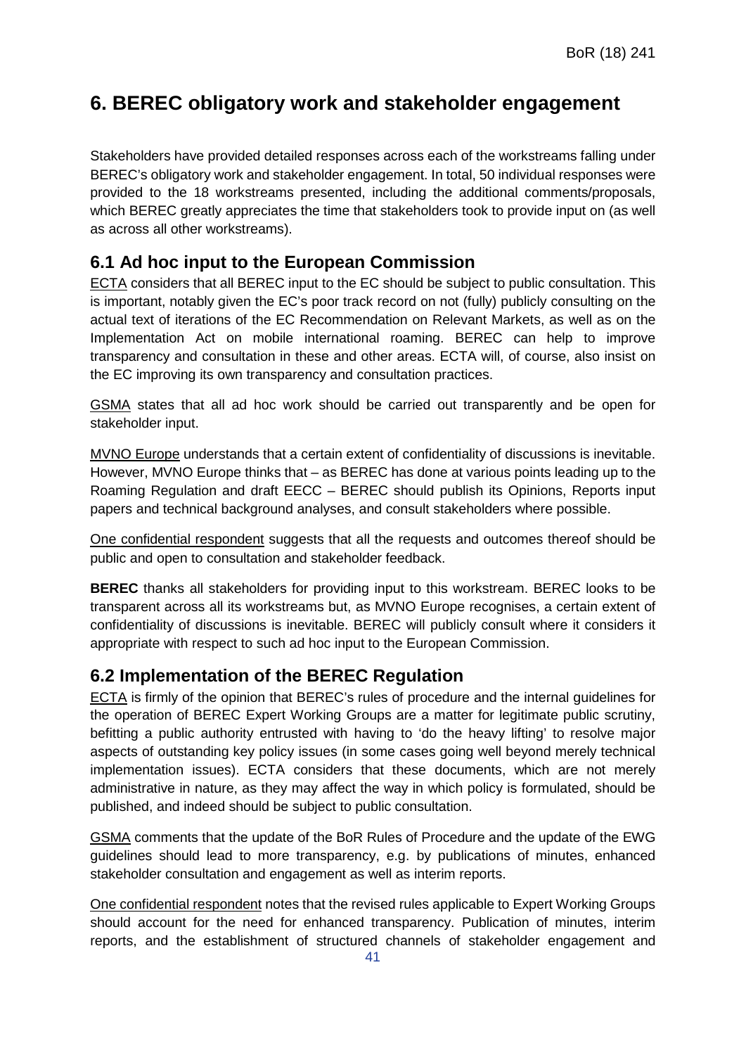# 6. BEREC obligatory work and stakeholder engagement

Stakeholders have provided detailed responses across each of the workstreams falling under BEREC's obligatory work and stakeholder engagement. In total, 50 individual responses were provided to the 18 workstreams presented, including the additional comments/proposals, which BEREC greatly appreciates the time that stakeholders took to provide input on (as well as across all other workstreams).

## 6.1 Ad hoc input to the European Commission

ECTA considers that all BEREC input to the EC should be subject to public consultation. This is important, notably given the EC's poor track record on not (fully) publicly consulting on the actual text of iterations of the EC Recommendation on Relevant Markets, as well as on the Implementation Act on mobile international roaming. BEREC can help to improve transparency and consultation in these and other areas. ECTA will, of course, also insist on the EC improving its own transparency and consultation practices.

GSMA states that all ad hoc work should be carried out transparently and be open for stakeholder input.

MVNO Europe understands that a certain extent of confidentiality of discussions is inevitable. However, MVNO Europe thinks that – as BEREC has done at various points leading up to the Roaming Regulation and draft EECC – BEREC should publish its Opinions, Reports input papers and technical background analyses, and consult stakeholders where possible.

One confidential respondent suggests that all the requests and outcomes thereof should be public and open to consultation and stakeholder feedback.

**BEREC** thanks all stakeholders for providing input to this workstream. BEREC looks to be transparent across all its workstreams but, as MVNO Europe recognises, a certain extent of confidentiality of discussions is inevitable. BEREC will publicly consult where it considers it appropriate with respect to such ad hoc input to the European Commission.

## 6.2 Implementation of the BEREC Regulation

ECTA is firmly of the opinion that BEREC's rules of procedure and the internal guidelines for the operation of BEREC Expert Working Groups are a matter for legitimate public scrutiny, befitting a public authority entrusted with having to 'do the heavy lifting' to resolve major aspects of outstanding key policy issues (in some cases going well beyond merely technical implementation issues). ECTA considers that these documents, which are not merely administrative in nature, as they may affect the way in which policy is formulated, should be published, and indeed should be subject to public consultation.

GSMA comments that the update of the BoR Rules of Procedure and the update of the EWG guidelines should lead to more transparency, e.g. by publications of minutes, enhanced stakeholder consultation and engagement as well as interim reports.

One confidential respondent notes that the revised rules applicable to Expert Working Groups should account for the need for enhanced transparency. Publication of minutes, interim reports, and the establishment of structured channels of stakeholder engagement and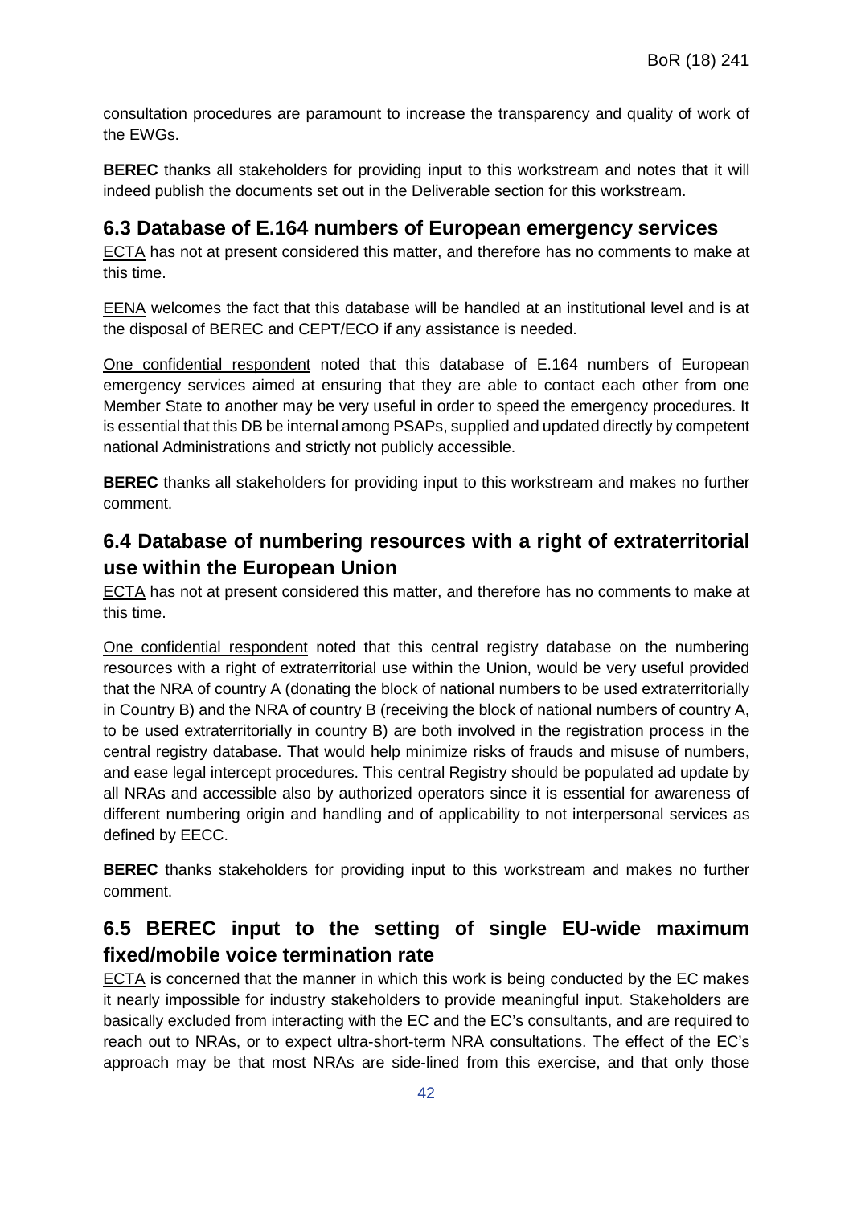consultation procedures are paramount to increase the transparency and quality of work of the EWGs.

**BEREC** thanks all stakeholders for providing input to this workstream and notes that it will indeed publish the documents set out in the Deliverable section for this workstream.

## 6.3 Database of E.164 numbers of European emergency services

ECTA has not at present considered this matter, and therefore has no comments to make at this time.

EENA welcomes the fact that this database will be handled at an institutional level and is at the disposal of BEREC and CEPT/ECO if any assistance is needed.

One confidential respondent noted that this database of E.164 numbers of European emergency services aimed at ensuring that they are able to contact each other from one Member State to another may be very useful in order to speed the emergency procedures. It is essential that this DB be internal among PSAPs, supplied and updated directly by competent national Administrations and strictly not publicly accessible.

**BEREC** thanks all stakeholders for providing input to this workstream and makes no further comment.

## 6.4 Database of numbering resources with a right of extraterritorial use within the European Union

ECTA has not at present considered this matter, and therefore has no comments to make at this time.

One confidential respondent noted that this central registry database on the numbering resources with a right of extraterritorial use within the Union, would be very useful provided that the NRA of country A (donating the block of national numbers to be used extraterritorially in Country B) and the NRA of country B (receiving the block of national numbers of country A, to be used extraterritorially in country B) are both involved in the registration process in the central registry database. That would help minimize risks of frauds and misuse of numbers, and ease legal intercept procedures. This central Registry should be populated ad update by all NRAs and accessible also by authorized operators since it is essential for awareness of different numbering origin and handling and of applicability to not interpersonal services as defined by EECC.

**BEREC** thanks stakeholders for providing input to this workstream and makes no further comment.

## 6.5 BEREC input to the setting of single EU-wide maximum fixed/mobile voice termination rate

ECTA is concerned that the manner in which this work is being conducted by the EC makes it nearly impossible for industry stakeholders to provide meaningful input. Stakeholders are basically excluded from interacting with the EC and the EC's consultants, and are required to reach out to NRAs, or to expect ultra-short-term NRA consultations. The effect of the EC's approach may be that most NRAs are side-lined from this exercise, and that only those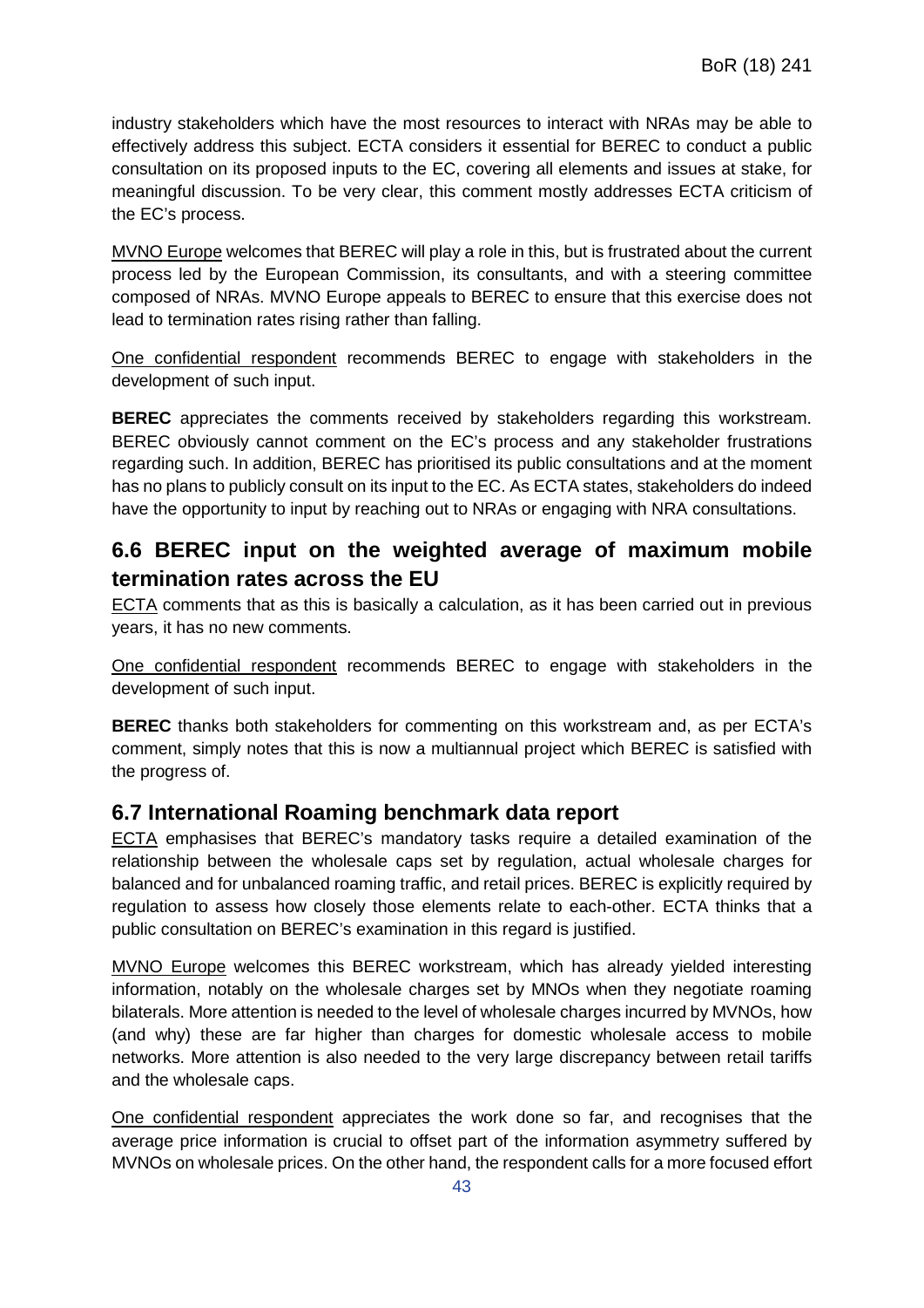industry stakeholders which have the most resources to interact with NRAs may be able to effectively address this subject. ECTA considers it essential for BEREC to conduct a public consultation on its proposed inputs to the EC, covering all elements and issues at stake, for meaningful discussion. To be very clear, this comment mostly addresses ECTA criticism of the EC's process.

MVNO Europe welcomes that BEREC will play a role in this, but is frustrated about the current process led by the European Commission, its consultants, and with a steering committee composed of NRAs. MVNO Europe appeals to BEREC to ensure that this exercise does not lead to termination rates rising rather than falling.

One confidential respondent recommends BEREC to engage with stakeholders in the development of such input.

**BEREC** appreciates the comments received by stakeholders regarding this workstream. BEREC obviously cannot comment on the EC's process and any stakeholder frustrations regarding such. In addition, BEREC has prioritised its public consultations and at the moment has no plans to publicly consult on its input to the EC. As ECTA states, stakeholders do indeed have the opportunity to input by reaching out to NRAs or engaging with NRA consultations.

## 6.6 BEREC input on the weighted average of maximum mobile termination rates across the EU

ECTA comments that as this is basically a calculation, as it has been carried out in previous years, it has no new comments.

One confidential respondent recommends BEREC to engage with stakeholders in the development of such input.

**BEREC** thanks both stakeholders for commenting on this workstream and, as per ECTA's comment, simply notes that this is now a multiannual project which BEREC is satisfied with the progress of.

## 6.7 International Roaming benchmark data report

ECTA emphasises that BEREC's mandatory tasks require a detailed examination of the relationship between the wholesale caps set by regulation, actual wholesale charges for balanced and for unbalanced roaming traffic, and retail prices. BEREC is explicitly required by regulation to assess how closely those elements relate to each-other. ECTA thinks that a public consultation on BEREC's examination in this regard is justified.

MVNO Europe welcomes this BEREC workstream, which has already yielded interesting information, notably on the wholesale charges set by MNOs when they negotiate roaming bilaterals. More attention is needed to the level of wholesale charges incurred by MVNOs, how (and why) these are far higher than charges for domestic wholesale access to mobile networks. More attention is also needed to the very large discrepancy between retail tariffs and the wholesale caps.

One confidential respondent appreciates the work done so far, and recognises that the average price information is crucial to offset part of the information asymmetry suffered by MVNOs on wholesale prices. On the other hand, the respondent calls for a more focused effort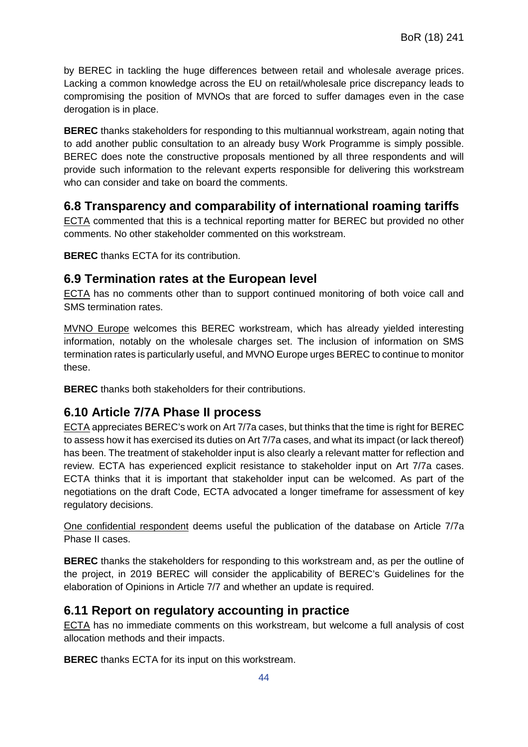by BEREC in tackling the huge differences between retail and wholesale average prices. Lacking a common knowledge across the EU on retail/wholesale price discrepancy leads to compromising the position of MVNOs that are forced to suffer damages even in the case derogation is in place.

**BEREC** thanks stakeholders for responding to this multiannual workstream, again noting that to add another public consultation to an already busy Work Programme is simply possible. BEREC does note the constructive proposals mentioned by all three respondents and will provide such information to the relevant experts responsible for delivering this workstream who can consider and take on board the comments.

## 6.8 Transparency and comparability of international roaming tariffs

ECTA commented that this is a technical reporting matter for BEREC but provided no other comments. No other stakeholder commented on this workstream.

**BEREC** thanks ECTA for its contribution.

## 6.9 Termination rates at the European level

ECTA has no comments other than to support continued monitoring of both voice call and SMS termination rates.

MVNO Europe welcomes this BEREC workstream, which has already yielded interesting information, notably on the wholesale charges set. The inclusion of information on SMS termination rates is particularly useful, and MVNO Europe urges BEREC to continue to monitor these.

**BEREC** thanks both stakeholders for their contributions.

## 6.10 Article 7/7A Phase II process

ECTA appreciates BEREC's work on Art 7/7a cases, but thinks that the time is right for BEREC to assess how it has exercised its duties on Art 7/7a cases, and what its impact (or lack thereof) has been. The treatment of stakeholder input is also clearly a relevant matter for reflection and review. ECTA has experienced explicit resistance to stakeholder input on Art 7/7a cases. ECTA thinks that it is important that stakeholder input can be welcomed. As part of the negotiations on the draft Code, ECTA advocated a longer timeframe for assessment of key regulatory decisions.

One confidential respondent deems useful the publication of the database on Article 7/7a Phase II cases.

**BEREC** thanks the stakeholders for responding to this workstream and, as per the outline of the project, in 2019 BEREC will consider the applicability of BEREC's Guidelines for the elaboration of Opinions in Article 7/7 and whether an update is required.

## 6.11 Report on regulatory accounting in practice

ECTA has no immediate comments on this workstream, but welcome a full analysis of cost allocation methods and their impacts.

**BEREC** thanks ECTA for its input on this workstream.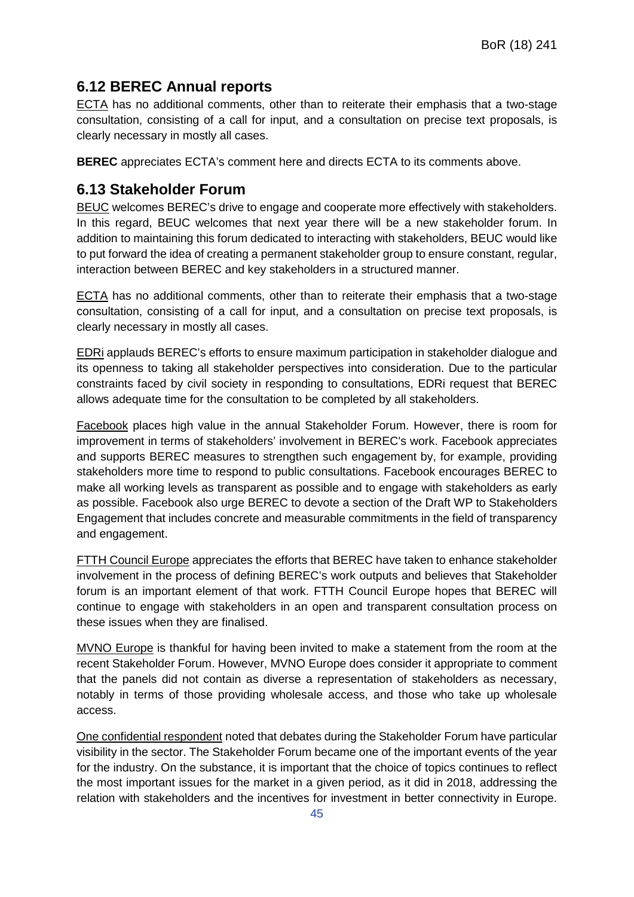## 6.12 BEREC Annual reports

ECTA has no additional comments, other than to reiterate their emphasis that a two-stage consultation, consisting of a call for input, and a consultation on precise text proposals, is clearly necessary in mostly all cases.

**BEREC** appreciates ECTA's comment here and directs ECTA to its comments above.

## 6.13 Stakeholder Forum

BEUC welcomes BEREC's drive to engage and cooperate more effectively with stakeholders. In this regard, BEUC welcomes that next year there will be a new stakeholder forum. In addition to maintaining this forum dedicated to interacting with stakeholders, BEUC would like to put forward the idea of creating a permanent stakeholder group to ensure constant, regular, interaction between BEREC and key stakeholders in a structured manner.

ECTA has no additional comments, other than to reiterate their emphasis that a two-stage consultation, consisting of a call for input, and a consultation on precise text proposals, is clearly necessary in mostly all cases.

EDRi applauds BEREC's efforts to ensure maximum participation in stakeholder dialogue and its openness to taking all stakeholder perspectives into consideration. Due to the particular constraints faced by civil society in responding to consultations, EDRi request that BEREC allows adequate time for the consultation to be completed by all stakeholders.

Facebook places high value in the annual Stakeholder Forum. However, there is room for improvement in terms of stakeholders' involvement in BEREC's work. Facebook appreciates and supports BEREC measures to strengthen such engagement by, for example, providing stakeholders more time to respond to public consultations. Facebook encourages BEREC to make all working levels as transparent as possible and to engage with stakeholders as early as possible. Facebook also urge BEREC to devote a section of the Draft WP to Stakeholders Engagement that includes concrete and measurable commitments in the field of transparency and engagement.

FTTH Council Europe appreciates the efforts that BEREC have taken to enhance stakeholder involvement in the process of defining BEREC's work outputs and believes that Stakeholder forum is an important element of that work. FTTH Council Europe hopes that BEREC will continue to engage with stakeholders in an open and transparent consultation process on these issues when they are finalised.

MVNO Europe is thankful for having been invited to make a statement from the room at the recent Stakeholder Forum. However, MVNO Europe does consider it appropriate to comment that the panels did not contain as diverse a representation of stakeholders as necessary, notably in terms of those providing wholesale access, and those who take up wholesale access.

One confidential respondent noted that debates during the Stakeholder Forum have particular visibility in the sector. The Stakeholder Forum became one of the important events of the year for the industry. On the substance, it is important that the choice of topics continues to reflect the most important issues for the market in a given period, as it did in 2018, addressing the relation with stakeholders and the incentives for investment in better connectivity in Europe.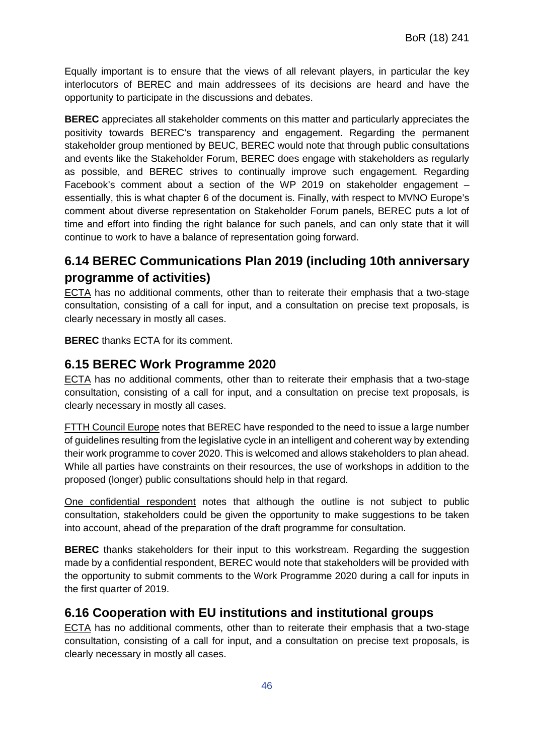Equally important is to ensure that the views of all relevant players, in particular the key interlocutors of BEREC and main addressees of its decisions are heard and have the opportunity to participate in the discussions and debates.

**BEREC** appreciates all stakeholder comments on this matter and particularly appreciates the positivity towards BEREC's transparency and engagement. Regarding the permanent stakeholder group mentioned by BEUC, BEREC would note that through public consultations and events like the Stakeholder Forum, BEREC does engage with stakeholders as regularly as possible, and BEREC strives to continually improve such engagement. Regarding Facebook's comment about a section of the WP 2019 on stakeholder engagement – essentially, this is what chapter 6 of the document is. Finally, with respect to MVNO Europe's comment about diverse representation on Stakeholder Forum panels, BEREC puts a lot of time and effort into finding the right balance for such panels, and can only state that it will continue to work to have a balance of representation going forward.

## 6.14 BEREC Communications Plan 2019 (including 10th anniversary programme of activities)

ECTA has no additional comments, other than to reiterate their emphasis that a two-stage consultation, consisting of a call for input, and a consultation on precise text proposals, is clearly necessary in mostly all cases.

**BEREC** thanks ECTA for its comment.

## 6.15 BEREC Work Programme 2020

ECTA has no additional comments, other than to reiterate their emphasis that a two-stage consultation, consisting of a call for input, and a consultation on precise text proposals, is clearly necessary in mostly all cases.

FTTH Council Europe notes that BEREC have responded to the need to issue a large number of guidelines resulting from the legislative cycle in an intelligent and coherent way by extending their work programme to cover 2020. This is welcomed and allows stakeholders to plan ahead. While all parties have constraints on their resources, the use of workshops in addition to the proposed (longer) public consultations should help in that regard.

One confidential respondent notes that although the outline is not subject to public consultation, stakeholders could be given the opportunity to make suggestions to be taken into account, ahead of the preparation of the draft programme for consultation.

**BEREC** thanks stakeholders for their input to this workstream. Regarding the suggestion made by a confidential respondent, BEREC would note that stakeholders will be provided with the opportunity to submit comments to the Work Programme 2020 during a call for inputs in the first quarter of 2019.

## 6.16 Cooperation with EU institutions and institutional groups

ECTA has no additional comments, other than to reiterate their emphasis that a two-stage consultation, consisting of a call for input, and a consultation on precise text proposals, is clearly necessary in mostly all cases.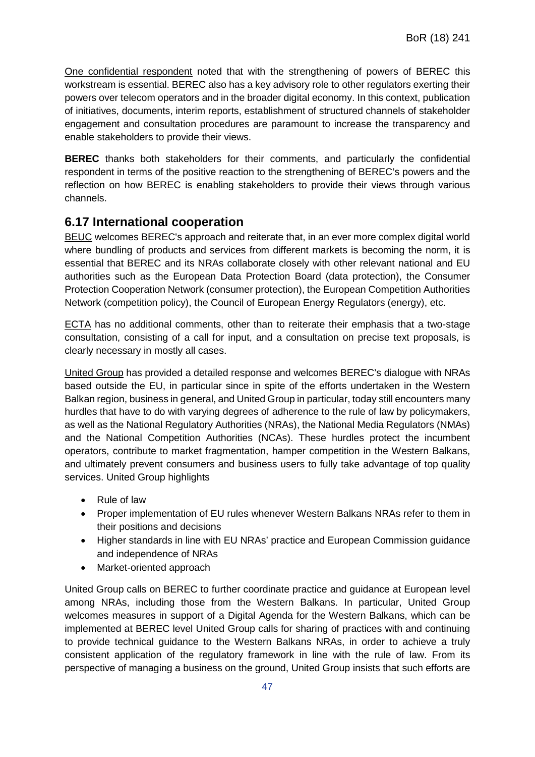One confidential respondent noted that with the strengthening of powers of BEREC this workstream is essential. BEREC also has a key advisory role to other regulators exerting their powers over telecom operators and in the broader digital economy. In this context, publication of initiatives, documents, interim reports, establishment of structured channels of stakeholder engagement and consultation procedures are paramount to increase the transparency and enable stakeholders to provide their views.

**BEREC** thanks both stakeholders for their comments, and particularly the confidential respondent in terms of the positive reaction to the strengthening of BEREC's powers and the reflection on how BEREC is enabling stakeholders to provide their views through various channels.

## 6.17 International cooperation

BEUC welcomes BEREC's approach and reiterate that, in an ever more complex digital world where bundling of products and services from different markets is becoming the norm, it is essential that BEREC and its NRAs collaborate closely with other relevant national and EU authorities such as the European Data Protection Board (data protection), the Consumer Protection Cooperation Network (consumer protection), the European Competition Authorities Network (competition policy), the Council of European Energy Regulators (energy), etc.

ECTA has no additional comments, other than to reiterate their emphasis that a two-stage consultation, consisting of a call for input, and a consultation on precise text proposals, is clearly necessary in mostly all cases.

United Group has provided a detailed response and welcomes BEREC's dialogue with NRAs based outside the EU, in particular since in spite of the efforts undertaken in the Western Balkan region, business in general, and United Group in particular, today still encounters many hurdles that have to do with varying degrees of adherence to the rule of law by policymakers, as well as the National Regulatory Authorities (NRAs), the National Media Regulators (NMAs) and the National Competition Authorities (NCAs). These hurdles protect the incumbent operators, contribute to market fragmentation, hamper competition in the Western Balkans, and ultimately prevent consumers and business users to fully take advantage of top quality services. United Group highlights

- Rule of law
- Proper implementation of EU rules whenever Western Balkans NRAs refer to them in their positions and decisions
- Higher standards in line with EU NRAs' practice and European Commission guidance and independence of NRAs
- Market-oriented approach

United Group calls on BEREC to further coordinate practice and guidance at European level among NRAs, including those from the Western Balkans. In particular, United Group welcomes measures in support of a Digital Agenda for the Western Balkans, which can be implemented at BEREC level United Group calls for sharing of practices with and continuing to provide technical guidance to the Western Balkans NRAs, in order to achieve a truly consistent application of the regulatory framework in line with the rule of law. From its perspective of managing a business on the ground, United Group insists that such efforts are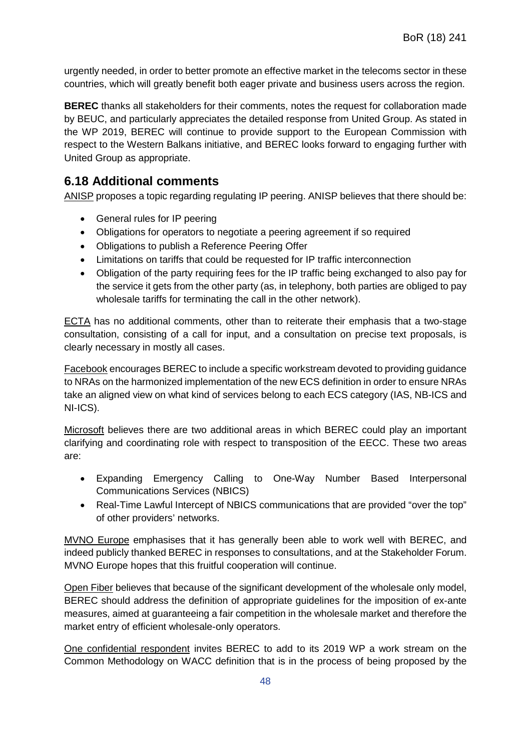urgently needed, in order to better promote an effective market in the telecoms sector in these countries, which will greatly benefit both eager private and business users across the region.

**BEREC** thanks all stakeholders for their comments, notes the request for collaboration made by BEUC, and particularly appreciates the detailed response from United Group. As stated in the WP 2019, BEREC will continue to provide support to the European Commission with respect to the Western Balkans initiative, and BEREC looks forward to engaging further with United Group as appropriate.

## 6.18 Additional comments

ANISP proposes a topic regarding regulating IP peering. ANISP believes that there should be:

- General rules for IP peering
- Obligations for operators to negotiate a peering agreement if so required
- Obligations to publish a Reference Peering Offer
- Limitations on tariffs that could be requested for IP traffic interconnection
- Obligation of the party requiring fees for the IP traffic being exchanged to also pay for the service it gets from the other party (as, in telephony, both parties are obliged to pay wholesale tariffs for terminating the call in the other network).

ECTA has no additional comments, other than to reiterate their emphasis that a two-stage consultation, consisting of a call for input, and a consultation on precise text proposals, is clearly necessary in mostly all cases.

Facebook encourages BEREC to include a specific workstream devoted to providing guidance to NRAs on the harmonized implementation of the new ECS definition in order to ensure NRAs take an aligned view on what kind of services belong to each ECS category (IAS, NB-ICS and NI-ICS).

Microsoft believes there are two additional areas in which BEREC could play an important clarifying and coordinating role with respect to transposition of the EECC. These two areas are:

- Expanding Emergency Calling to One-Way Number Based Interpersonal Communications Services (NBICS)
- Real-Time Lawful Intercept of NBICS communications that are provided "over the top" of other providers' networks.

MVNO Europe emphasises that it has generally been able to work well with BEREC, and indeed publicly thanked BEREC in responses to consultations, and at the Stakeholder Forum. MVNO Europe hopes that this fruitful cooperation will continue.

Open Fiber believes that because of the significant development of the wholesale only model, BEREC should address the definition of appropriate guidelines for the imposition of ex-ante measures, aimed at guaranteeing a fair competition in the wholesale market and therefore the market entry of efficient wholesale-only operators.

One confidential respondent invites BEREC to add to its 2019 WP a work stream on the Common Methodology on WACC definition that is in the process of being proposed by the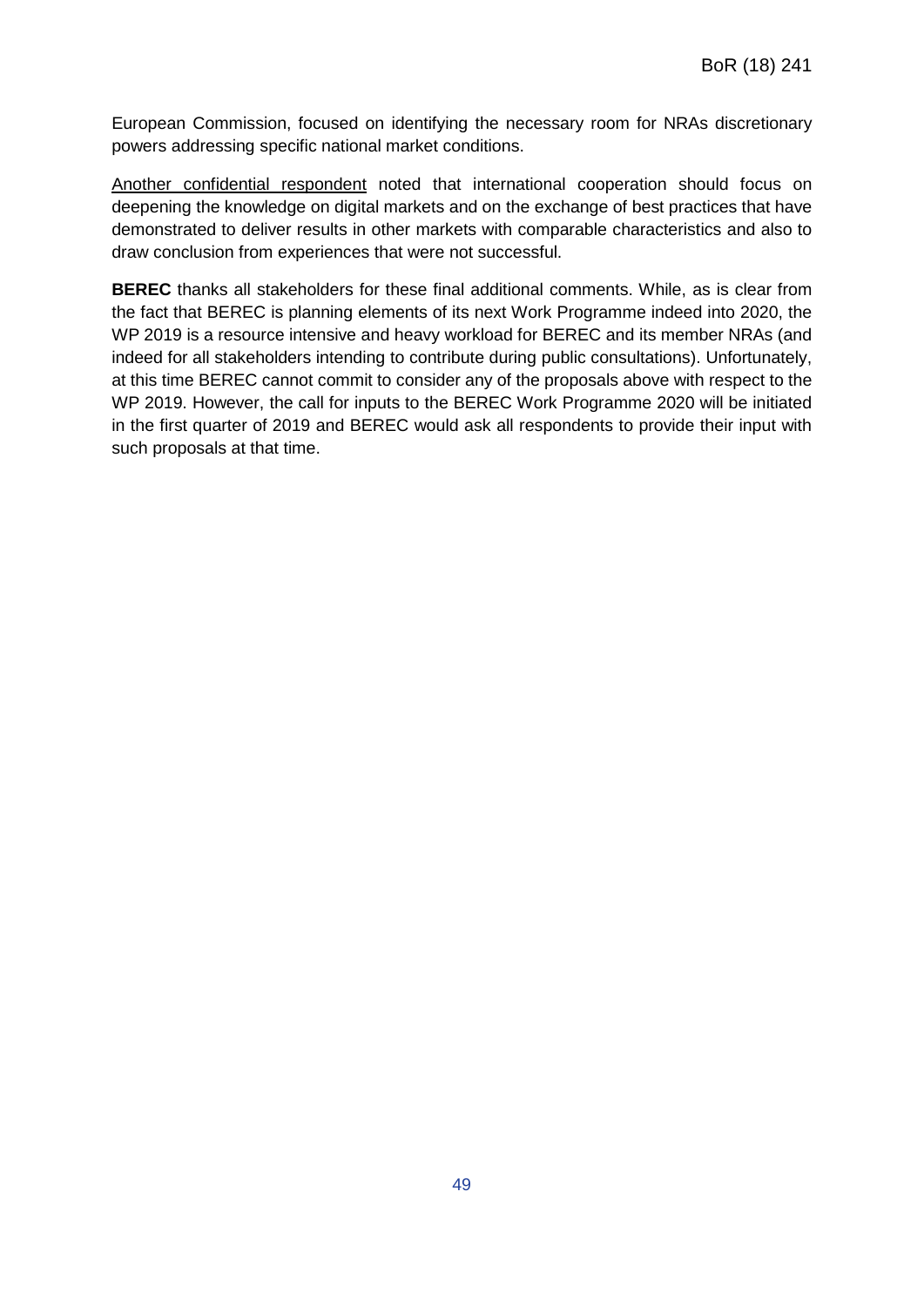European Commission, focused on identifying the necessary room for NRAs discretionary powers addressing specific national market conditions.

Another confidential respondent noted that international cooperation should focus on deepening the knowledge on digital markets and on the exchange of best practices that have demonstrated to deliver results in other markets with comparable characteristics and also to draw conclusion from experiences that were not successful.

**BEREC** thanks all stakeholders for these final additional comments. While, as is clear from the fact that BEREC is planning elements of its next Work Programme indeed into 2020, the WP 2019 is a resource intensive and heavy workload for BEREC and its member NRAs (and indeed for all stakeholders intending to contribute during public consultations). Unfortunately, at this time BEREC cannot commit to consider any of the proposals above with respect to the WP 2019. However, the call for inputs to the BEREC Work Programme 2020 will be initiated in the first quarter of 2019 and BEREC would ask all respondents to provide their input with such proposals at that time.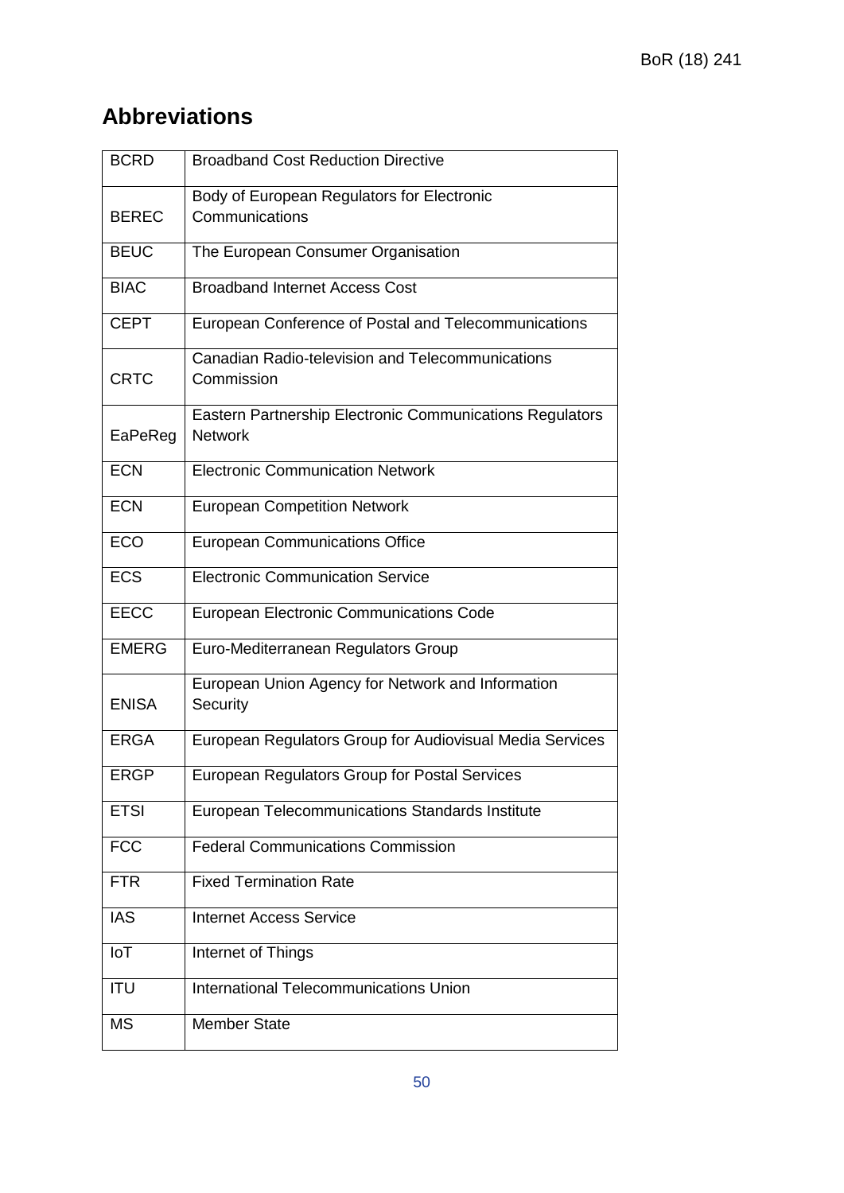## Abbreviations

| | |
|---|---|
| BCRD | Broadband Cost Reduction Directive |
| BEREC | Body of European Regulators for Electronic Communications |
| BEUC | The European Consumer Organisation |
| BIAC | Broadband Internet Access Cost |
| CEPT | European Conference of Postal and Telecommunications |
| CRTC | Canadian Radio-television and Telecommunications Commission |
| EaPeReg | Eastern Partnership Electronic Communications Regulators Network |
| ECN | Electronic Communication Network |
| ECN | European Competition Network |
| ECO | European Communications Office |
| ECS | Electronic Communication Service |
| EECC | European Electronic Communications Code |
| EMERG | Euro-Mediterranean Regulators Group |
| ENISA | European Union Agency for Network and Information Security |
| ERGA | European Regulators Group for Audiovisual Media Services |
| ERGP | European Regulators Group for Postal Services |
| ETSI | European Telecommunications Standards Institute |
| FCC | Federal Communications Commission |
| FTR | Fixed Termination Rate |
| IAS | Internet Access Service |
| IoT | Internet of Things |
| ITU | International Telecommunications Union |
| MS | Member State |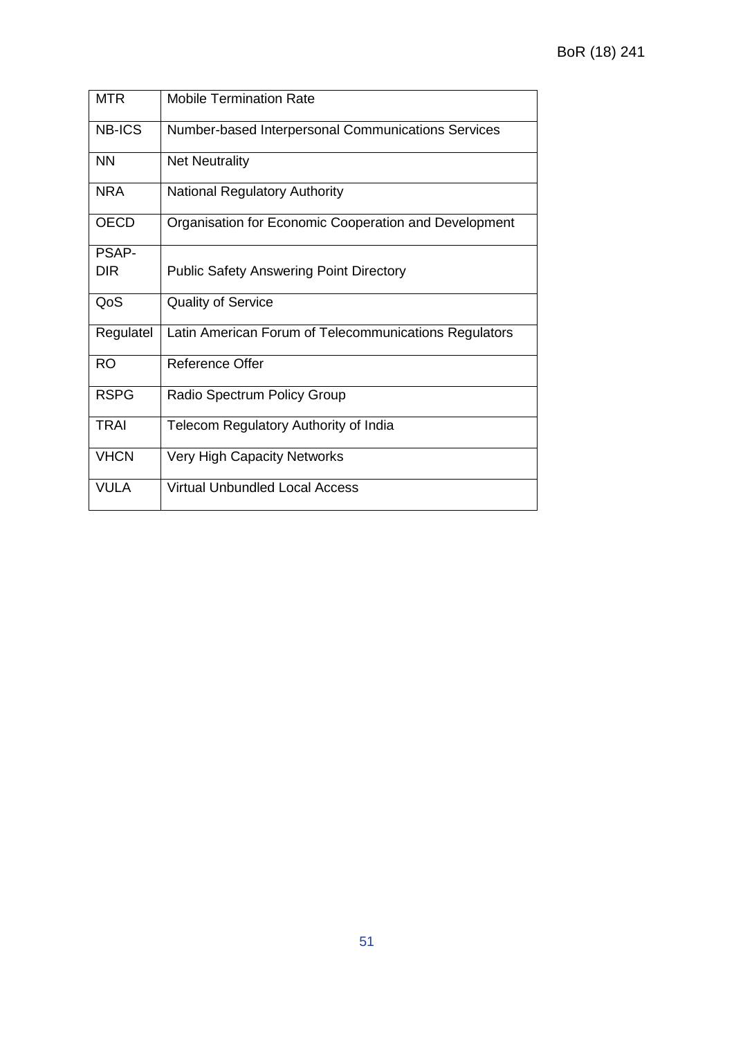| | |
|---|---|
| MTR | Mobile Termination Rate |
| NB-ICS | Number-based Interpersonal Communications Services |
| NN | Net Neutrality |
| NRA | National Regulatory Authority |
| OECD | Organisation for Economic Cooperation and Development |
| PSAP-DIR | Public Safety Answering Point Directory |
| QoS | Quality of Service |
| Regulatel | Latin American Forum of Telecommunications Regulators |
| RO | Reference Offer |
| RSPG | Radio Spectrum Policy Group |
| TRAI | Telecom Regulatory Authority of India |
| VHCN | Very High Capacity Networks |
| VULA | Virtual Unbundled Local Access |